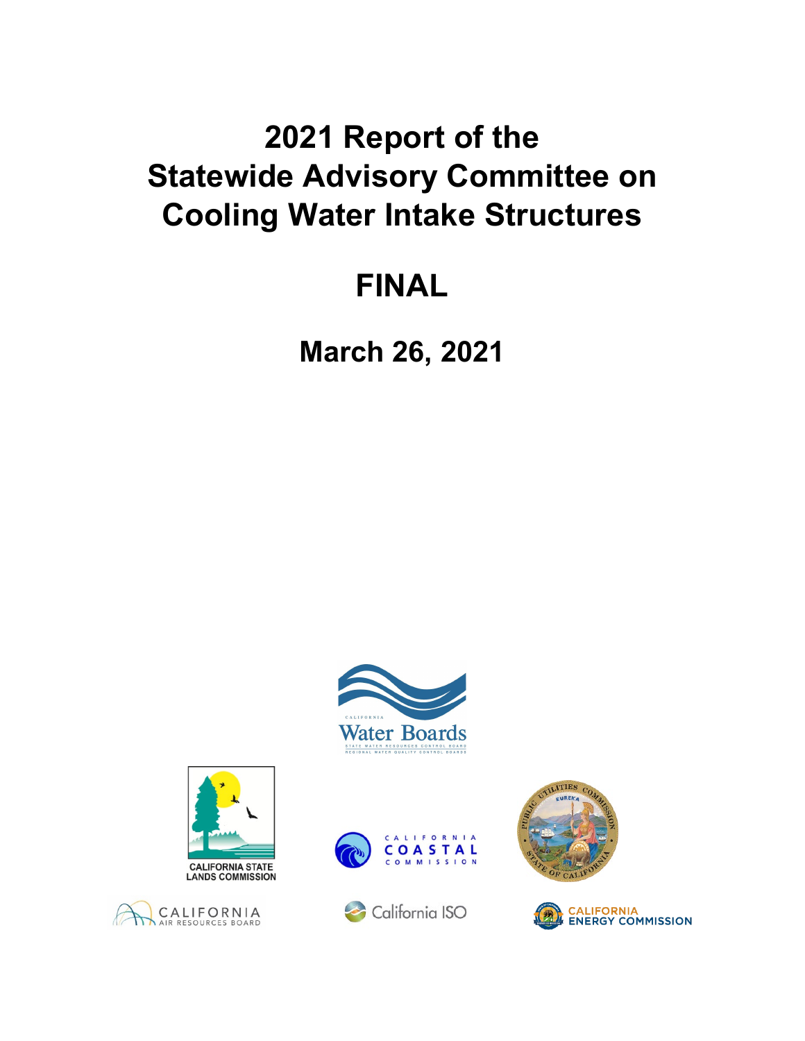# 2021 Report of the Statewide Advisory Committee on Cooling Water Intake Structures

## FINAL

## March 26, 2021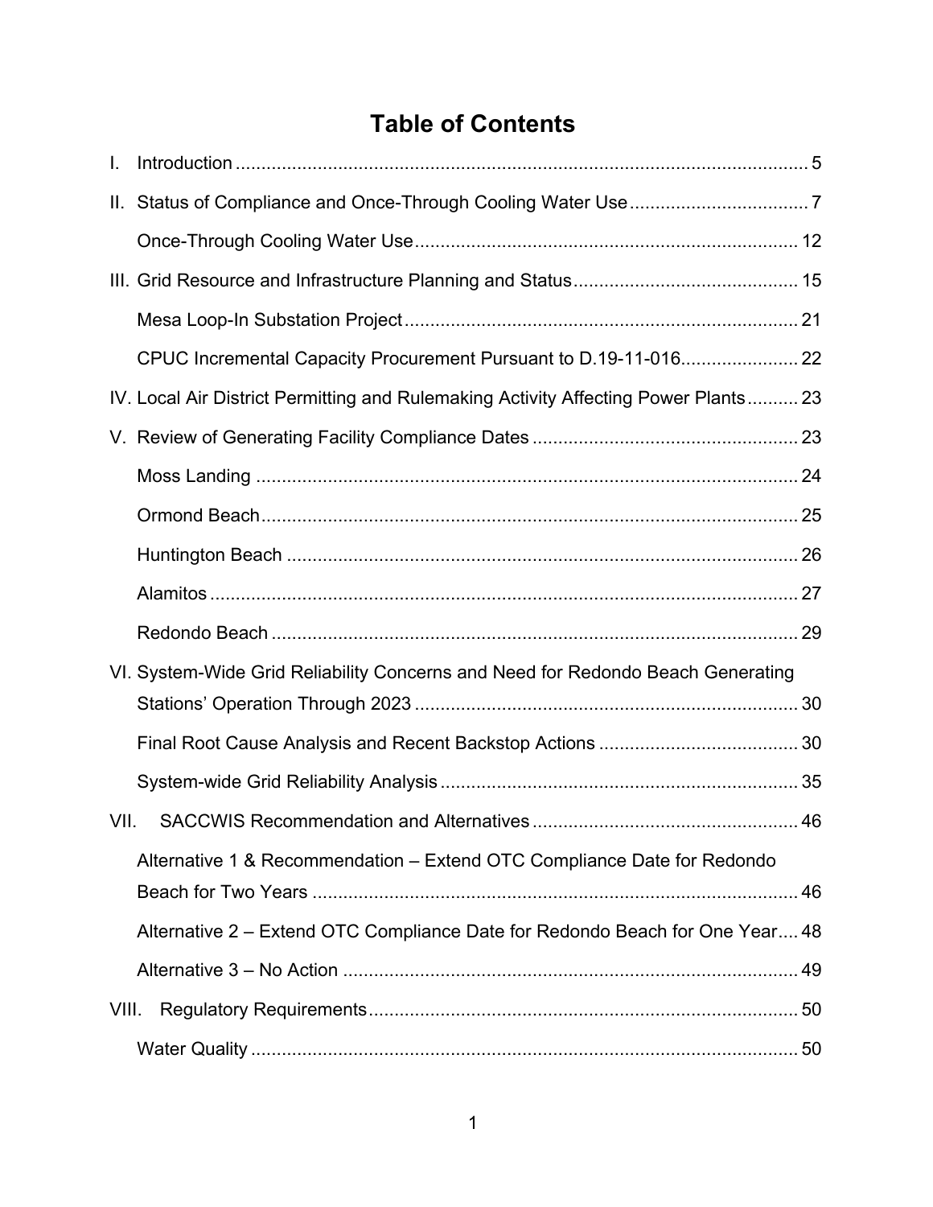# Table of Contents

I. Introduction ... 5

II. Status of Compliance and Once-Through Cooling Water Use ... 7

- Once-Through Cooling Water Use ... 12

III. Grid Resource and Infrastructure Planning and Status ... 15

- Mesa Loop-In Substation Project ... 21
- CPUC Incremental Capacity Procurement Pursuant to D.19-11-016 ... 22

IV. Local Air District Permitting and Rulemaking Activity Affecting Power Plants ... 23

V. Review of Generating Facility Compliance Dates ... 23

- Moss Landing ... 24
- Ormond Beach ... 25
- Huntington Beach ... 26
- Alamitos ... 27
- Redondo Beach ... 29

VI. System-Wide Grid Reliability Concerns and Need for Redondo Beach Generating Stations' Operation Through 2023 ... 30

- Final Root Cause Analysis and Recent Backstop Actions ... 30
- System-wide Grid Reliability Analysis ... 35

VII. SACCWIS Recommendation and Alternatives ... 46

- Alternative 1 & Recommendation – Extend OTC Compliance Date for Redondo Beach for Two Years ... 46
- Alternative 2 – Extend OTC Compliance Date for Redondo Beach for One Year ... 48
- Alternative 3 – No Action ... 49

VIII. Regulatory Requirements ... 50

- Water Quality ... 50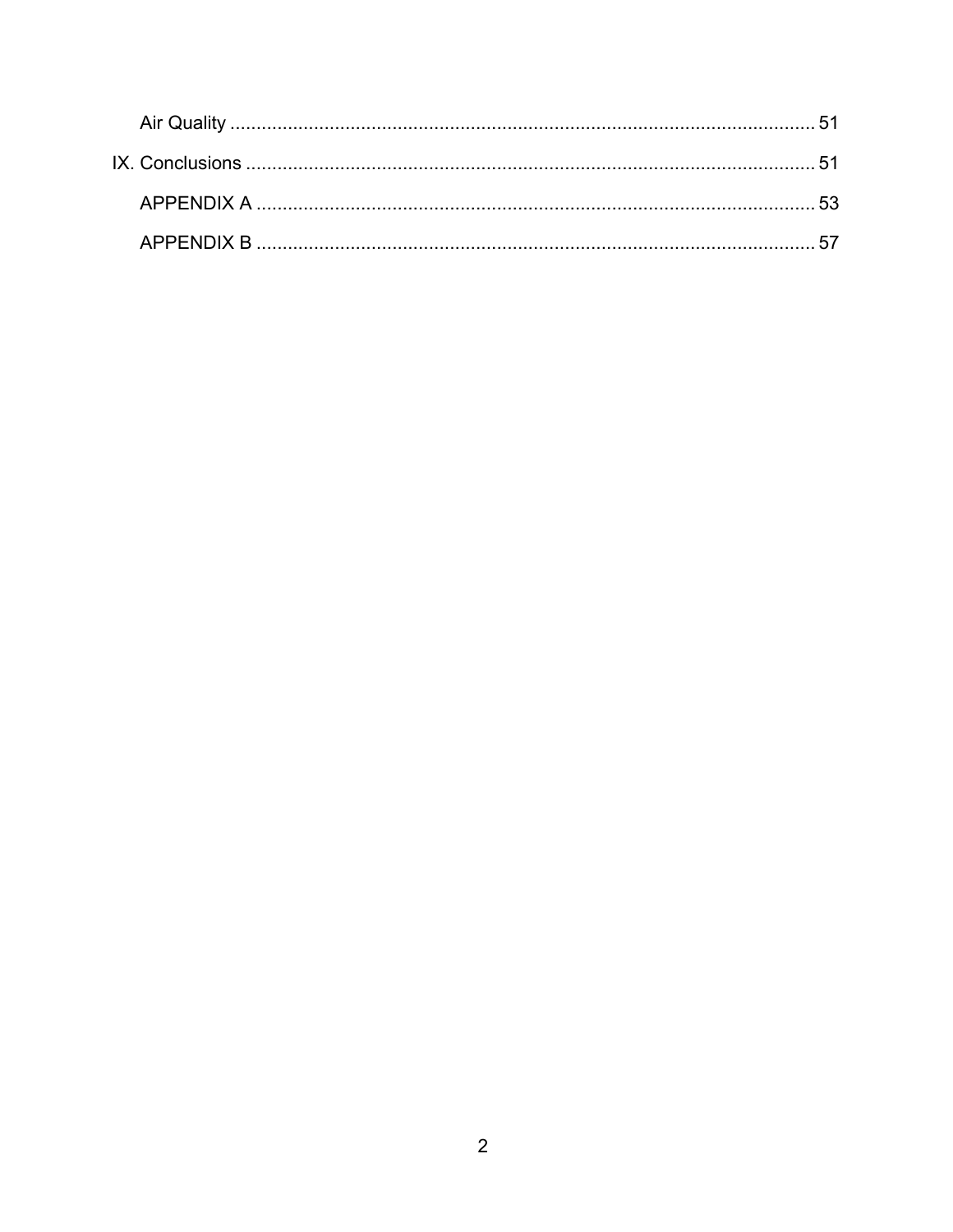Air Quality ............................................................................................................ 51

IX. Conclusions ........................................................................................................ 51

APPENDIX A ...................................................................................................... 53

APPENDIX B ...................................................................................................... 57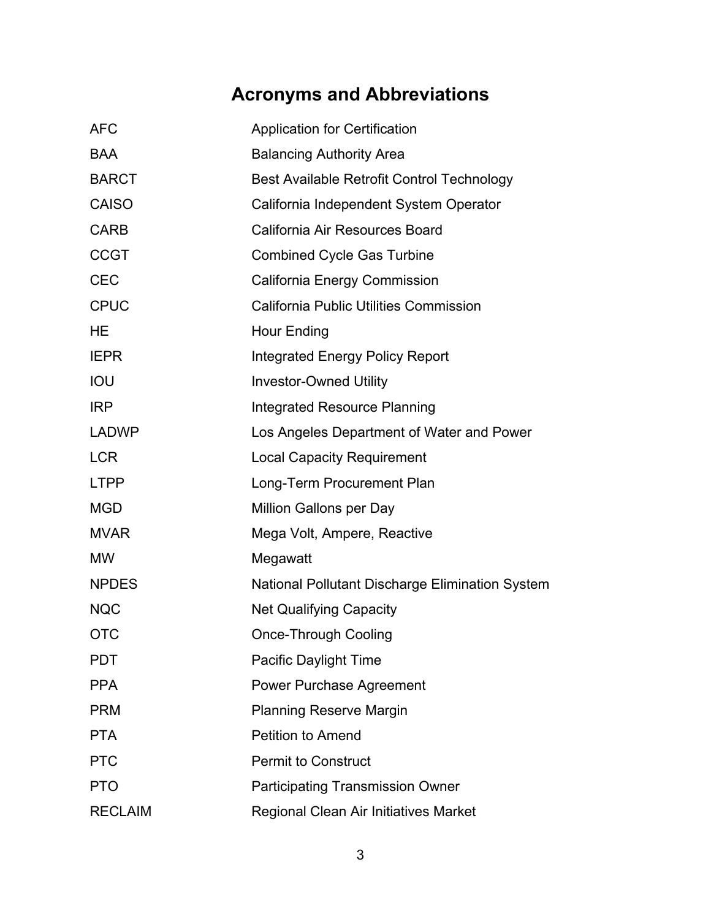# Acronyms and Abbreviations

| | |
|---|---|
| AFC | Application for Certification |
| BAA | Balancing Authority Area |
| BARCT | Best Available Retrofit Control Technology |
| CAISO | California Independent System Operator |
| CARB | California Air Resources Board |
| CCGT | Combined Cycle Gas Turbine |
| CEC | California Energy Commission |
| CPUC | California Public Utilities Commission |
| HE | Hour Ending |
| IEPR | Integrated Energy Policy Report |
| IOU | Investor-Owned Utility |
| IRP | Integrated Resource Planning |
| LADWP | Los Angeles Department of Water and Power |
| LCR | Local Capacity Requirement |
| LTPP | Long-Term Procurement Plan |
| MGD | Million Gallons per Day |
| MVAR | Mega Volt, Ampere, Reactive |
| MW | Megawatt |
| NPDES | National Pollutant Discharge Elimination System |
| NQC | Net Qualifying Capacity |
| OTC | Once-Through Cooling |
| PDT | Pacific Daylight Time |
| PPA | Power Purchase Agreement |
| PRM | Planning Reserve Margin |
| PTA | Petition to Amend |
| PTC | Permit to Construct |
| PTO | Participating Transmission Owner |
| RECLAIM | Regional Clean Air Initiatives Market |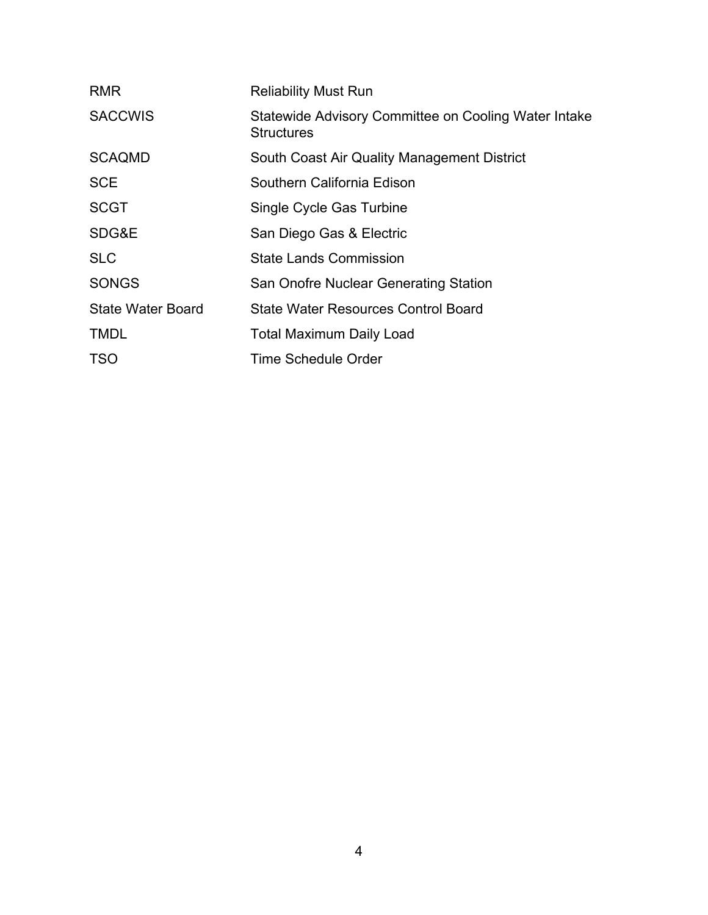| | |
|---|---|
| RMR | Reliability Must Run |
| SACCWIS | Statewide Advisory Committee on Cooling Water Intake Structures |
| SCAQMD | South Coast Air Quality Management District |
| SCE | Southern California Edison |
| SCGT | Single Cycle Gas Turbine |
| SDG&E | San Diego Gas & Electric |
| SLC | State Lands Commission |
| SONGS | San Onofre Nuclear Generating Station |
| State Water Board | State Water Resources Control Board |
| TMDL | Total Maximum Daily Load |
| TSO | Time Schedule Order |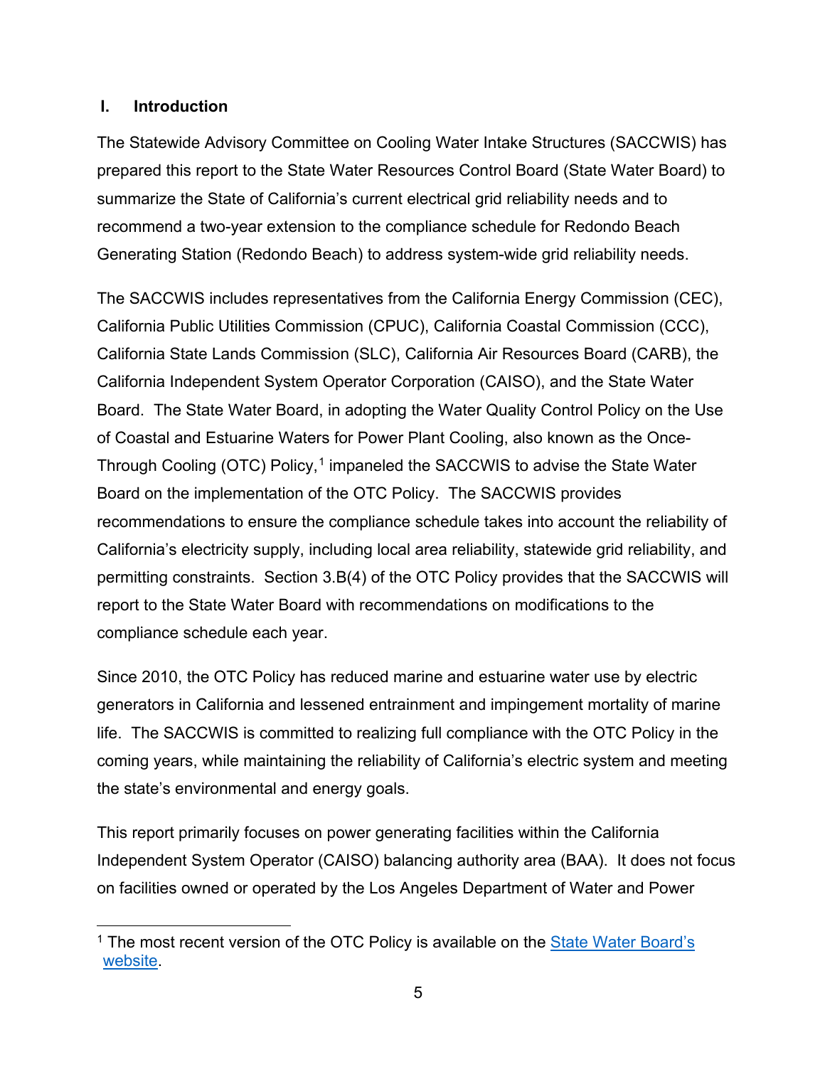## I. Introduction

The Statewide Advisory Committee on Cooling Water Intake Structures (SACCWIS) has prepared this report to the State Water Resources Control Board (State Water Board) to summarize the State of California's current electrical grid reliability needs and to recommend a two-year extension to the compliance schedule for Redondo Beach Generating Station (Redondo Beach) to address system-wide grid reliability needs.

The SACCWIS includes representatives from the California Energy Commission (CEC), California Public Utilities Commission (CPUC), California Coastal Commission (CCC), California State Lands Commission (SLC), California Air Resources Board (CARB), the California Independent System Operator Corporation (CAISO), and the State Water Board. The State Water Board, in adopting the Water Quality Control Policy on the Use of Coastal and Estuarine Waters for Power Plant Cooling, also known as the Once-Through Cooling (OTC) Policy,[1] impaneled the SACCWIS to advise the State Water Board on the implementation of the OTC Policy. The SACCWIS provides recommendations to ensure the compliance schedule takes into account the reliability of California's electricity supply, including local area reliability, statewide grid reliability, and permitting constraints. Section 3.B(4) of the OTC Policy provides that the SACCWIS will report to the State Water Board with recommendations on modifications to the compliance schedule each year.

Since 2010, the OTC Policy has reduced marine and estuarine water use by electric generators in California and lessened entrainment and impingement mortality of marine life. The SACCWIS is committed to realizing full compliance with the OTC Policy in the coming years, while maintaining the reliability of California's electric system and meeting the state's environmental and energy goals.

This report primarily focuses on power generating facilities within the California Independent System Operator (CAISO) balancing authority area (BAA). It does not focus on facilities owned or operated by the Los Angeles Department of Water and Power

[1] The most recent version of the OTC Policy is available on the [State Water Board's website](#).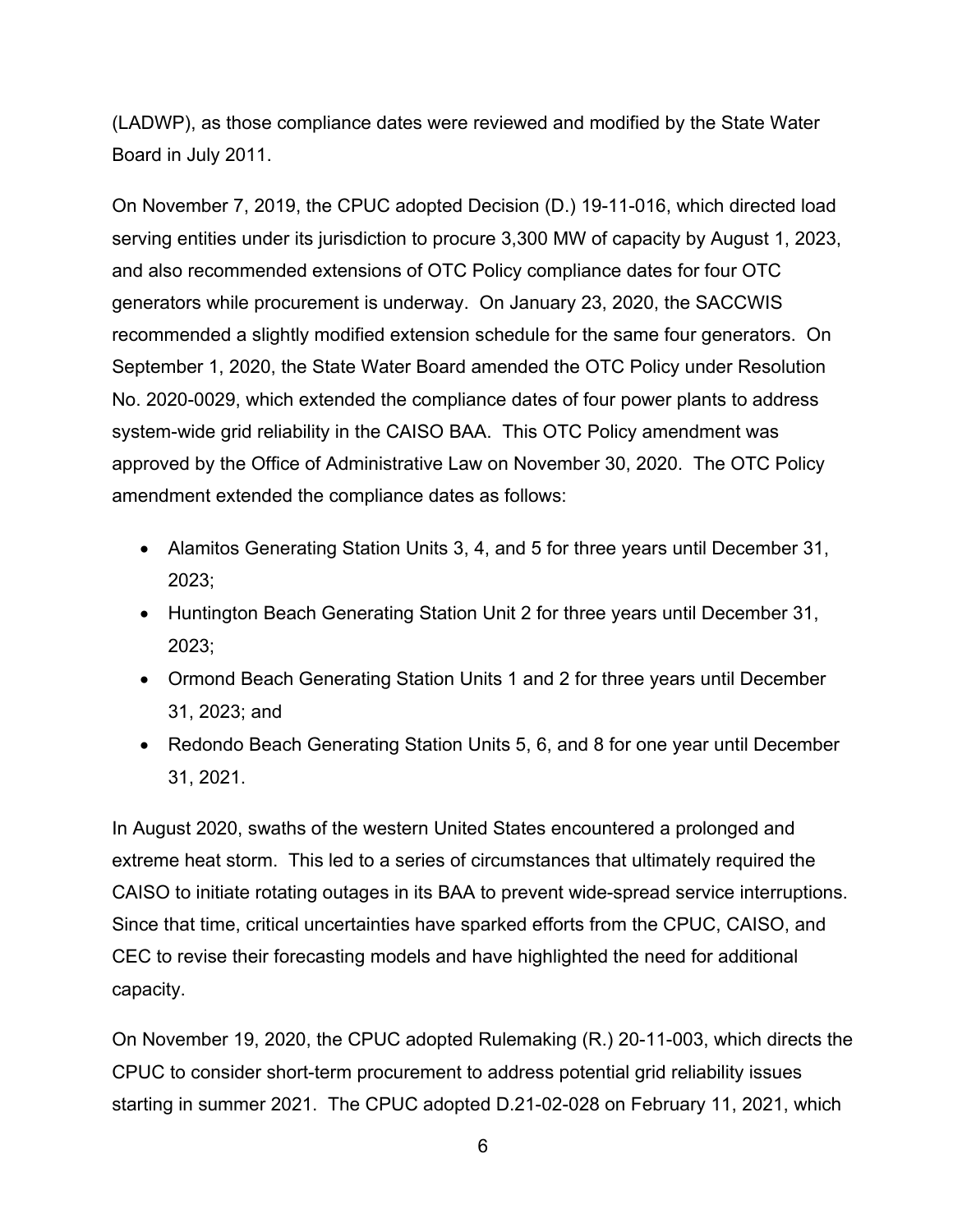(LADWP), as those compliance dates were reviewed and modified by the State Water Board in July 2011.

On November 7, 2019, the CPUC adopted Decision (D.) 19-11-016, which directed load serving entities under its jurisdiction to procure 3,300 MW of capacity by August 1, 2023, and also recommended extensions of OTC Policy compliance dates for four OTC generators while procurement is underway. On January 23, 2020, the SACCWIS recommended a slightly modified extension schedule for the same four generators. On September 1, 2020, the State Water Board amended the OTC Policy under Resolution No. 2020-0029, which extended the compliance dates of four power plants to address system-wide grid reliability in the CAISO BAA. This OTC Policy amendment was approved by the Office of Administrative Law on November 30, 2020. The OTC Policy amendment extended the compliance dates as follows:

- Alamitos Generating Station Units 3, 4, and 5 for three years until December 31, 2023;
- Huntington Beach Generating Station Unit 2 for three years until December 31, 2023;
- Ormond Beach Generating Station Units 1 and 2 for three years until December 31, 2023; and
- Redondo Beach Generating Station Units 5, 6, and 8 for one year until December 31, 2021.

In August 2020, swaths of the western United States encountered a prolonged and extreme heat storm. This led to a series of circumstances that ultimately required the CAISO to initiate rotating outages in its BAA to prevent wide-spread service interruptions. Since that time, critical uncertainties have sparked efforts from the CPUC, CAISO, and CEC to revise their forecasting models and have highlighted the need for additional capacity.

On November 19, 2020, the CPUC adopted Rulemaking (R.) 20-11-003, which directs the CPUC to consider short-term procurement to address potential grid reliability issues starting in summer 2021. The CPUC adopted D.21-02-028 on February 11, 2021, which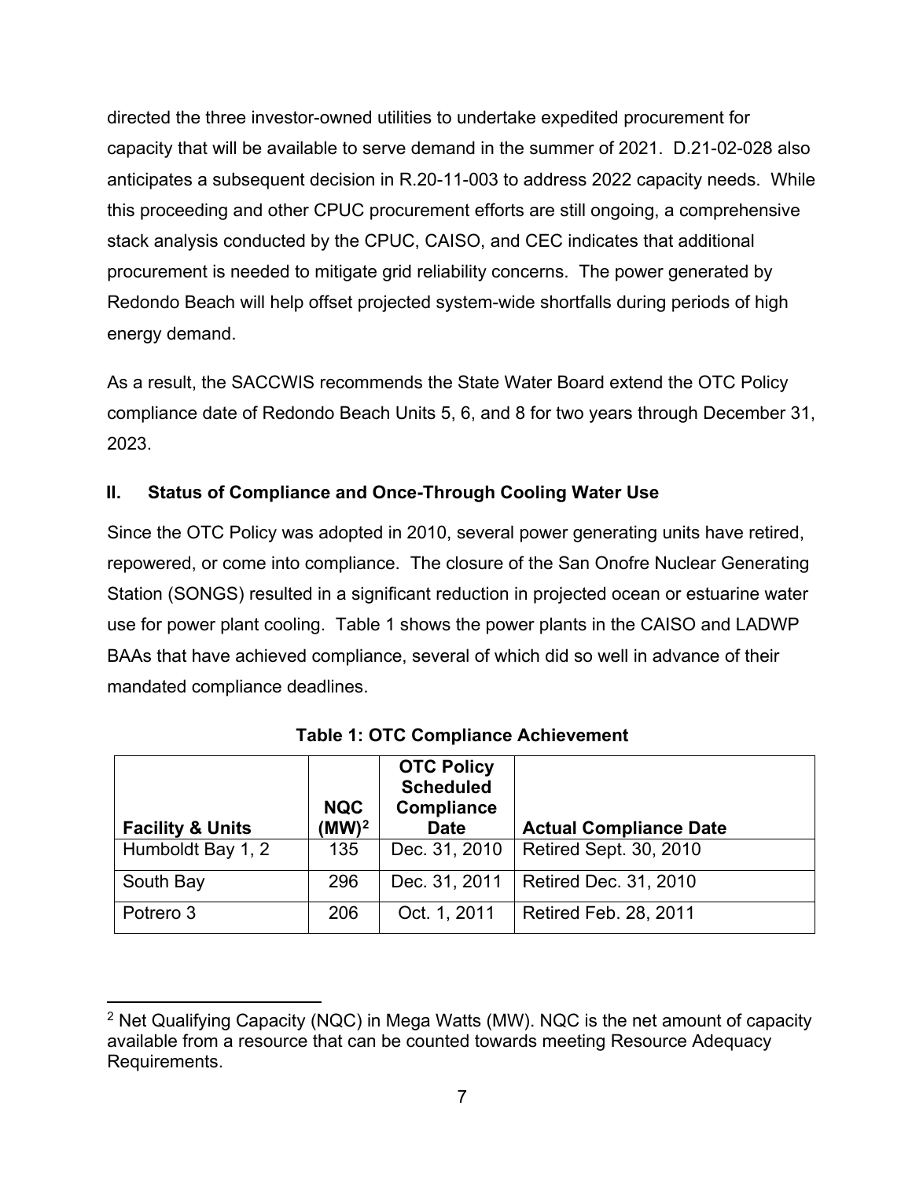directed the three investor-owned utilities to undertake expedited procurement for capacity that will be available to serve demand in the summer of 2021. D.21-02-028 also anticipates a subsequent decision in R.20-11-003 to address 2022 capacity needs. While this proceeding and other CPUC procurement efforts are still ongoing, a comprehensive stack analysis conducted by the CPUC, CAISO, and CEC indicates that additional procurement is needed to mitigate grid reliability concerns. The power generated by Redondo Beach will help offset projected system-wide shortfalls during periods of high energy demand.

As a result, the SACCWIS recommends the State Water Board extend the OTC Policy compliance date of Redondo Beach Units 5, 6, and 8 for two years through December 31, 2023.

## II. Status of Compliance and Once-Through Cooling Water Use

Since the OTC Policy was adopted in 2010, several power generating units have retired, repowered, or come into compliance. The closure of the San Onofre Nuclear Generating Station (SONGS) resulted in a significant reduction in projected ocean or estuarine water use for power plant cooling. Table 1 shows the power plants in the CAISO and LADWP BAAs that have achieved compliance, several of which did so well in advance of their mandated compliance deadlines.

**Table 1: OTC Compliance Achievement**

| Facility & Units | NQC (MW)[2] | OTC Policy Scheduled Compliance Date | Actual Compliance Date |
|---|---|---|---|
| Humboldt Bay 1, 2 | 135 | Dec. 31, 2010 | Retired Sept. 30, 2010 |
| South Bay | 296 | Dec. 31, 2011 | Retired Dec. 31, 2010 |
| Potrero 3 | 206 | Oct. 1, 2011 | Retired Feb. 28, 2011 |

[2] Net Qualifying Capacity (NQC) in Mega Watts (MW). NQC is the net amount of capacity available from a resource that can be counted towards meeting Resource Adequacy Requirements.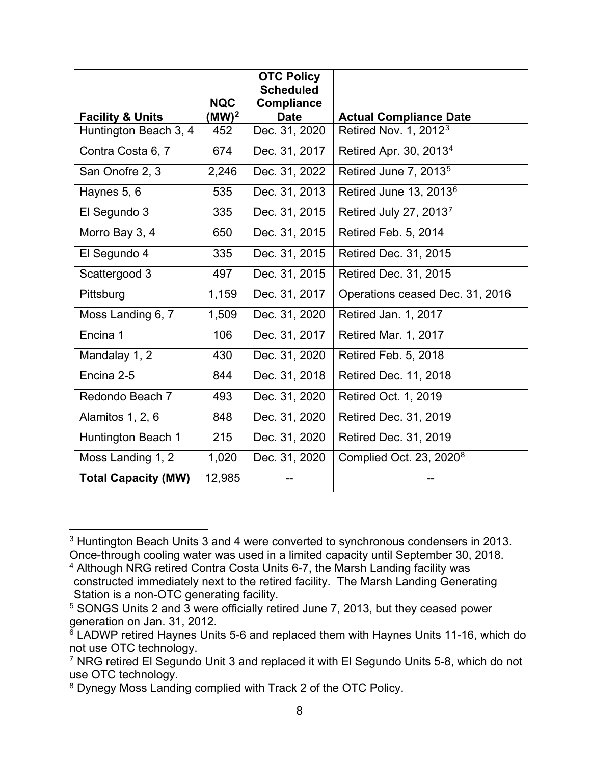| Facility & Units | NQC (MW)[2] | OTC Policy Scheduled Compliance Date | Actual Compliance Date |
|---|---|---|---|
| Huntington Beach 3, 4 | 452 | Dec. 31, 2020 | Retired Nov. 1, 2012[3] |
| Contra Costa 6, 7 | 674 | Dec. 31, 2017 | Retired Apr. 30, 2013[4] |
| San Onofre 2, 3 | 2,246 | Dec. 31, 2022 | Retired June 7, 2013[5] |
| Haynes 5, 6 | 535 | Dec. 31, 2013 | Retired June 13, 2013[6] |
| El Segundo 3 | 335 | Dec. 31, 2015 | Retired July 27, 2013[7] |
| Morro Bay 3, 4 | 650 | Dec. 31, 2015 | Retired Feb. 5, 2014 |
| El Segundo 4 | 335 | Dec. 31, 2015 | Retired Dec. 31, 2015 |
| Scattergood 3 | 497 | Dec. 31, 2015 | Retired Dec. 31, 2015 |
| Pittsburg | 1,159 | Dec. 31, 2017 | Operations ceased Dec. 31, 2016 |
| Moss Landing 6, 7 | 1,509 | Dec. 31, 2020 | Retired Jan. 1, 2017 |
| Encina 1 | 106 | Dec. 31, 2017 | Retired Mar. 1, 2017 |
| Mandalay 1, 2 | 430 | Dec. 31, 2020 | Retired Feb. 5, 2018 |
| Encina 2-5 | 844 | Dec. 31, 2018 | Retired Dec. 11, 2018 |
| Redondo Beach 7 | 493 | Dec. 31, 2020 | Retired Oct. 1, 2019 |
| Alamitos 1, 2, 6 | 848 | Dec. 31, 2020 | Retired Dec. 31, 2019 |
| Huntington Beach 1 | 215 | Dec. 31, 2020 | Retired Dec. 31, 2019 |
| Moss Landing 1, 2 | 1,020 | Dec. 31, 2020 | Complied Oct. 23, 2020[8] |
| **Total Capacity (MW)** | 12,985 | -- | -- |

[3] Huntington Beach Units 3 and 4 were converted to synchronous condensers in 2013. Once-through cooling water was used in a limited capacity until September 30, 2018.

[4] Although NRG retired Contra Costa Units 6-7, the Marsh Landing facility was constructed immediately next to the retired facility. The Marsh Landing Generating Station is a non-OTC generating facility.

[5] SONGS Units 2 and 3 were officially retired June 7, 2013, but they ceased power generation on Jan. 31, 2012.

[6] LADWP retired Haynes Units 5-6 and replaced them with Haynes Units 11-16, which do not use OTC technology.

[7] NRG retired El Segundo Unit 3 and replaced it with El Segundo Units 5-8, which do not use OTC technology.

[8] Dynegy Moss Landing complied with Track 2 of the OTC Policy.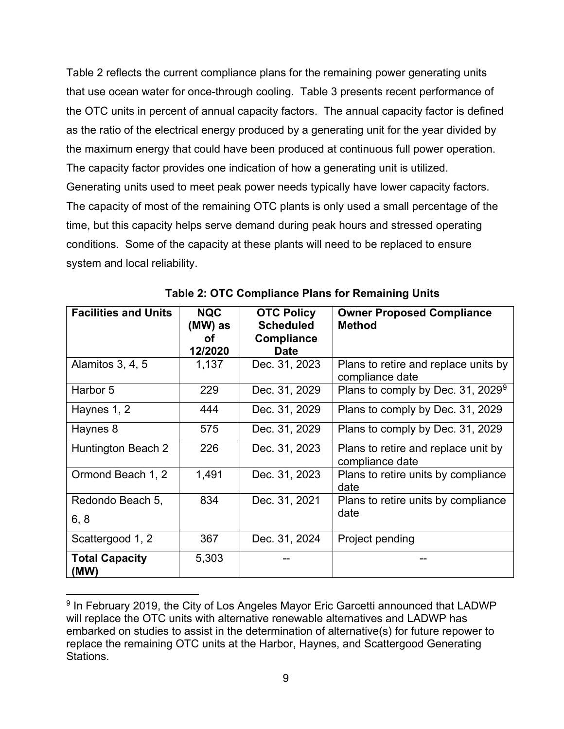Table 2 reflects the current compliance plans for the remaining power generating units that use ocean water for once-through cooling. Table 3 presents recent performance of the OTC units in percent of annual capacity factors. The annual capacity factor is defined as the ratio of the electrical energy produced by a generating unit for the year divided by the maximum energy that could have been produced at continuous full power operation. The capacity factor provides one indication of how a generating unit is utilized. Generating units used to meet peak power needs typically have lower capacity factors. The capacity of most of the remaining OTC plants is only used a small percentage of the time, but this capacity helps serve demand during peak hours and stressed operating conditions. Some of the capacity at these plants will need to be replaced to ensure system and local reliability.

**Table 2: OTC Compliance Plans for Remaining Units**

| Facilities and Units | NQC (MW) as of 12/2020 | OTC Policy Scheduled Compliance Date | Owner Proposed Compliance Method |
|---|---|---|---|
| Alamitos 3, 4, 5 | 1,137 | Dec. 31, 2023 | Plans to retire and replace units by compliance date |
| Harbor 5 | 229 | Dec. 31, 2029 | Plans to comply by Dec. 31, 2029[9] |
| Haynes 1, 2 | 444 | Dec. 31, 2029 | Plans to comply by Dec. 31, 2029 |
| Haynes 8 | 575 | Dec. 31, 2029 | Plans to comply by Dec. 31, 2029 |
| Huntington Beach 2 | 226 | Dec. 31, 2023 | Plans to retire and replace unit by compliance date |
| Ormond Beach 1, 2 | 1,491 | Dec. 31, 2023 | Plans to retire units by compliance date |
| Redondo Beach 5, 6, 8 | 834 | Dec. 31, 2021 | Plans to retire units by compliance date |
| Scattergood 1, 2 | 367 | Dec. 31, 2024 | Project pending |
| **Total Capacity (MW)** | 5,303 | -- | -- |

[9] In February 2019, the City of Los Angeles Mayor Eric Garcetti announced that LADWP will replace the OTC units with alternative renewable alternatives and LADWP has embarked on studies to assist in the determination of alternative(s) for future repower to replace the remaining OTC units at the Harbor, Haynes, and Scattergood Generating Stations.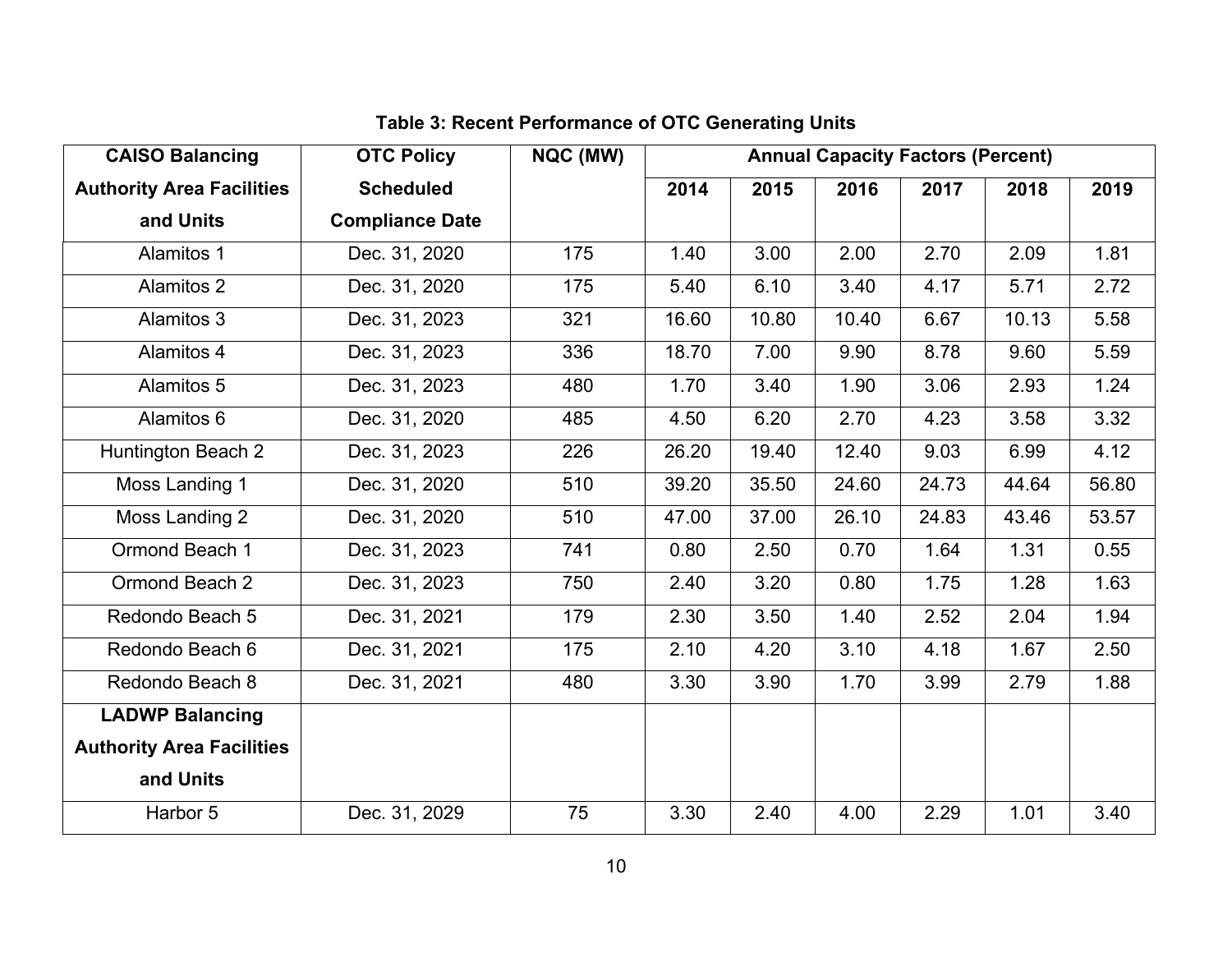**Table 3: Recent Performance of OTC Generating Units**

| CAISO Balancing Authority Area Facilities and Units | OTC Policy Scheduled Compliance Date | NQC (MW) | Annual Capacity Factors (Percent) | | | | | |
|---|---|---|---|---|---|---|---|---|
| | | | 2014 | 2015 | 2016 | 2017 | 2018 | 2019 |
| Alamitos 1 | Dec. 31, 2020 | 175 | 1.40 | 3.00 | 2.00 | 2.70 | 2.09 | 1.81 |
| Alamitos 2 | Dec. 31, 2020 | 175 | 5.40 | 6.10 | 3.40 | 4.17 | 5.71 | 2.72 |
| Alamitos 3 | Dec. 31, 2023 | 321 | 16.60 | 10.80 | 10.40 | 6.67 | 10.13 | 5.58 |
| Alamitos 4 | Dec. 31, 2023 | 336 | 18.70 | 7.00 | 9.90 | 8.78 | 9.60 | 5.59 |
| Alamitos 5 | Dec. 31, 2023 | 480 | 1.70 | 3.40 | 1.90 | 3.06 | 2.93 | 1.24 |
| Alamitos 6 | Dec. 31, 2020 | 485 | 4.50 | 6.20 | 2.70 | 4.23 | 3.58 | 3.32 |
| Huntington Beach 2 | Dec. 31, 2023 | 226 | 26.20 | 19.40 | 12.40 | 9.03 | 6.99 | 4.12 |
| Moss Landing 1 | Dec. 31, 2020 | 510 | 39.20 | 35.50 | 24.60 | 24.73 | 44.64 | 56.80 |
| Moss Landing 2 | Dec. 31, 2020 | 510 | 47.00 | 37.00 | 26.10 | 24.83 | 43.46 | 53.57 |
| Ormond Beach 1 | Dec. 31, 2023 | 741 | 0.80 | 2.50 | 0.70 | 1.64 | 1.31 | 0.55 |
| Ormond Beach 2 | Dec. 31, 2023 | 750 | 2.40 | 3.20 | 0.80 | 1.75 | 1.28 | 1.63 |
| Redondo Beach 5 | Dec. 31, 2021 | 179 | 2.30 | 3.50 | 1.40 | 2.52 | 2.04 | 1.94 |
| Redondo Beach 6 | Dec. 31, 2021 | 175 | 2.10 | 4.20 | 3.10 | 4.18 | 1.67 | 2.50 |
| Redondo Beach 8 | Dec. 31, 2021 | 480 | 3.30 | 3.90 | 1.70 | 3.99 | 2.79 | 1.88 |
| **LADWP Balancing Authority Area Facilities and Units** | | | | | | | | |
| Harbor 5 | Dec. 31, 2029 | 75 | 3.30 | 2.40 | 4.00 | 2.29 | 1.01 | 3.40 |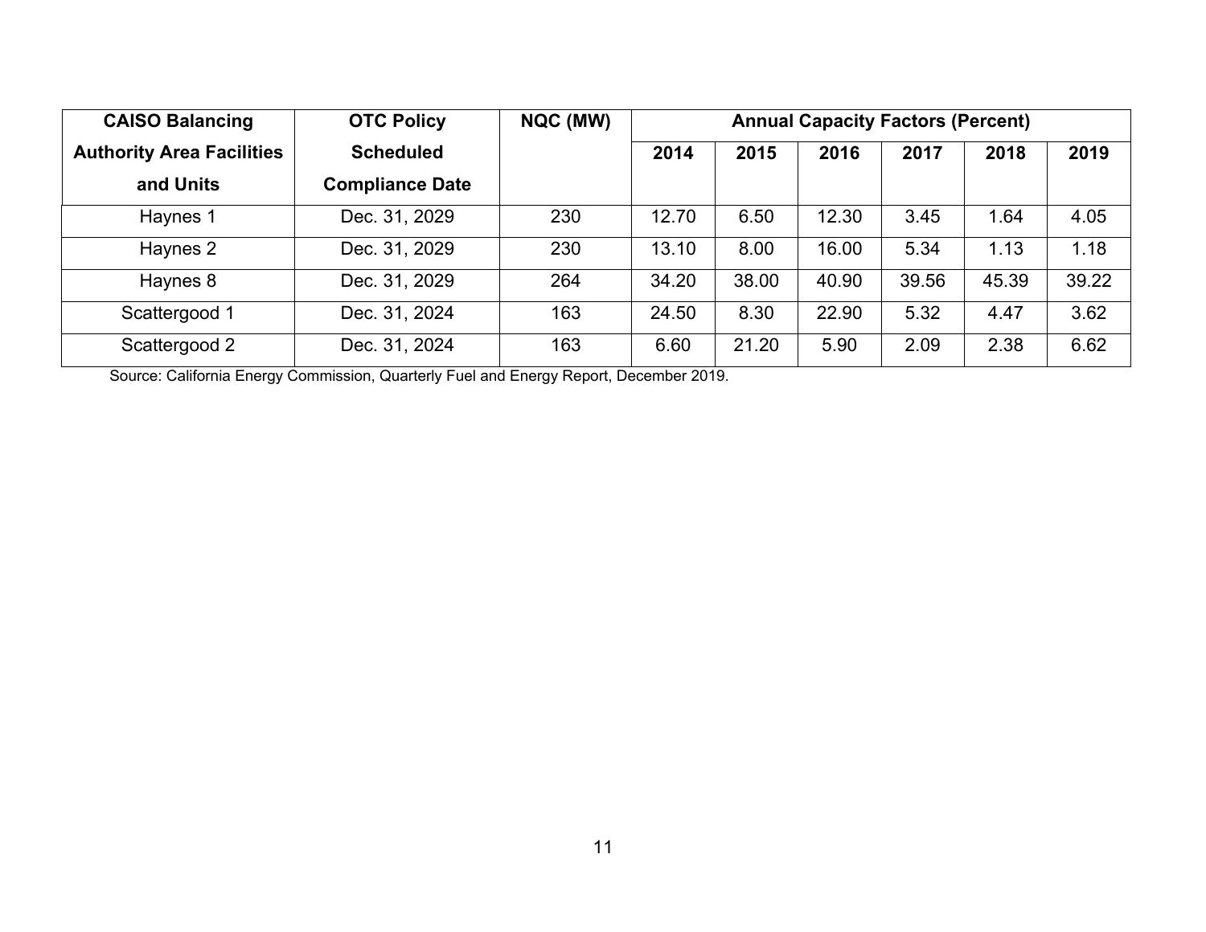| CAISO Balancing Authority Area Facilities and Units | OTC Policy Scheduled Compliance Date | NQC (MW) | Annual Capacity Factors (Percent) | | | | | |
|---|---|---|---|---|---|---|---|---|
| | | | 2014 | 2015 | 2016 | 2017 | 2018 | 2019 |
| Haynes 1 | Dec. 31, 2029 | 230 | 12.70 | 6.50 | 12.30 | 3.45 | 1.64 | 4.05 |
| Haynes 2 | Dec. 31, 2029 | 230 | 13.10 | 8.00 | 16.00 | 5.34 | 1.13 | 1.18 |
| Haynes 8 | Dec. 31, 2029 | 264 | 34.20 | 38.00 | 40.90 | 39.56 | 45.39 | 39.22 |
| Scattergood 1 | Dec. 31, 2024 | 163 | 24.50 | 8.30 | 22.90 | 5.32 | 4.47 | 3.62 |
| Scattergood 2 | Dec. 31, 2024 | 163 | 6.60 | 21.20 | 5.90 | 2.09 | 2.38 | 6.62 |

Source: California Energy Commission, Quarterly Fuel and Energy Report, December 2019.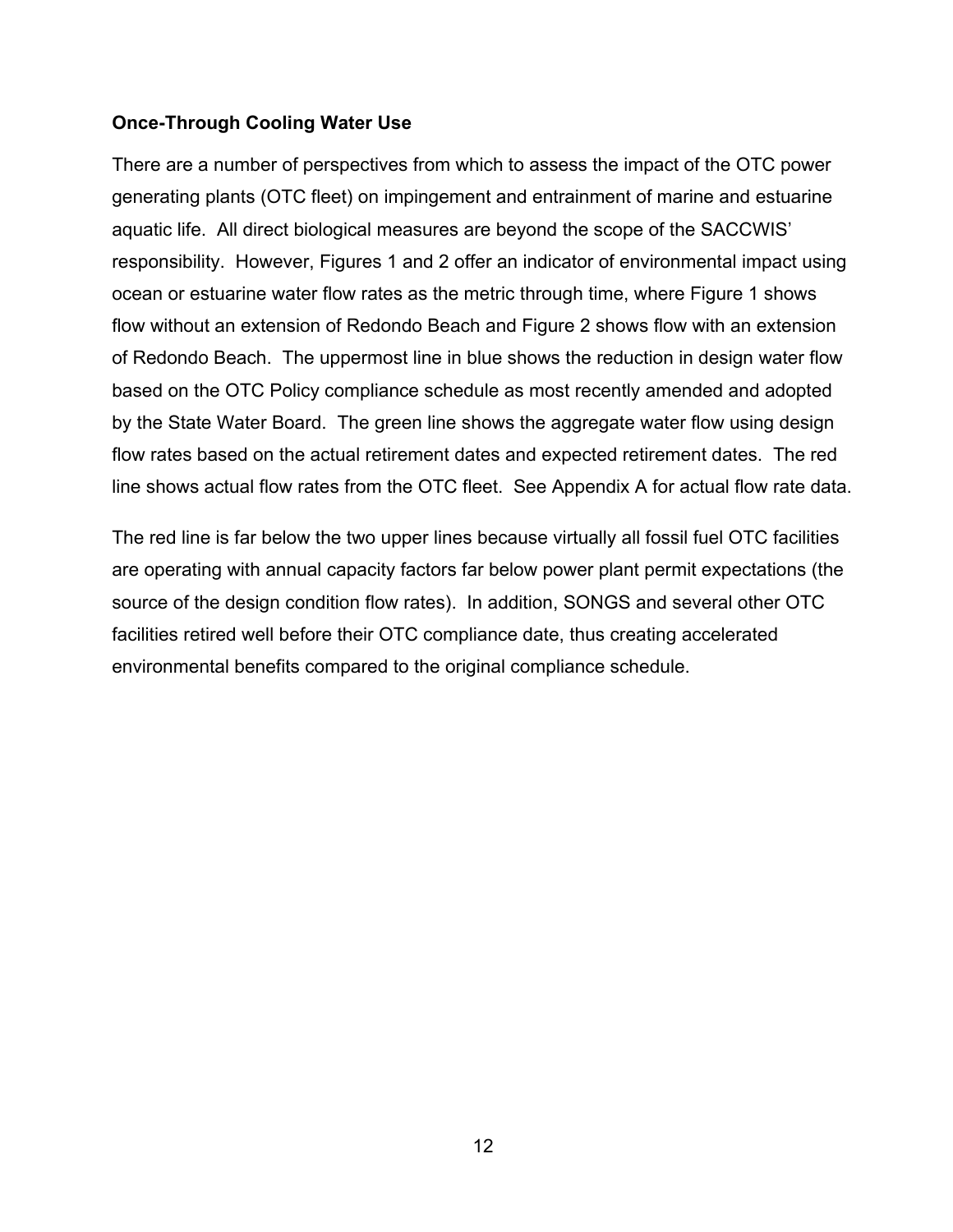**Once-Through Cooling Water Use**

There are a number of perspectives from which to assess the impact of the OTC power generating plants (OTC fleet) on impingement and entrainment of marine and estuarine aquatic life. All direct biological measures are beyond the scope of the SACCWIS' responsibility. However, Figures 1 and 2 offer an indicator of environmental impact using ocean or estuarine water flow rates as the metric through time, where Figure 1 shows flow without an extension of Redondo Beach and Figure 2 shows flow with an extension of Redondo Beach. The uppermost line in blue shows the reduction in design water flow based on the OTC Policy compliance schedule as most recently amended and adopted by the State Water Board. The green line shows the aggregate water flow using design flow rates based on the actual retirement dates and expected retirement dates. The red line shows actual flow rates from the OTC fleet. See Appendix A for actual flow rate data.

The red line is far below the two upper lines because virtually all fossil fuel OTC facilities are operating with annual capacity factors far below power plant permit expectations (the source of the design condition flow rates). In addition, SONGS and several other OTC facilities retired well before their OTC compliance date, thus creating accelerated environmental benefits compared to the original compliance schedule.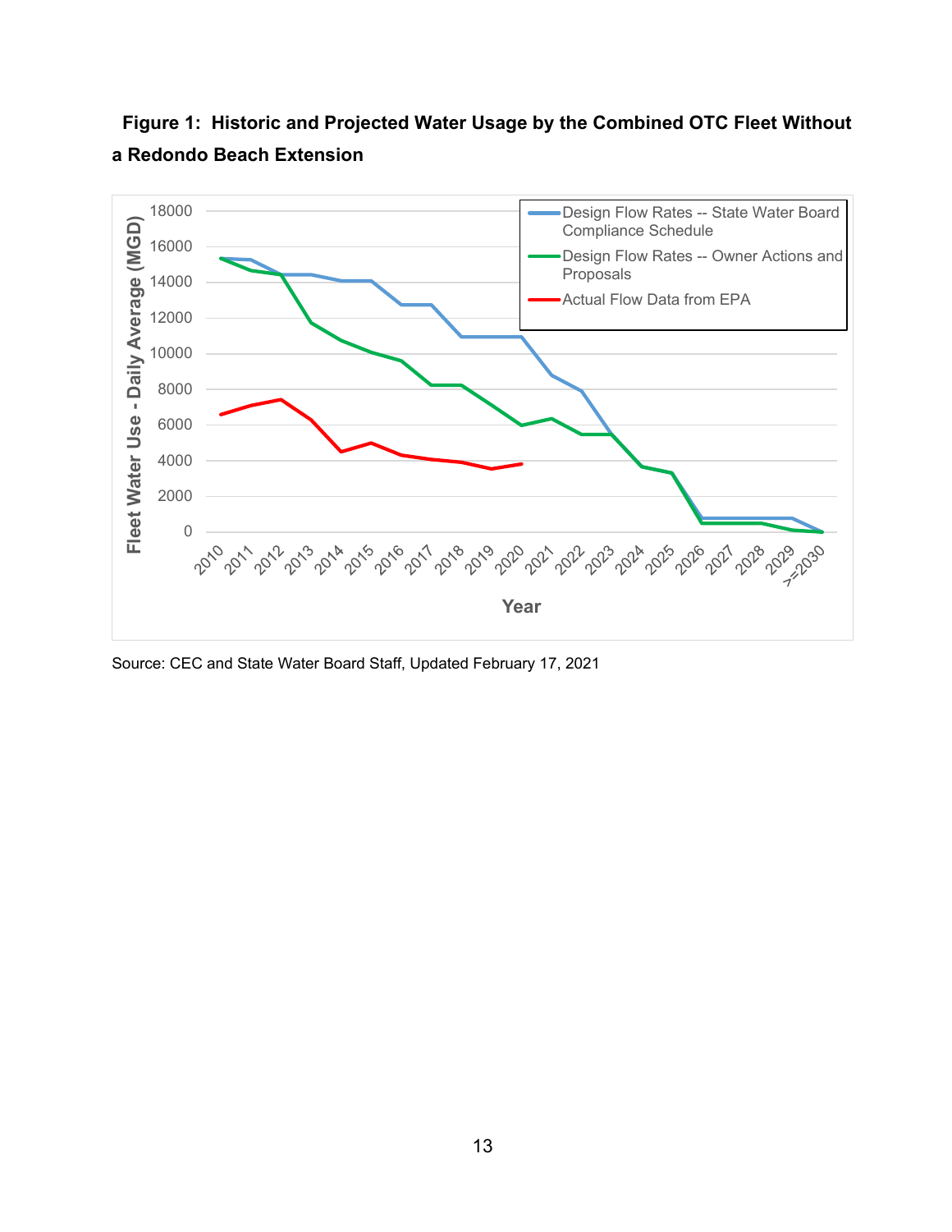**Figure 1: Historic and Projected Water Usage by the Combined OTC Fleet Without a Redondo Beach Extension**

Source: CEC and State Water Board Staff, Updated February 17, 2021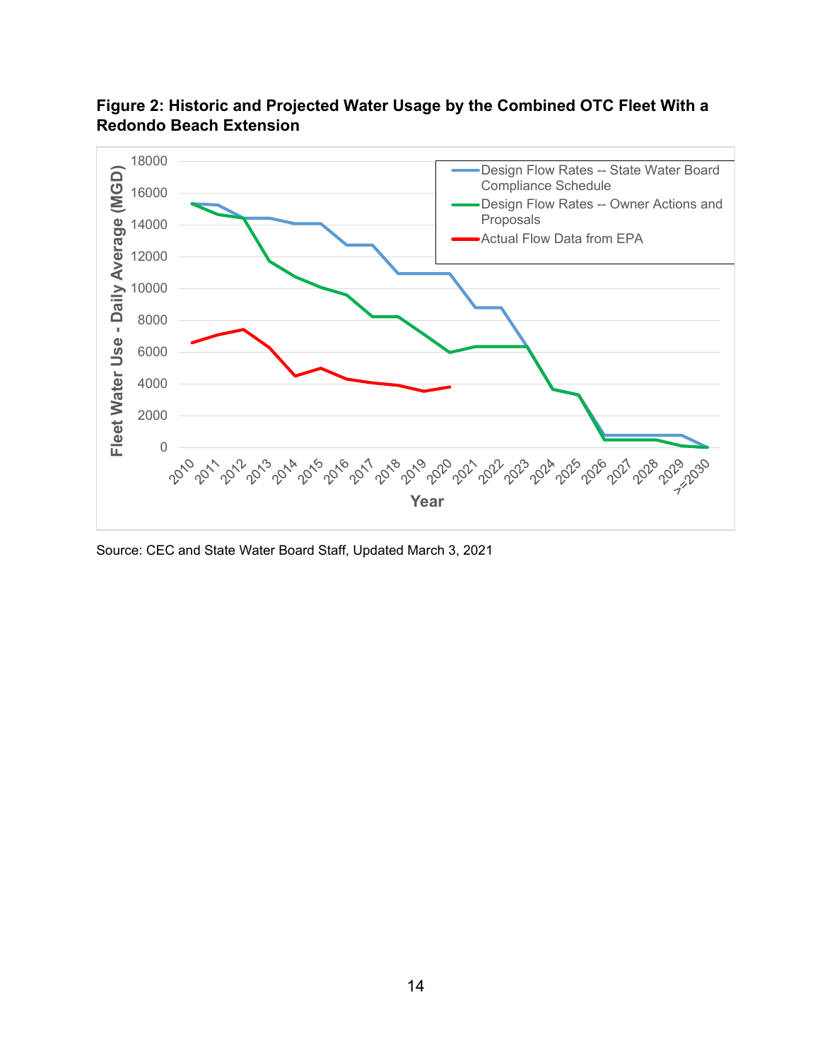**Figure 2: Historic and Projected Water Usage by the Combined OTC Fleet With a Redondo Beach Extension**

Source: CEC and State Water Board Staff, Updated March 3, 2021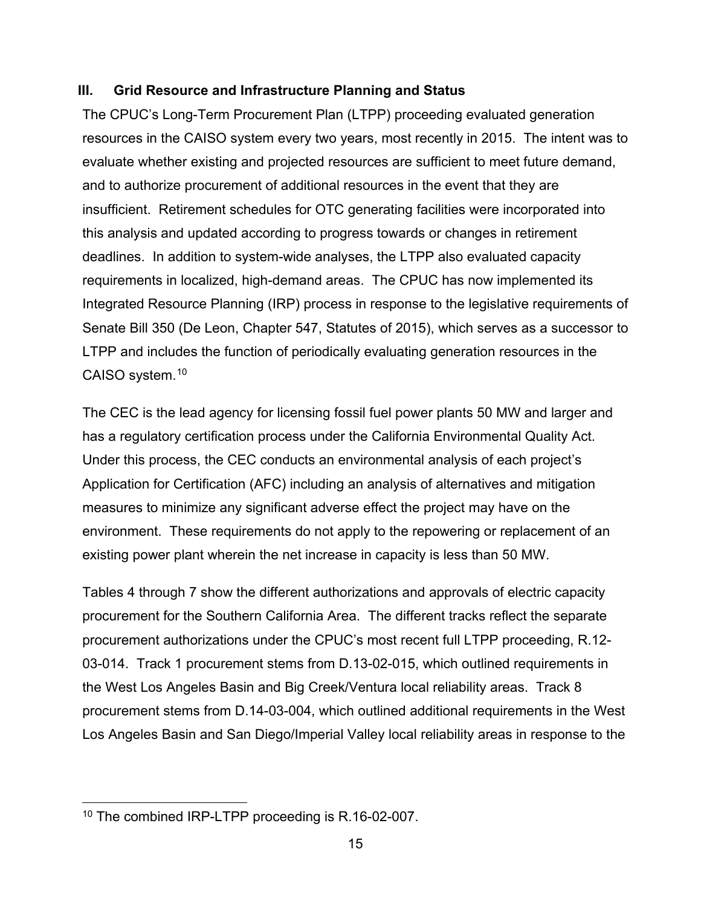## III. Grid Resource and Infrastructure Planning and Status

The CPUC's Long-Term Procurement Plan (LTPP) proceeding evaluated generation resources in the CAISO system every two years, most recently in 2015. The intent was to evaluate whether existing and projected resources are sufficient to meet future demand, and to authorize procurement of additional resources in the event that they are insufficient. Retirement schedules for OTC generating facilities were incorporated into this analysis and updated according to progress towards or changes in retirement deadlines. In addition to system-wide analyses, the LTPP also evaluated capacity requirements in localized, high-demand areas. The CPUC has now implemented its Integrated Resource Planning (IRP) process in response to the legislative requirements of Senate Bill 350 (De Leon, Chapter 547, Statutes of 2015), which serves as a successor to LTPP and includes the function of periodically evaluating generation resources in the CAISO system.[10]

The CEC is the lead agency for licensing fossil fuel power plants 50 MW and larger and has a regulatory certification process under the California Environmental Quality Act. Under this process, the CEC conducts an environmental analysis of each project's Application for Certification (AFC) including an analysis of alternatives and mitigation measures to minimize any significant adverse effect the project may have on the environment. These requirements do not apply to the repowering or replacement of an existing power plant wherein the net increase in capacity is less than 50 MW.

Tables 4 through 7 show the different authorizations and approvals of electric capacity procurement for the Southern California Area. The different tracks reflect the separate procurement authorizations under the CPUC's most recent full LTPP proceeding, R.12-03-014. Track 1 procurement stems from D.13-02-015, which outlined requirements in the West Los Angeles Basin and Big Creek/Ventura local reliability areas. Track 8 procurement stems from D.14-03-004, which outlined additional requirements in the West Los Angeles Basin and San Diego/Imperial Valley local reliability areas in response to the

[10] The combined IRP-LTPP proceeding is R.16-02-007.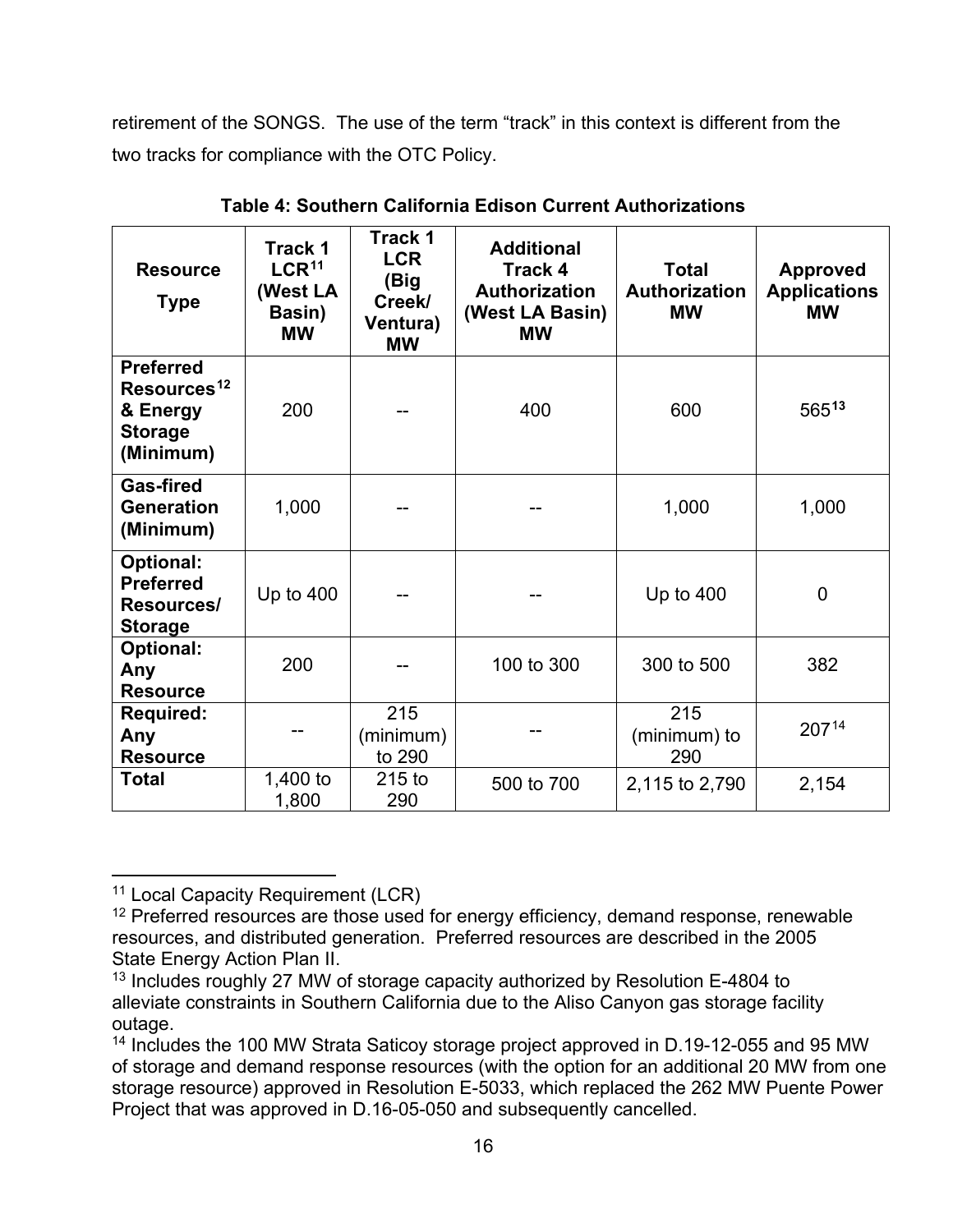retirement of the SONGS. The use of the term "track" in this context is different from the two tracks for compliance with the OTC Policy.

**Table 4: Southern California Edison Current Authorizations**

| Resource Type | Track 1 LCR[11] (West LA Basin) MW | Track 1 LCR (Big Creek/ Ventura) MW | Additional Track 4 Authorization (West LA Basin) MW | Total Authorization MW | Approved Applications MW |
|---|---|---|---|---|---|
| **Preferred Resources[12] & Energy Storage (Minimum)** | 200 | -- | 400 | 600 | 565[13] |
| **Gas-fired Generation (Minimum)** | 1,000 | -- | -- | 1,000 | 1,000 |
| **Optional: Preferred Resources/ Storage** | Up to 400 | -- | -- | Up to 400 | 0 |
| **Optional: Any Resource** | 200 | -- | 100 to 300 | 300 to 500 | 382 |
| **Required: Any Resource** | -- | 215 (minimum) to 290 | -- | 215 (minimum) to 290 | 207[14] |
| **Total** | 1,400 to 1,800 | 215 to 290 | 500 to 700 | 2,115 to 2,790 | 2,154 |

[11] Local Capacity Requirement (LCR)

[12] Preferred resources are those used for energy efficiency, demand response, renewable resources, and distributed generation. Preferred resources are described in the 2005 State Energy Action Plan II.

[13] Includes roughly 27 MW of storage capacity authorized by Resolution E-4804 to alleviate constraints in Southern California due to the Aliso Canyon gas storage facility outage.

[14] Includes the 100 MW Strata Saticoy storage project approved in D.19-12-055 and 95 MW of storage and demand response resources (with the option for an additional 20 MW from one storage resource) approved in Resolution E-5033, which replaced the 262 MW Puente Power Project that was approved in D.16-05-050 and subsequently cancelled.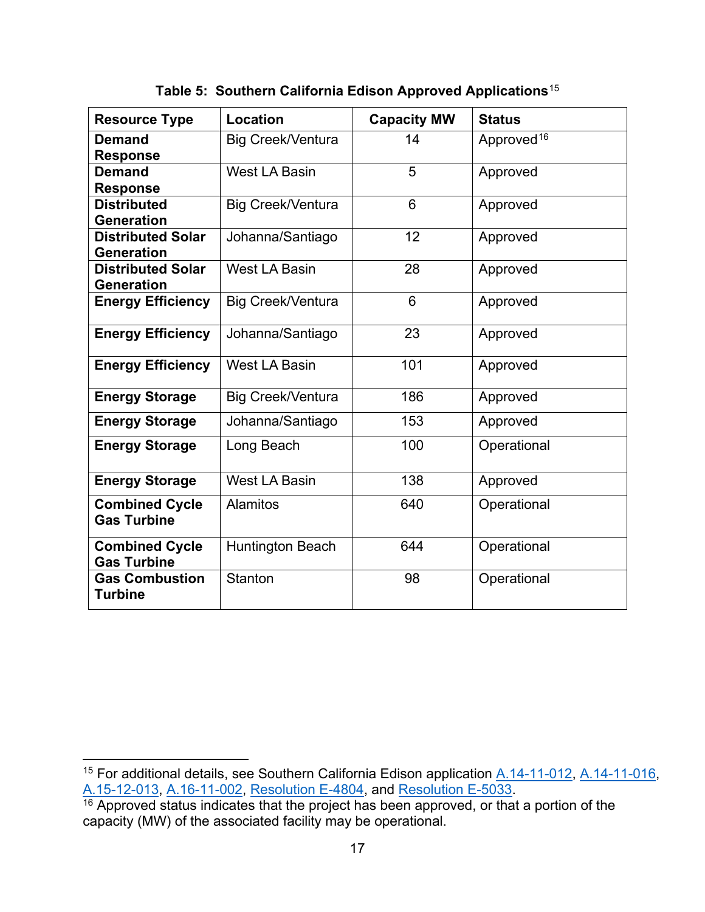**Table 5: Southern California Edison Approved Applications**[15]

| Resource Type | Location | Capacity MW | Status |
|---|---|---|---|
| **Demand Response** | Big Creek/Ventura | 14 | Approved[16] |
| **Demand Response** | West LA Basin | 5 | Approved |
| **Distributed Generation** | Big Creek/Ventura | 6 | Approved |
| **Distributed Solar Generation** | Johanna/Santiago | 12 | Approved |
| **Distributed Solar Generation** | West LA Basin | 28 | Approved |
| **Energy Efficiency** | Big Creek/Ventura | 6 | Approved |
| **Energy Efficiency** | Johanna/Santiago | 23 | Approved |
| **Energy Efficiency** | West LA Basin | 101 | Approved |
| **Energy Storage** | Big Creek/Ventura | 186 | Approved |
| **Energy Storage** | Johanna/Santiago | 153 | Approved |
| **Energy Storage** | Long Beach | 100 | Operational |
| **Energy Storage** | West LA Basin | 138 | Approved |
| **Combined Cycle Gas Turbine** | Alamitos | 640 | Operational |
| **Combined Cycle Gas Turbine** | Huntington Beach | 644 | Operational |
| **Gas Combustion Turbine** | Stanton | 98 | Operational |

[15] For additional details, see Southern California Edison application A.14-11-012, A.14-11-016, A.15-12-013, A.16-11-002, Resolution E-4804, and Resolution E-5033.

[16] Approved status indicates that the project has been approved, or that a portion of the capacity (MW) of the associated facility may be operational.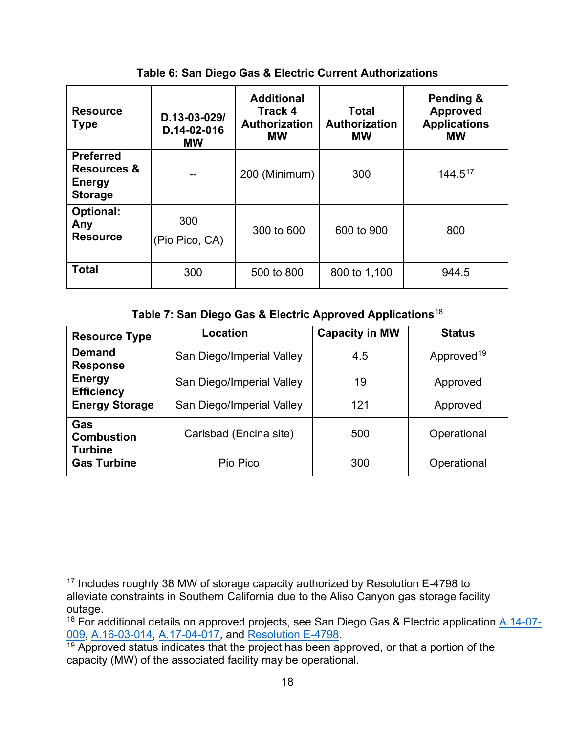**Table 6: San Diego Gas & Electric Current Authorizations**

| Resource Type | D.13-03-029/ D.14-02-016 MW | Additional Track 4 Authorization MW | Total Authorization MW | Pending & Approved Applications MW |
|---|---|---|---|---|
| **Preferred Resources & Energy Storage** | -- | 200 (Minimum) | 300 | 144.5[17] |
| **Optional: Any Resource** | 300 (Pio Pico, CA) | 300 to 600 | 600 to 900 | 800 |
| **Total** | 300 | 500 to 800 | 800 to 1,100 | 944.5 |

**Table 7: San Diego Gas & Electric Approved Applications**[18]

| Resource Type | Location | Capacity in MW | Status |
|---|---|---|---|
| **Demand Response** | San Diego/Imperial Valley | 4.5 | Approved[19] |
| **Energy Efficiency** | San Diego/Imperial Valley | 19 | Approved |
| **Energy Storage** | San Diego/Imperial Valley | 121 | Approved |
| **Gas Combustion Turbine** | Carlsbad (Encina site) | 500 | Operational |
| **Gas Turbine** | Pio Pico | 300 | Operational |

---

[17] Includes roughly 38 MW of storage capacity authorized by Resolution E-4798 to alleviate constraints in Southern California due to the Aliso Canyon gas storage facility outage.

[18] For additional details on approved projects, see San Diego Gas & Electric application A.14-07-009, A.16-03-014, A.17-04-017, and Resolution E-4798.

[19] Approved status indicates that the project has been approved, or that a portion of the capacity (MW) of the associated facility may be operational.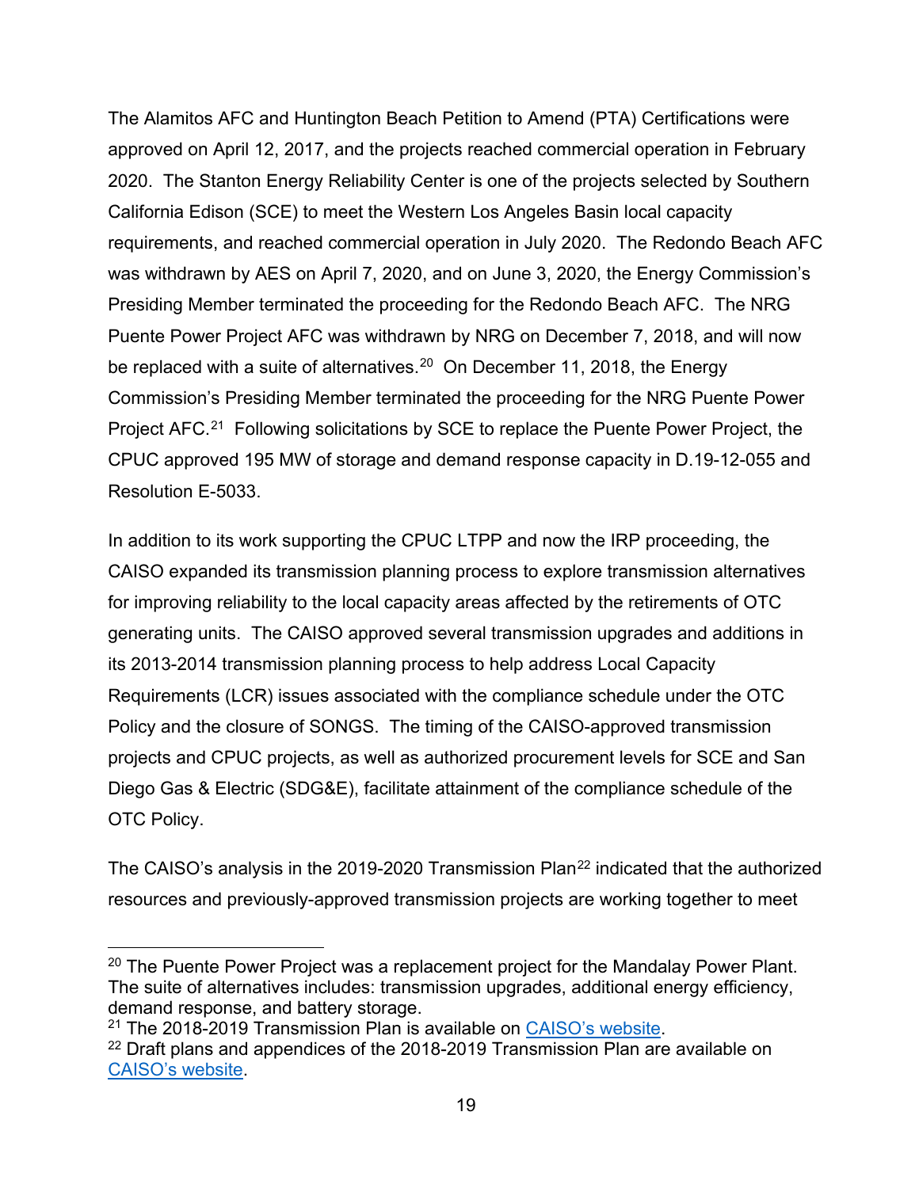The Alamitos AFC and Huntington Beach Petition to Amend (PTA) Certifications were approved on April 12, 2017, and the projects reached commercial operation in February 2020. The Stanton Energy Reliability Center is one of the projects selected by Southern California Edison (SCE) to meet the Western Los Angeles Basin local capacity requirements, and reached commercial operation in July 2020. The Redondo Beach AFC was withdrawn by AES on April 7, 2020, and on June 3, 2020, the Energy Commission's Presiding Member terminated the proceeding for the Redondo Beach AFC. The NRG Puente Power Project AFC was withdrawn by NRG on December 7, 2018, and will now be replaced with a suite of alternatives.[20] On December 11, 2018, the Energy Commission's Presiding Member terminated the proceeding for the NRG Puente Power Project AFC.[21] Following solicitations by SCE to replace the Puente Power Project, the CPUC approved 195 MW of storage and demand response capacity in D.19-12-055 and Resolution E-5033.

In addition to its work supporting the CPUC LTPP and now the IRP proceeding, the CAISO expanded its transmission planning process to explore transmission alternatives for improving reliability to the local capacity areas affected by the retirements of OTC generating units. The CAISO approved several transmission upgrades and additions in its 2013-2014 transmission planning process to help address Local Capacity Requirements (LCR) issues associated with the compliance schedule under the OTC Policy and the closure of SONGS. The timing of the CAISO-approved transmission projects and CPUC projects, as well as authorized procurement levels for SCE and San Diego Gas & Electric (SDG&E), facilitate attainment of the compliance schedule of the OTC Policy.

The CAISO's analysis in the 2019-2020 Transmission Plan[22] indicated that the authorized resources and previously-approved transmission projects are working together to meet

---

[20] The Puente Power Project was a replacement project for the Mandalay Power Plant. The suite of alternatives includes: transmission upgrades, additional energy efficiency, demand response, and battery storage.

[21] The 2018-2019 Transmission Plan is available on CAISO's website.

[22] Draft plans and appendices of the 2018-2019 Transmission Plan are available on CAISO's website.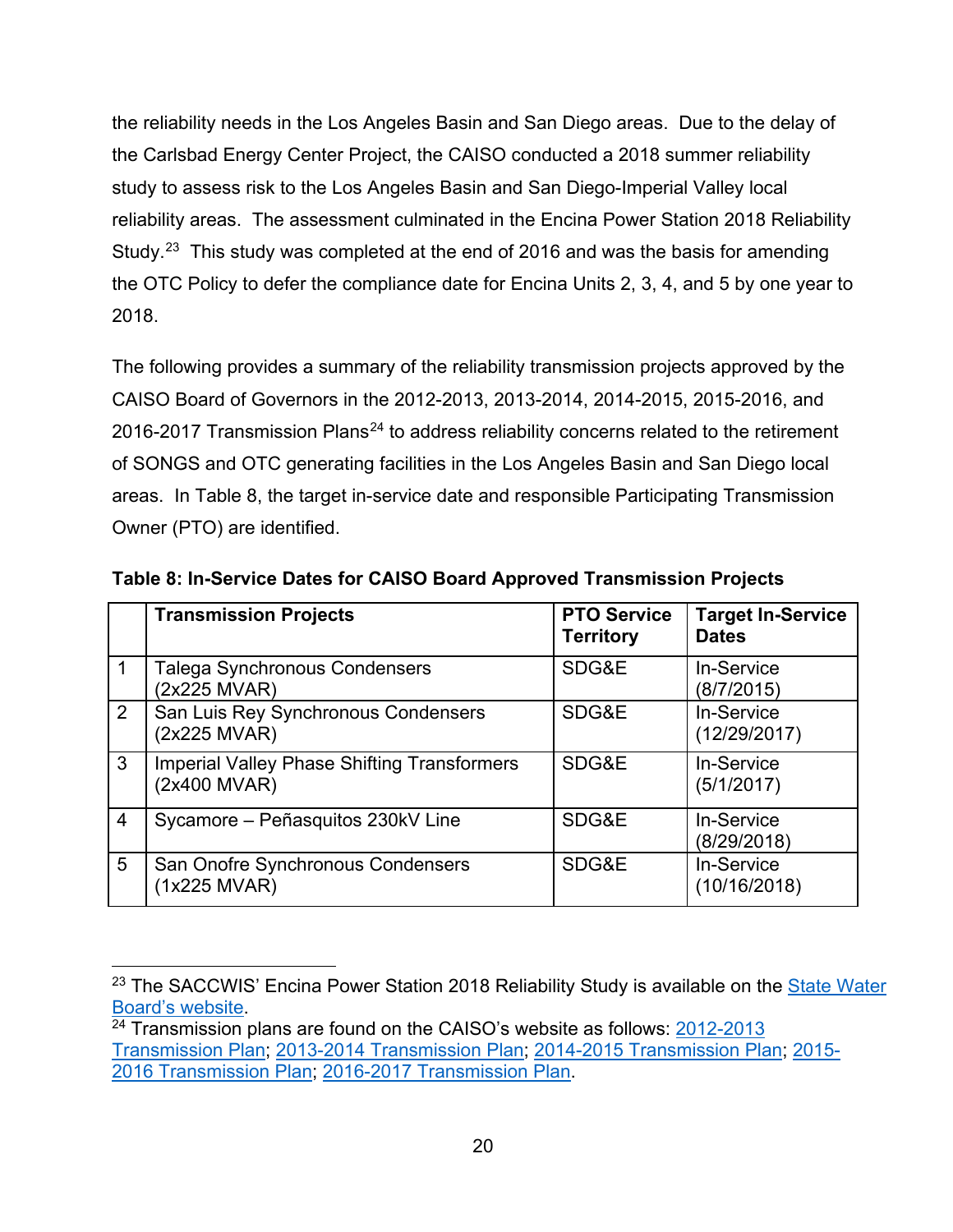the reliability needs in the Los Angeles Basin and San Diego areas. Due to the delay of the Carlsbad Energy Center Project, the CAISO conducted a 2018 summer reliability study to assess risk to the Los Angeles Basin and San Diego-Imperial Valley local reliability areas. The assessment culminated in the Encina Power Station 2018 Reliability Study.[23] This study was completed at the end of 2016 and was the basis for amending the OTC Policy to defer the compliance date for Encina Units 2, 3, 4, and 5 by one year to 2018.

The following provides a summary of the reliability transmission projects approved by the CAISO Board of Governors in the 2012-2013, 2013-2014, 2014-2015, 2015-2016, and 2016-2017 Transmission Plans[24] to address reliability concerns related to the retirement of SONGS and OTC generating facilities in the Los Angeles Basin and San Diego local areas. In Table 8, the target in-service date and responsible Participating Transmission Owner (PTO) are identified.

**Table 8: In-Service Dates for CAISO Board Approved Transmission Projects**

| | **Transmission Projects** | **PTO Service Territory** | **Target In-Service Dates** |
|---|---|---|---|
| 1 | Talega Synchronous Condensers (2x225 MVAR) | SDG&E | In-Service (8/7/2015) |
| 2 | San Luis Rey Synchronous Condensers (2x225 MVAR) | SDG&E | In-Service (12/29/2017) |
| 3 | Imperial Valley Phase Shifting Transformers (2x400 MVAR) | SDG&E | In-Service (5/1/2017) |
| 4 | Sycamore – Peñasquitos 230kV Line | SDG&E | In-Service (8/29/2018) |
| 5 | San Onofre Synchronous Condensers (1x225 MVAR) | SDG&E | In-Service (10/16/2018) |

---

[23] The SACCWIS' Encina Power Station 2018 Reliability Study is available on the State Water Board's website.

[24] Transmission plans are found on the CAISO's website as follows: 2012-2013 Transmission Plan; 2013-2014 Transmission Plan; 2014-2015 Transmission Plan; 2015-2016 Transmission Plan; 2016-2017 Transmission Plan.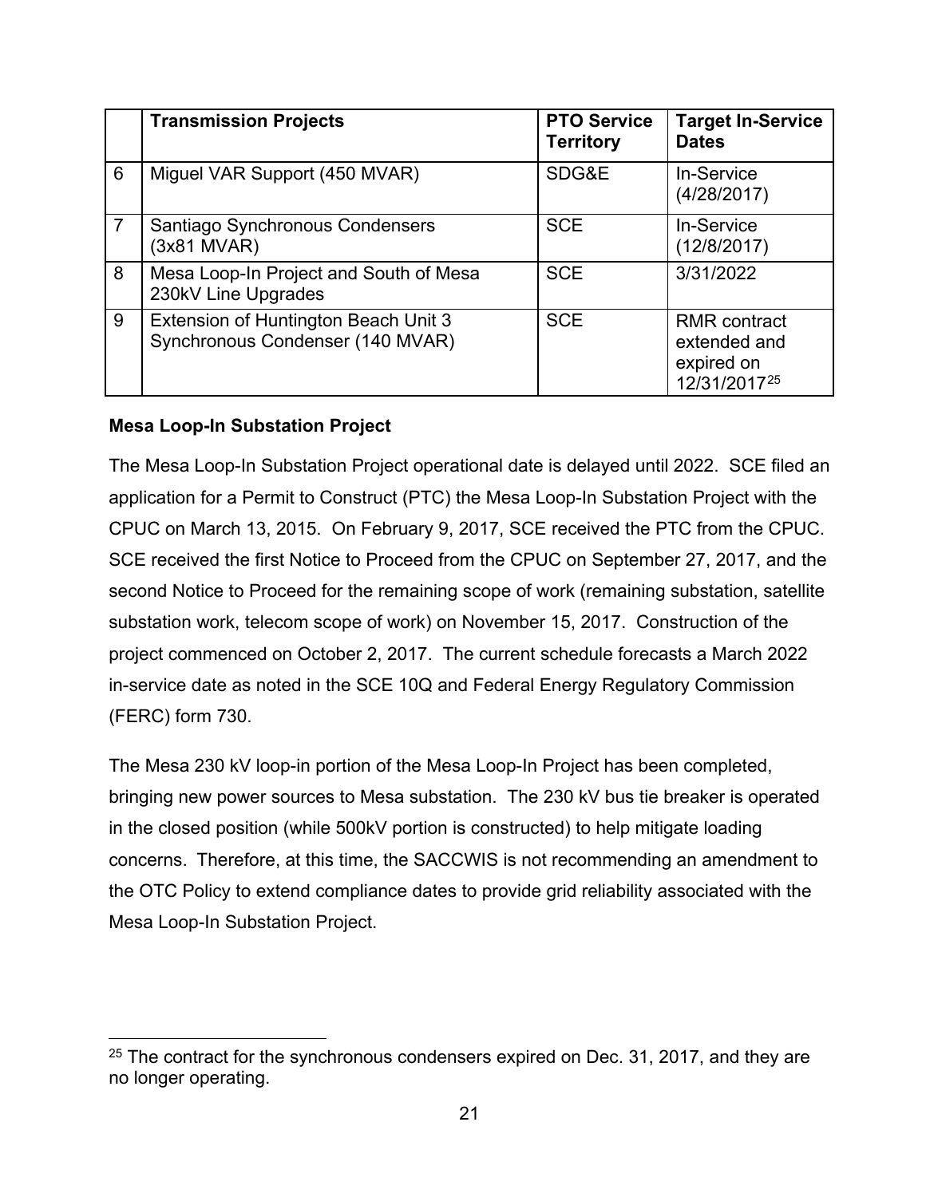| | Transmission Projects | PTO Service Territory | Target In-Service Dates |
|---|---|---|---|
| 6 | Miguel VAR Support (450 MVAR) | SDG&E | In-Service (4/28/2017) |
| 7 | Santiago Synchronous Condensers (3x81 MVAR) | SCE | In-Service (12/8/2017) |
| 8 | Mesa Loop-In Project and South of Mesa 230kV Line Upgrades | SCE | 3/31/2022 |
| 9 | Extension of Huntington Beach Unit 3 Synchronous Condenser (140 MVAR) | SCE | RMR contract extended and expired on 12/31/2017[25] |

**Mesa Loop-In Substation Project**

The Mesa Loop-In Substation Project operational date is delayed until 2022. SCE filed an application for a Permit to Construct (PTC) the Mesa Loop-In Substation Project with the CPUC on March 13, 2015. On February 9, 2017, SCE received the PTC from the CPUC. SCE received the first Notice to Proceed from the CPUC on September 27, 2017, and the second Notice to Proceed for the remaining scope of work (remaining substation, satellite substation work, telecom scope of work) on November 15, 2017. Construction of the project commenced on October 2, 2017. The current schedule forecasts a March 2022 in-service date as noted in the SCE 10Q and Federal Energy Regulatory Commission (FERC) form 730.

The Mesa 230 kV loop-in portion of the Mesa Loop-In Project has been completed, bringing new power sources to Mesa substation. The 230 kV bus tie breaker is operated in the closed position (while 500kV portion is constructed) to help mitigate loading concerns. Therefore, at this time, the SACCWIS is not recommending an amendment to the OTC Policy to extend compliance dates to provide grid reliability associated with the Mesa Loop-In Substation Project.

[25] The contract for the synchronous condensers expired on Dec. 31, 2017, and they are no longer operating.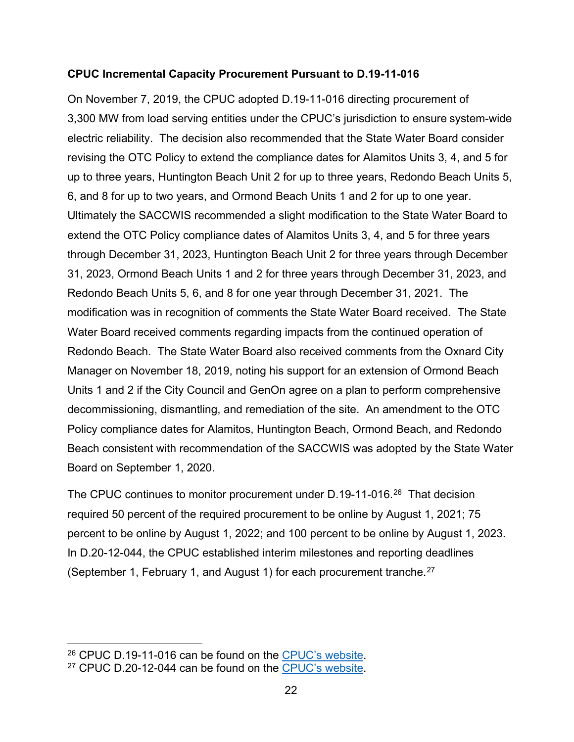**CPUC Incremental Capacity Procurement Pursuant to D.19-11-016**

On November 7, 2019, the CPUC adopted D.19-11-016 directing procurement of 3,300 MW from load serving entities under the CPUC's jurisdiction to ensure system-wide electric reliability. The decision also recommended that the State Water Board consider revising the OTC Policy to extend the compliance dates for Alamitos Units 3, 4, and 5 for up to three years, Huntington Beach Unit 2 for up to three years, Redondo Beach Units 5, 6, and 8 for up to two years, and Ormond Beach Units 1 and 2 for up to one year. Ultimately the SACCWIS recommended a slight modification to the State Water Board to extend the OTC Policy compliance dates of Alamitos Units 3, 4, and 5 for three years through December 31, 2023, Huntington Beach Unit 2 for three years through December 31, 2023, Ormond Beach Units 1 and 2 for three years through December 31, 2023, and Redondo Beach Units 5, 6, and 8 for one year through December 31, 2021. The modification was in recognition of comments the State Water Board received. The State Water Board received comments regarding impacts from the continued operation of Redondo Beach. The State Water Board also received comments from the Oxnard City Manager on November 18, 2019, noting his support for an extension of Ormond Beach Units 1 and 2 if the City Council and GenOn agree on a plan to perform comprehensive decommissioning, dismantling, and remediation of the site. An amendment to the OTC Policy compliance dates for Alamitos, Huntington Beach, Ormond Beach, and Redondo Beach consistent with recommendation of the SACCWIS was adopted by the State Water Board on September 1, 2020.

The CPUC continues to monitor procurement under D.19-11-016.[26] That decision required 50 percent of the required procurement to be online by August 1, 2021; 75 percent to be online by August 1, 2022; and 100 percent to be online by August 1, 2023. In D.20-12-044, the CPUC established interim milestones and reporting deadlines (September 1, February 1, and August 1) for each procurement tranche.[27]

---

[26] CPUC D.19-11-016 can be found on the [CPUC's website](CPUC's website).
[27] CPUC D.20-12-044 can be found on the [CPUC's website](CPUC's website).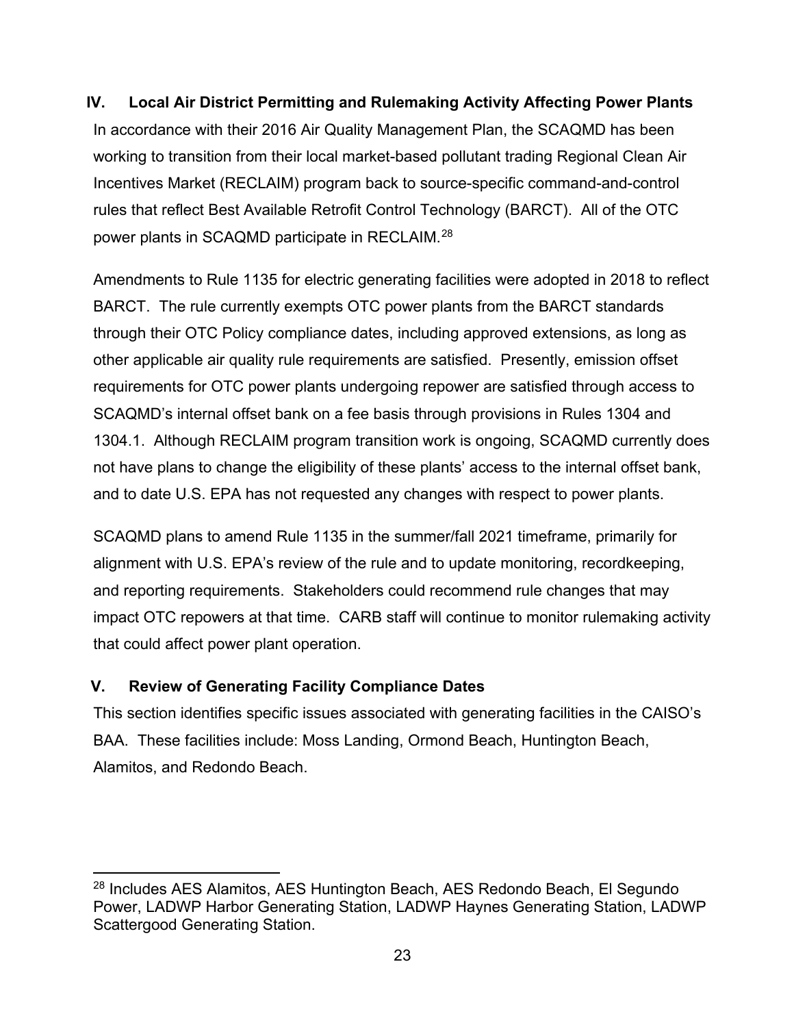## IV. Local Air District Permitting and Rulemaking Activity Affecting Power Plants

In accordance with their 2016 Air Quality Management Plan, the SCAQMD has been working to transition from their local market-based pollutant trading Regional Clean Air Incentives Market (RECLAIM) program back to source-specific command-and-control rules that reflect Best Available Retrofit Control Technology (BARCT). All of the OTC power plants in SCAQMD participate in RECLAIM.[28]

Amendments to Rule 1135 for electric generating facilities were adopted in 2018 to reflect BARCT. The rule currently exempts OTC power plants from the BARCT standards through their OTC Policy compliance dates, including approved extensions, as long as other applicable air quality rule requirements are satisfied. Presently, emission offset requirements for OTC power plants undergoing repower are satisfied through access to SCAQMD's internal offset bank on a fee basis through provisions in Rules 1304 and 1304.1. Although RECLAIM program transition work is ongoing, SCAQMD currently does not have plans to change the eligibility of these plants' access to the internal offset bank, and to date U.S. EPA has not requested any changes with respect to power plants.

SCAQMD plans to amend Rule 1135 in the summer/fall 2021 timeframe, primarily for alignment with U.S. EPA's review of the rule and to update monitoring, recordkeeping, and reporting requirements. Stakeholders could recommend rule changes that may impact OTC repowers at that time. CARB staff will continue to monitor rulemaking activity that could affect power plant operation.

## V. Review of Generating Facility Compliance Dates

This section identifies specific issues associated with generating facilities in the CAISO's BAA. These facilities include: Moss Landing, Ormond Beach, Huntington Beach, Alamitos, and Redondo Beach.

---

[28] Includes AES Alamitos, AES Huntington Beach, AES Redondo Beach, El Segundo Power, LADWP Harbor Generating Station, LADWP Haynes Generating Station, LADWP Scattergood Generating Station.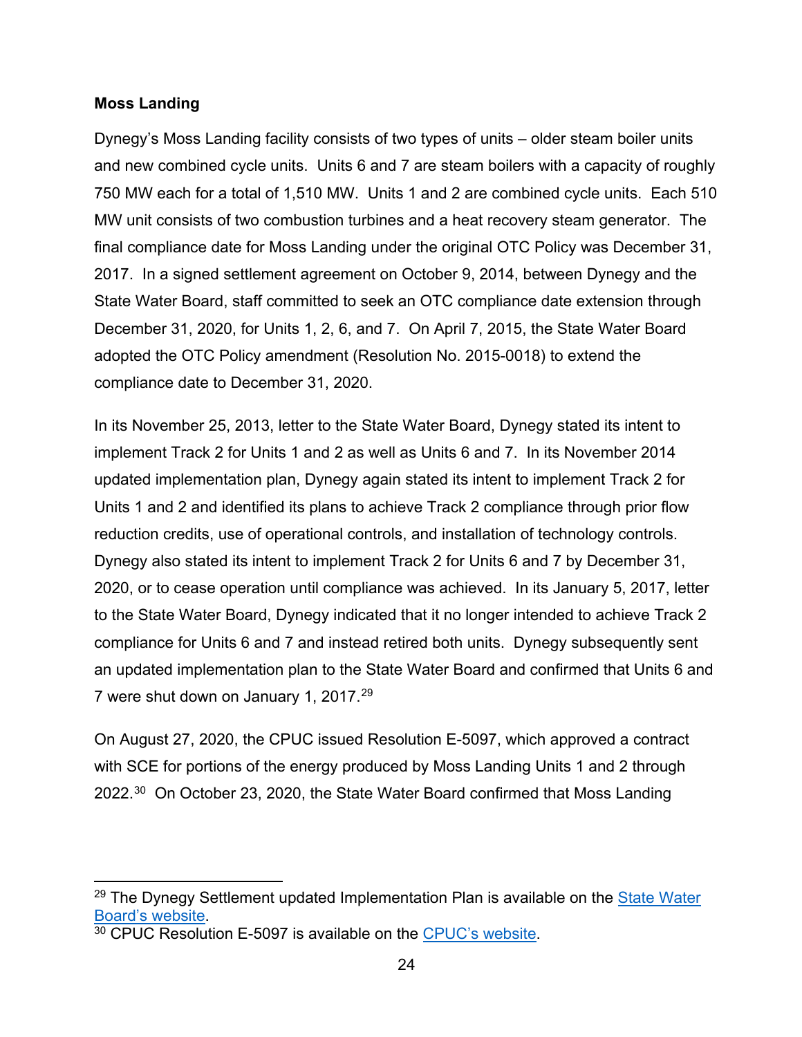**Moss Landing**

Dynegy's Moss Landing facility consists of two types of units – older steam boiler units and new combined cycle units. Units 6 and 7 are steam boilers with a capacity of roughly 750 MW each for a total of 1,510 MW. Units 1 and 2 are combined cycle units. Each 510 MW unit consists of two combustion turbines and a heat recovery steam generator. The final compliance date for Moss Landing under the original OTC Policy was December 31, 2017. In a signed settlement agreement on October 9, 2014, between Dynegy and the State Water Board, staff committed to seek an OTC compliance date extension through December 31, 2020, for Units 1, 2, 6, and 7. On April 7, 2015, the State Water Board adopted the OTC Policy amendment (Resolution No. 2015-0018) to extend the compliance date to December 31, 2020.

In its November 25, 2013, letter to the State Water Board, Dynegy stated its intent to implement Track 2 for Units 1 and 2 as well as Units 6 and 7. In its November 2014 updated implementation plan, Dynegy again stated its intent to implement Track 2 for Units 1 and 2 and identified its plans to achieve Track 2 compliance through prior flow reduction credits, use of operational controls, and installation of technology controls. Dynegy also stated its intent to implement Track 2 for Units 6 and 7 by December 31, 2020, or to cease operation until compliance was achieved. In its January 5, 2017, letter to the State Water Board, Dynegy indicated that it no longer intended to achieve Track 2 compliance for Units 6 and 7 and instead retired both units. Dynegy subsequently sent an updated implementation plan to the State Water Board and confirmed that Units 6 and 7 were shut down on January 1, 2017.[29]

On August 27, 2020, the CPUC issued Resolution E-5097, which approved a contract with SCE for portions of the energy produced by Moss Landing Units 1 and 2 through 2022.[30] On October 23, 2020, the State Water Board confirmed that Moss Landing

---

[29] The Dynegy Settlement updated Implementation Plan is available on the State Water Board's website.

[30] CPUC Resolution E-5097 is available on the CPUC's website.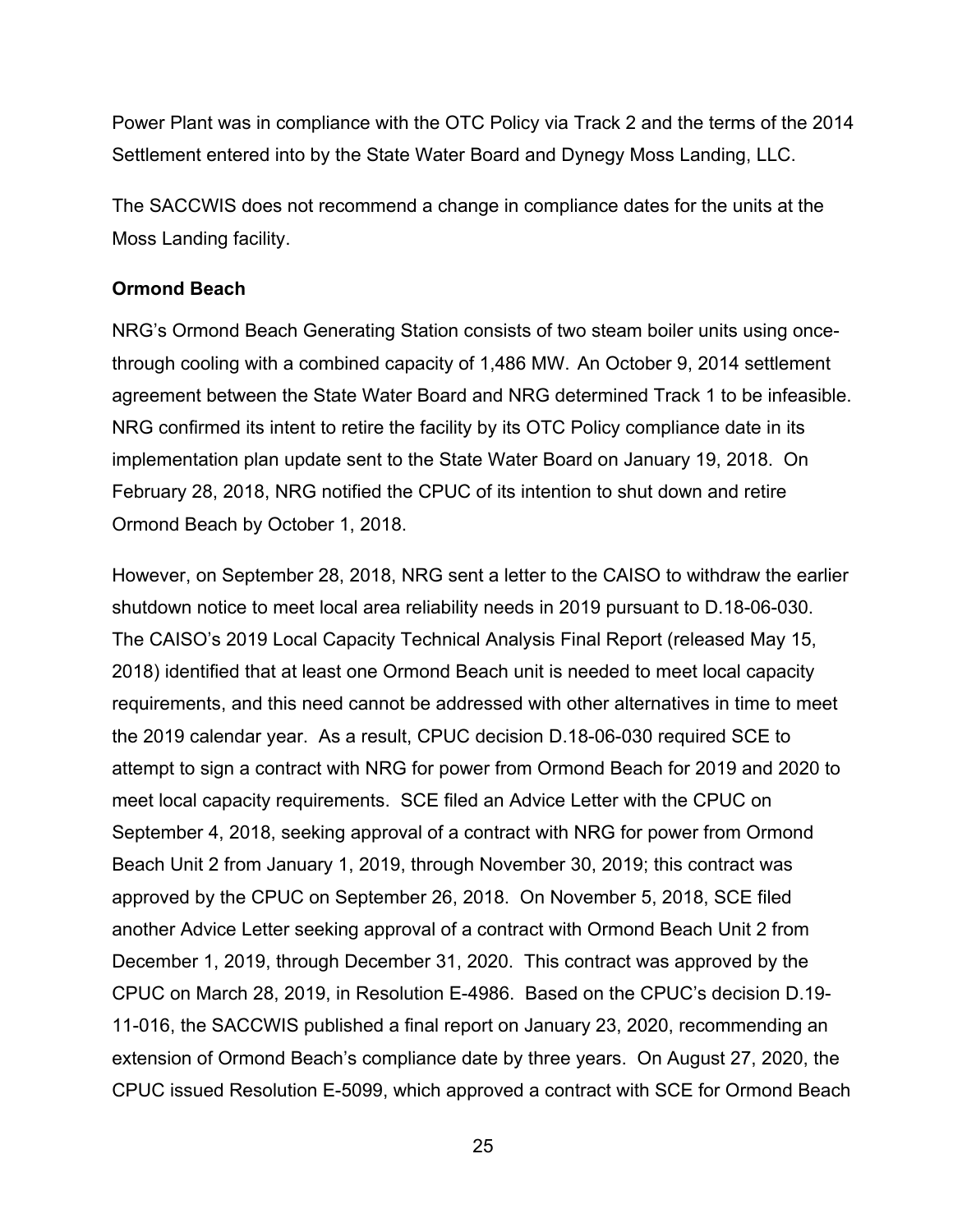Power Plant was in compliance with the OTC Policy via Track 2 and the terms of the 2014 Settlement entered into by the State Water Board and Dynegy Moss Landing, LLC.

The SACCWIS does not recommend a change in compliance dates for the units at the Moss Landing facility.

**Ormond Beach**

NRG's Ormond Beach Generating Station consists of two steam boiler units using once-through cooling with a combined capacity of 1,486 MW. An October 9, 2014 settlement agreement between the State Water Board and NRG determined Track 1 to be infeasible. NRG confirmed its intent to retire the facility by its OTC Policy compliance date in its implementation plan update sent to the State Water Board on January 19, 2018. On February 28, 2018, NRG notified the CPUC of its intention to shut down and retire Ormond Beach by October 1, 2018.

However, on September 28, 2018, NRG sent a letter to the CAISO to withdraw the earlier shutdown notice to meet local area reliability needs in 2019 pursuant to D.18-06-030. The CAISO's 2019 Local Capacity Technical Analysis Final Report (released May 15, 2018) identified that at least one Ormond Beach unit is needed to meet local capacity requirements, and this need cannot be addressed with other alternatives in time to meet the 2019 calendar year. As a result, CPUC decision D.18-06-030 required SCE to attempt to sign a contract with NRG for power from Ormond Beach for 2019 and 2020 to meet local capacity requirements. SCE filed an Advice Letter with the CPUC on September 4, 2018, seeking approval of a contract with NRG for power from Ormond Beach Unit 2 from January 1, 2019, through November 30, 2019; this contract was approved by the CPUC on September 26, 2018. On November 5, 2018, SCE filed another Advice Letter seeking approval of a contract with Ormond Beach Unit 2 from December 1, 2019, through December 31, 2020. This contract was approved by the CPUC on March 28, 2019, in Resolution E-4986. Based on the CPUC's decision D.19-11-016, the SACCWIS published a final report on January 23, 2020, recommending an extension of Ormond Beach's compliance date by three years. On August 27, 2020, the CPUC issued Resolution E-5099, which approved a contract with SCE for Ormond Beach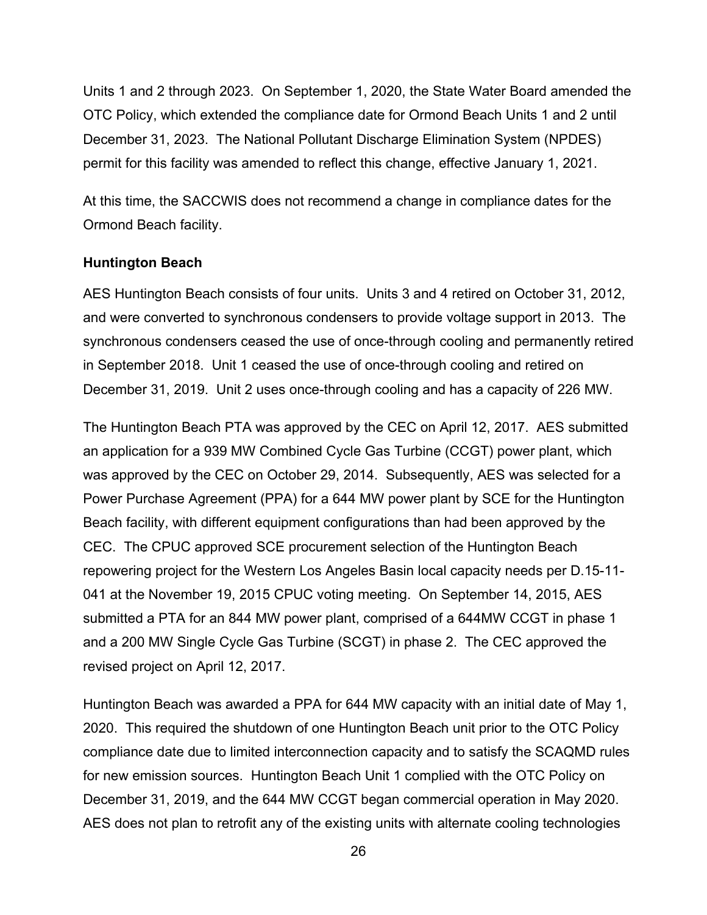Units 1 and 2 through 2023. On September 1, 2020, the State Water Board amended the OTC Policy, which extended the compliance date for Ormond Beach Units 1 and 2 until December 31, 2023. The National Pollutant Discharge Elimination System (NPDES) permit for this facility was amended to reflect this change, effective January 1, 2021.

At this time, the SACCWIS does not recommend a change in compliance dates for the Ormond Beach facility.

**Huntington Beach**

AES Huntington Beach consists of four units. Units 3 and 4 retired on October 31, 2012, and were converted to synchronous condensers to provide voltage support in 2013. The synchronous condensers ceased the use of once-through cooling and permanently retired in September 2018. Unit 1 ceased the use of once-through cooling and retired on December 31, 2019. Unit 2 uses once-through cooling and has a capacity of 226 MW.

The Huntington Beach PTA was approved by the CEC on April 12, 2017. AES submitted an application for a 939 MW Combined Cycle Gas Turbine (CCGT) power plant, which was approved by the CEC on October 29, 2014. Subsequently, AES was selected for a Power Purchase Agreement (PPA) for a 644 MW power plant by SCE for the Huntington Beach facility, with different equipment configurations than had been approved by the CEC. The CPUC approved SCE procurement selection of the Huntington Beach repowering project for the Western Los Angeles Basin local capacity needs per D.15-11-041 at the November 19, 2015 CPUC voting meeting. On September 14, 2015, AES submitted a PTA for an 844 MW power plant, comprised of a 644MW CCGT in phase 1 and a 200 MW Single Cycle Gas Turbine (SCGT) in phase 2. The CEC approved the revised project on April 12, 2017.

Huntington Beach was awarded a PPA for 644 MW capacity with an initial date of May 1, 2020. This required the shutdown of one Huntington Beach unit prior to the OTC Policy compliance date due to limited interconnection capacity and to satisfy the SCAQMD rules for new emission sources. Huntington Beach Unit 1 complied with the OTC Policy on December 31, 2019, and the 644 MW CCGT began commercial operation in May 2020. AES does not plan to retrofit any of the existing units with alternate cooling technologies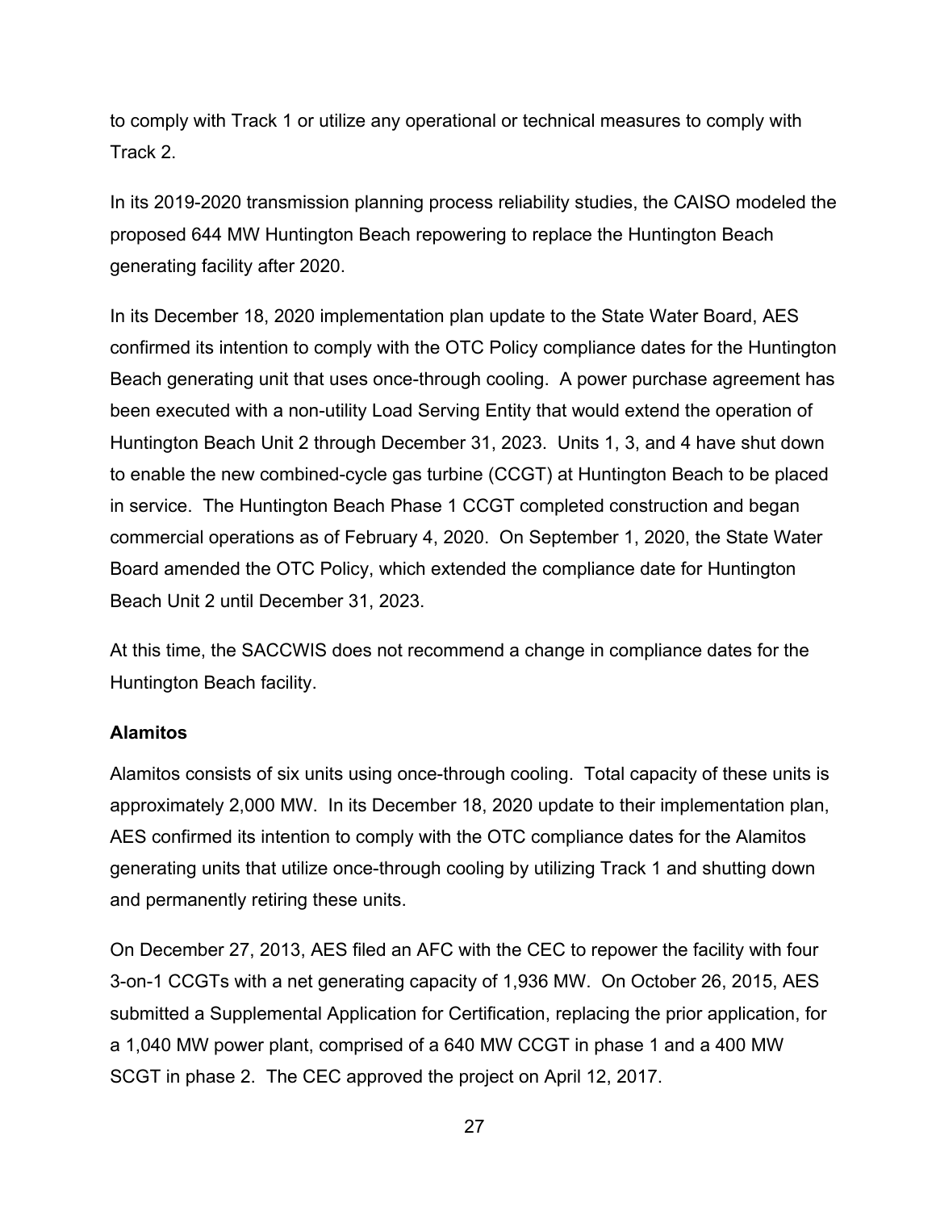to comply with Track 1 or utilize any operational or technical measures to comply with Track 2.

In its 2019-2020 transmission planning process reliability studies, the CAISO modeled the proposed 644 MW Huntington Beach repowering to replace the Huntington Beach generating facility after 2020.

In its December 18, 2020 implementation plan update to the State Water Board, AES confirmed its intention to comply with the OTC Policy compliance dates for the Huntington Beach generating unit that uses once-through cooling. A power purchase agreement has been executed with a non-utility Load Serving Entity that would extend the operation of Huntington Beach Unit 2 through December 31, 2023. Units 1, 3, and 4 have shut down to enable the new combined-cycle gas turbine (CCGT) at Huntington Beach to be placed in service. The Huntington Beach Phase 1 CCGT completed construction and began commercial operations as of February 4, 2020. On September 1, 2020, the State Water Board amended the OTC Policy, which extended the compliance date for Huntington Beach Unit 2 until December 31, 2023.

At this time, the SACCWIS does not recommend a change in compliance dates for the Huntington Beach facility.

**Alamitos**

Alamitos consists of six units using once-through cooling. Total capacity of these units is approximately 2,000 MW. In its December 18, 2020 update to their implementation plan, AES confirmed its intention to comply with the OTC compliance dates for the Alamitos generating units that utilize once-through cooling by utilizing Track 1 and shutting down and permanently retiring these units.

On December 27, 2013, AES filed an AFC with the CEC to repower the facility with four 3-on-1 CCGTs with a net generating capacity of 1,936 MW. On October 26, 2015, AES submitted a Supplemental Application for Certification, replacing the prior application, for a 1,040 MW power plant, comprised of a 640 MW CCGT in phase 1 and a 400 MW SCGT in phase 2. The CEC approved the project on April 12, 2017.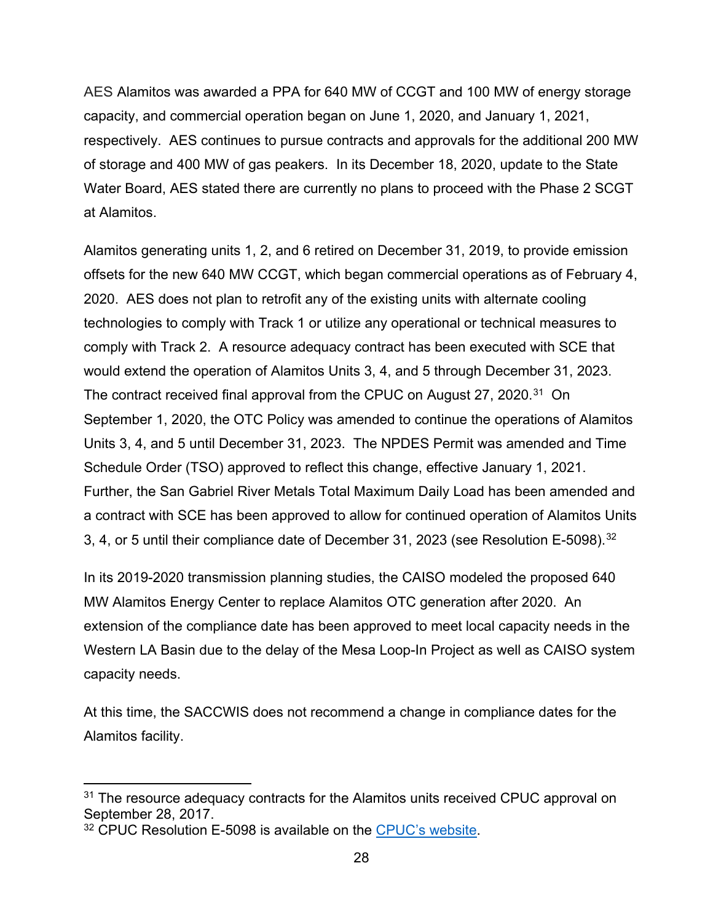AES Alamitos was awarded a PPA for 640 MW of CCGT and 100 MW of energy storage capacity, and commercial operation began on June 1, 2020, and January 1, 2021, respectively. AES continues to pursue contracts and approvals for the additional 200 MW of storage and 400 MW of gas peakers. In its December 18, 2020, update to the State Water Board, AES stated there are currently no plans to proceed with the Phase 2 SCGT at Alamitos.

Alamitos generating units 1, 2, and 6 retired on December 31, 2019, to provide emission offsets for the new 640 MW CCGT, which began commercial operations as of February 4, 2020. AES does not plan to retrofit any of the existing units with alternate cooling technologies to comply with Track 1 or utilize any operational or technical measures to comply with Track 2. A resource adequacy contract has been executed with SCE that would extend the operation of Alamitos Units 3, 4, and 5 through December 31, 2023. The contract received final approval from the CPUC on August 27, 2020.[31] On September 1, 2020, the OTC Policy was amended to continue the operations of Alamitos Units 3, 4, and 5 until December 31, 2023. The NPDES Permit was amended and Time Schedule Order (TSO) approved to reflect this change, effective January 1, 2021. Further, the San Gabriel River Metals Total Maximum Daily Load has been amended and a contract with SCE has been approved to allow for continued operation of Alamitos Units 3, 4, or 5 until their compliance date of December 31, 2023 (see Resolution E-5098).[32]

In its 2019-2020 transmission planning studies, the CAISO modeled the proposed 640 MW Alamitos Energy Center to replace Alamitos OTC generation after 2020. An extension of the compliance date has been approved to meet local capacity needs in the Western LA Basin due to the delay of the Mesa Loop-In Project as well as CAISO system capacity needs.

At this time, the SACCWIS does not recommend a change in compliance dates for the Alamitos facility.

---

[31] The resource adequacy contracts for the Alamitos units received CPUC approval on September 28, 2017.

[32] CPUC Resolution E-5098 is available on the CPUC's website.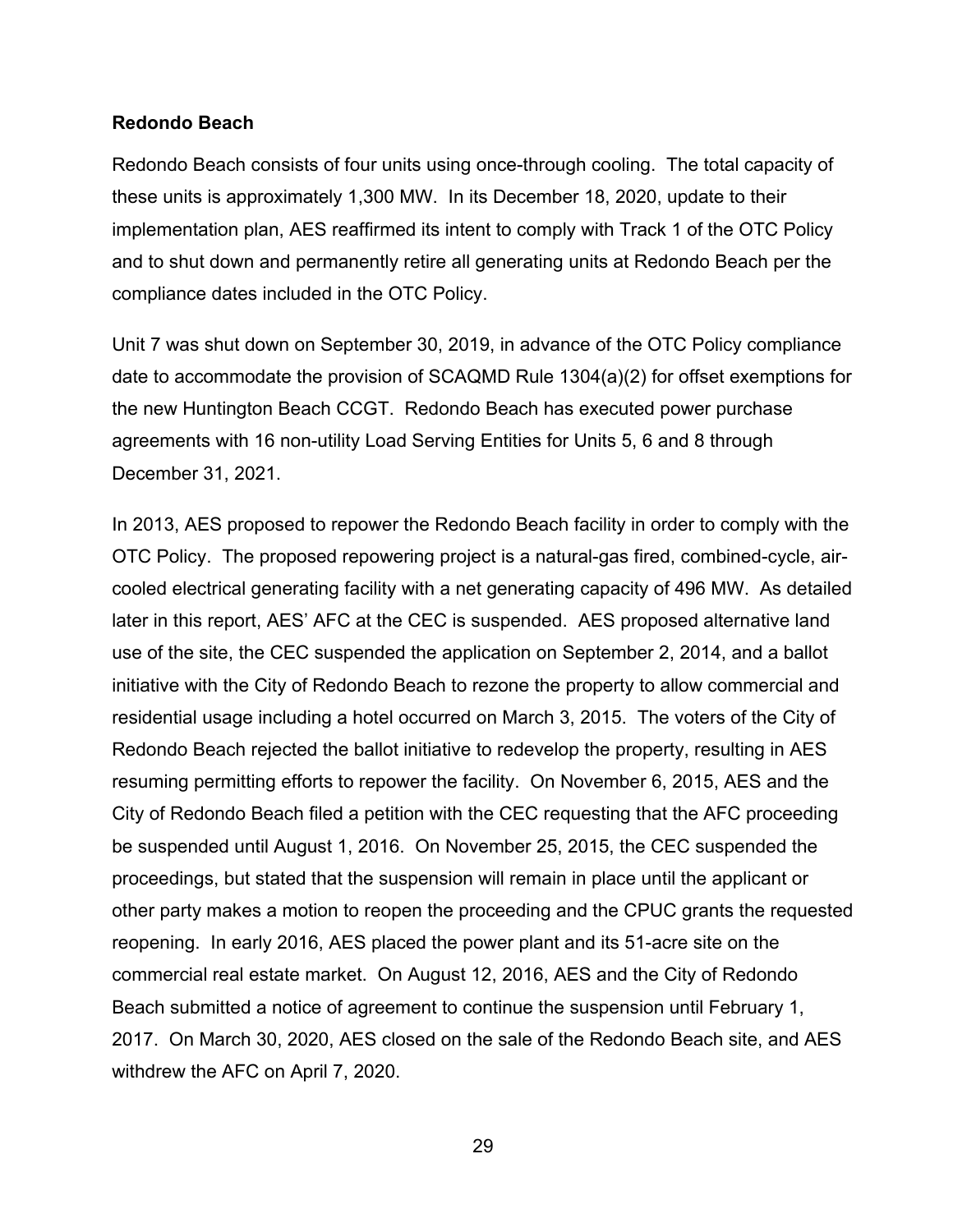**Redondo Beach**

Redondo Beach consists of four units using once-through cooling. The total capacity of these units is approximately 1,300 MW. In its December 18, 2020, update to their implementation plan, AES reaffirmed its intent to comply with Track 1 of the OTC Policy and to shut down and permanently retire all generating units at Redondo Beach per the compliance dates included in the OTC Policy.

Unit 7 was shut down on September 30, 2019, in advance of the OTC Policy compliance date to accommodate the provision of SCAQMD Rule 1304(a)(2) for offset exemptions for the new Huntington Beach CCGT. Redondo Beach has executed power purchase agreements with 16 non-utility Load Serving Entities for Units 5, 6 and 8 through December 31, 2021.

In 2013, AES proposed to repower the Redondo Beach facility in order to comply with the OTC Policy. The proposed repowering project is a natural-gas fired, combined-cycle, air-cooled electrical generating facility with a net generating capacity of 496 MW. As detailed later in this report, AES' AFC at the CEC is suspended. AES proposed alternative land use of the site, the CEC suspended the application on September 2, 2014, and a ballot initiative with the City of Redondo Beach to rezone the property to allow commercial and residential usage including a hotel occurred on March 3, 2015. The voters of the City of Redondo Beach rejected the ballot initiative to redevelop the property, resulting in AES resuming permitting efforts to repower the facility. On November 6, 2015, AES and the City of Redondo Beach filed a petition with the CEC requesting that the AFC proceeding be suspended until August 1, 2016. On November 25, 2015, the CEC suspended the proceedings, but stated that the suspension will remain in place until the applicant or other party makes a motion to reopen the proceeding and the CPUC grants the requested reopening. In early 2016, AES placed the power plant and its 51-acre site on the commercial real estate market. On August 12, 2016, AES and the City of Redondo Beach submitted a notice of agreement to continue the suspension until February 1, 2017. On March 30, 2020, AES closed on the sale of the Redondo Beach site, and AES withdrew the AFC on April 7, 2020.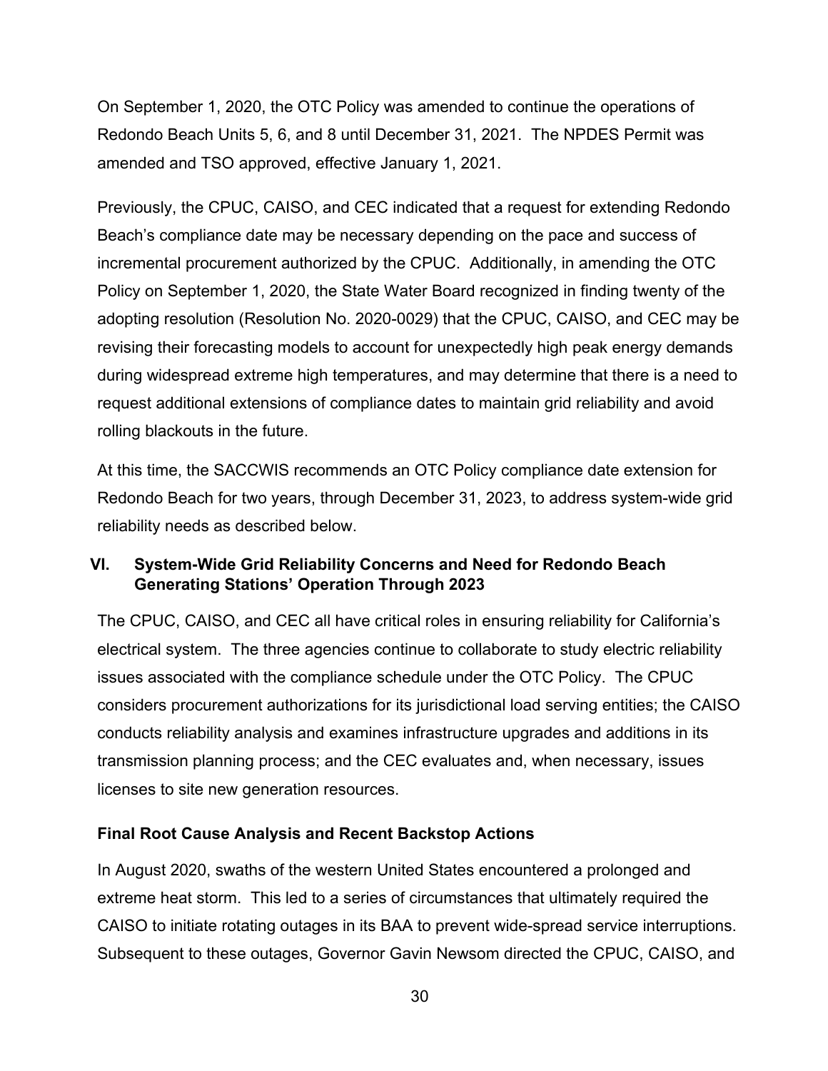On September 1, 2020, the OTC Policy was amended to continue the operations of Redondo Beach Units 5, 6, and 8 until December 31, 2021. The NPDES Permit was amended and TSO approved, effective January 1, 2021.

Previously, the CPUC, CAISO, and CEC indicated that a request for extending Redondo Beach's compliance date may be necessary depending on the pace and success of incremental procurement authorized by the CPUC. Additionally, in amending the OTC Policy on September 1, 2020, the State Water Board recognized in finding twenty of the adopting resolution (Resolution No. 2020-0029) that the CPUC, CAISO, and CEC may be revising their forecasting models to account for unexpectedly high peak energy demands during widespread extreme high temperatures, and may determine that there is a need to request additional extensions of compliance dates to maintain grid reliability and avoid rolling blackouts in the future.

At this time, the SACCWIS recommends an OTC Policy compliance date extension for Redondo Beach for two years, through December 31, 2023, to address system-wide grid reliability needs as described below.

## VI. System-Wide Grid Reliability Concerns and Need for Redondo Beach Generating Stations' Operation Through 2023

The CPUC, CAISO, and CEC all have critical roles in ensuring reliability for California's electrical system. The three agencies continue to collaborate to study electric reliability issues associated with the compliance schedule under the OTC Policy. The CPUC considers procurement authorizations for its jurisdictional load serving entities; the CAISO conducts reliability analysis and examines infrastructure upgrades and additions in its transmission planning process; and the CEC evaluates and, when necessary, issues licenses to site new generation resources.

### Final Root Cause Analysis and Recent Backstop Actions

In August 2020, swaths of the western United States encountered a prolonged and extreme heat storm. This led to a series of circumstances that ultimately required the CAISO to initiate rotating outages in its BAA to prevent wide-spread service interruptions. Subsequent to these outages, Governor Gavin Newsom directed the CPUC, CAISO, and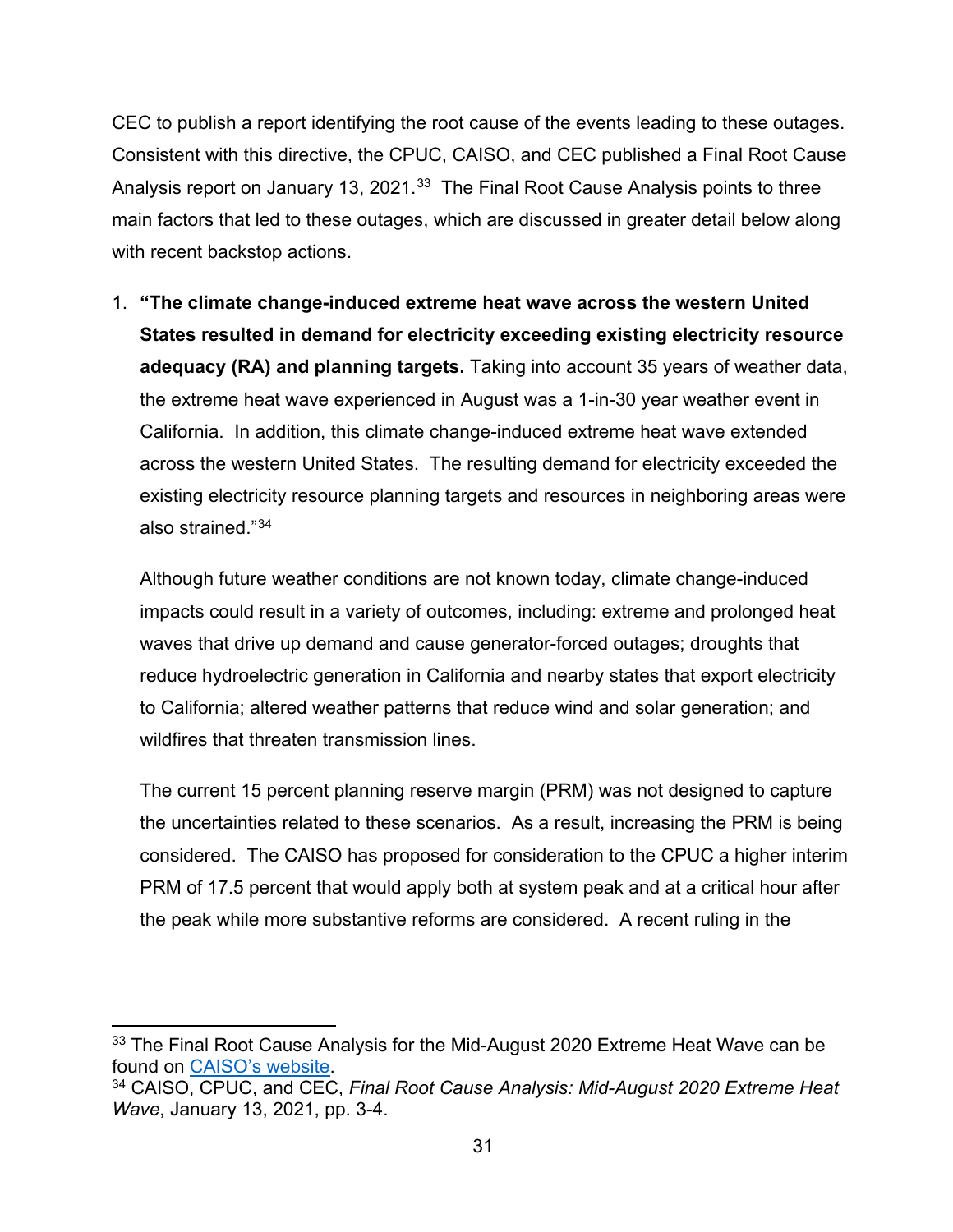CEC to publish a report identifying the root cause of the events leading to these outages. Consistent with this directive, the CPUC, CAISO, and CEC published a Final Root Cause Analysis report on January 13, 2021.[33] The Final Root Cause Analysis points to three main factors that led to these outages, which are discussed in greater detail below along with recent backstop actions.

1. **"The climate change-induced extreme heat wave across the western United States resulted in demand for electricity exceeding existing electricity resource adequacy (RA) and planning targets.** Taking into account 35 years of weather data, the extreme heat wave experienced in August was a 1-in-30 year weather event in California. In addition, this climate change-induced extreme heat wave extended across the western United States. The resulting demand for electricity exceeded the existing electricity resource planning targets and resources in neighboring areas were also strained."[34]

   Although future weather conditions are not known today, climate change-induced impacts could result in a variety of outcomes, including: extreme and prolonged heat waves that drive up demand and cause generator-forced outages; droughts that reduce hydroelectric generation in California and nearby states that export electricity to California; altered weather patterns that reduce wind and solar generation; and wildfires that threaten transmission lines.

   The current 15 percent planning reserve margin (PRM) was not designed to capture the uncertainties related to these scenarios. As a result, increasing the PRM is being considered. The CAISO has proposed for consideration to the CPUC a higher interim PRM of 17.5 percent that would apply both at system peak and at a critical hour after the peak while more substantive reforms are considered. A recent ruling in the

---

[33] The Final Root Cause Analysis for the Mid-August 2020 Extreme Heat Wave can be found on CAISO's website.

[34] CAISO, CPUC, and CEC, *Final Root Cause Analysis: Mid-August 2020 Extreme Heat Wave*, January 13, 2021, pp. 3-4.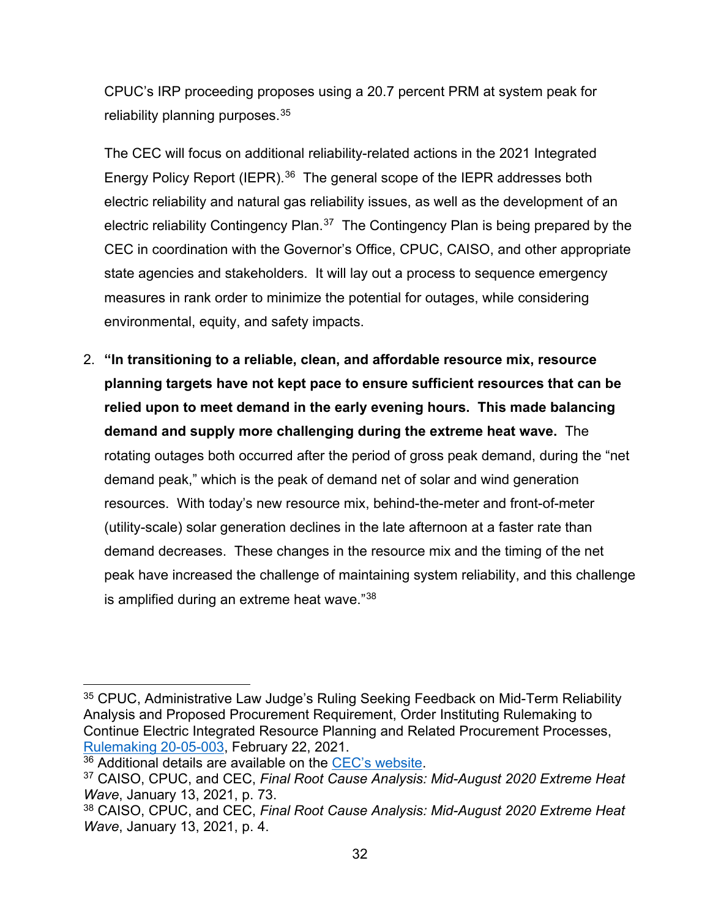CPUC's IRP proceeding proposes using a 20.7 percent PRM at system peak for reliability planning purposes.[35]

The CEC will focus on additional reliability-related actions in the 2021 Integrated Energy Policy Report (IEPR).[36] The general scope of the IEPR addresses both electric reliability and natural gas reliability issues, as well as the development of an electric reliability Contingency Plan.[37] The Contingency Plan is being prepared by the CEC in coordination with the Governor's Office, CPUC, CAISO, and other appropriate state agencies and stakeholders. It will lay out a process to sequence emergency measures in rank order to minimize the potential for outages, while considering environmental, equity, and safety impacts.

2. **"In transitioning to a reliable, clean, and affordable resource mix, resource planning targets have not kept pace to ensure sufficient resources that can be relied upon to meet demand in the early evening hours. This made balancing demand and supply more challenging during the extreme heat wave.** The rotating outages both occurred after the period of gross peak demand, during the "net demand peak," which is the peak of demand net of solar and wind generation resources. With today's new resource mix, behind-the-meter and front-of-meter (utility-scale) solar generation declines in the late afternoon at a faster rate than demand decreases. These changes in the resource mix and the timing of the net peak have increased the challenge of maintaining system reliability, and this challenge is amplified during an extreme heat wave."[38]

---

[35] CPUC, Administrative Law Judge's Ruling Seeking Feedback on Mid-Term Reliability Analysis and Proposed Procurement Requirement, Order Instituting Rulemaking to Continue Electric Integrated Resource Planning and Related Procurement Processes, Rulemaking 20-05-003, February 22, 2021.

[36] Additional details are available on the CEC's website.

[37] CAISO, CPUC, and CEC, *Final Root Cause Analysis: Mid-August 2020 Extreme Heat Wave*, January 13, 2021, p. 73.

[38] CAISO, CPUC, and CEC, *Final Root Cause Analysis: Mid-August 2020 Extreme Heat Wave*, January 13, 2021, p. 4.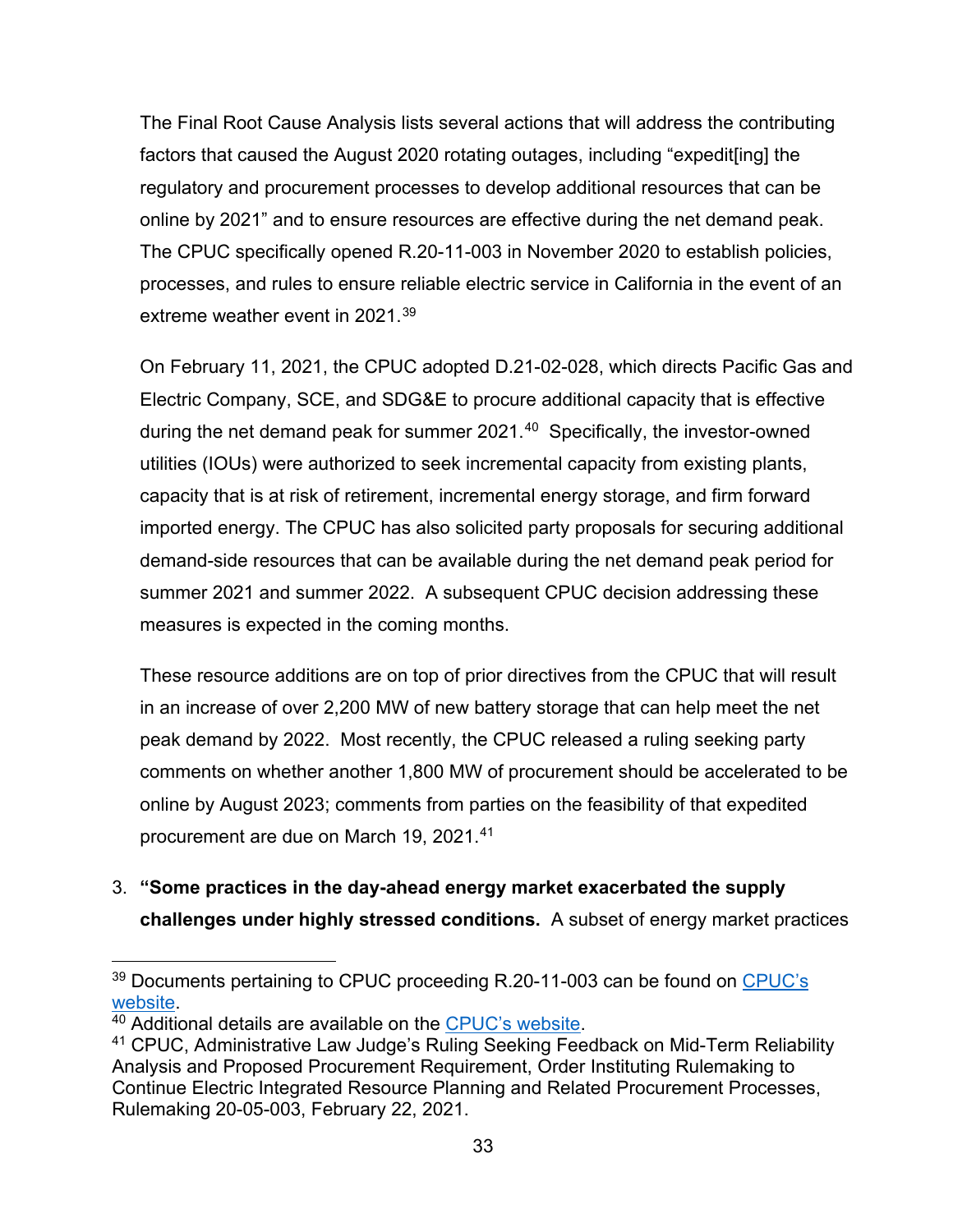The Final Root Cause Analysis lists several actions that will address the contributing factors that caused the August 2020 rotating outages, including "expedit[ing] the regulatory and procurement processes to develop additional resources that can be online by 2021" and to ensure resources are effective during the net demand peak. The CPUC specifically opened R.20-11-003 in November 2020 to establish policies, processes, and rules to ensure reliable electric service in California in the event of an extreme weather event in 2021.[39]

On February 11, 2021, the CPUC adopted D.21-02-028, which directs Pacific Gas and Electric Company, SCE, and SDG&E to procure additional capacity that is effective during the net demand peak for summer 2021.[40] Specifically, the investor-owned utilities (IOUs) were authorized to seek incremental capacity from existing plants, capacity that is at risk of retirement, incremental energy storage, and firm forward imported energy. The CPUC has also solicited party proposals for securing additional demand-side resources that can be available during the net demand peak period for summer 2021 and summer 2022. A subsequent CPUC decision addressing these measures is expected in the coming months.

These resource additions are on top of prior directives from the CPUC that will result in an increase of over 2,200 MW of new battery storage that can help meet the net peak demand by 2022. Most recently, the CPUC released a ruling seeking party comments on whether another 1,800 MW of procurement should be accelerated to be online by August 2023; comments from parties on the feasibility of that expedited procurement are due on March 19, 2021.[41]

3. **"Some practices in the day-ahead energy market exacerbated the supply challenges under highly stressed conditions.** A subset of energy market practices

---

[39] Documents pertaining to CPUC proceeding R.20-11-003 can be found on CPUC's website.

[40] Additional details are available on the CPUC's website.

[41] CPUC, Administrative Law Judge's Ruling Seeking Feedback on Mid-Term Reliability Analysis and Proposed Procurement Requirement, Order Instituting Rulemaking to Continue Electric Integrated Resource Planning and Related Procurement Processes, Rulemaking 20-05-003, February 22, 2021.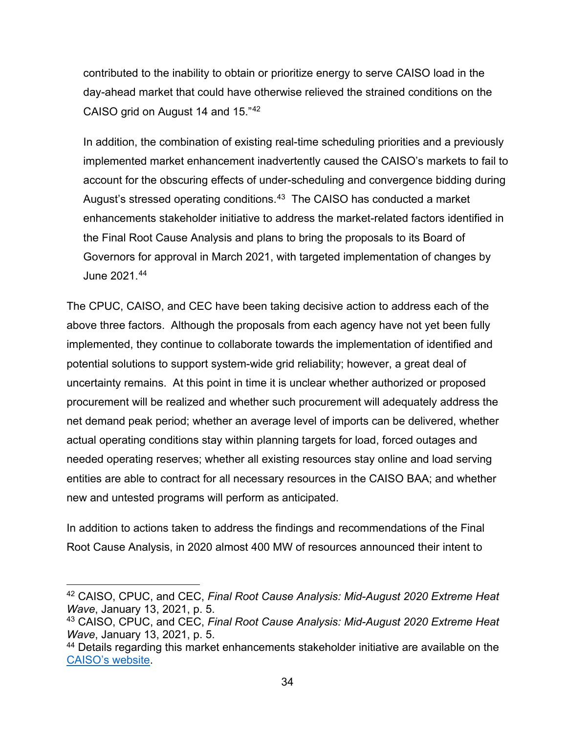> contributed to the inability to obtain or prioritize energy to serve CAISO load in the day-ahead market that could have otherwise relieved the strained conditions on the CAISO grid on August 14 and 15."[42]
>
> In addition, the combination of existing real-time scheduling priorities and a previously implemented market enhancement inadvertently caused the CAISO's markets to fail to account for the obscuring effects of under-scheduling and convergence bidding during August's stressed operating conditions.[43] The CAISO has conducted a market enhancements stakeholder initiative to address the market-related factors identified in the Final Root Cause Analysis and plans to bring the proposals to its Board of Governors for approval in March 2021, with targeted implementation of changes by June 2021.[44]

The CPUC, CAISO, and CEC have been taking decisive action to address each of the above three factors. Although the proposals from each agency have not yet been fully implemented, they continue to collaborate towards the implementation of identified and potential solutions to support system-wide grid reliability; however, a great deal of uncertainty remains. At this point in time it is unclear whether authorized or proposed procurement will be realized and whether such procurement will adequately address the net demand peak period; whether an average level of imports can be delivered, whether actual operating conditions stay within planning targets for load, forced outages and needed operating reserves; whether all existing resources stay online and load serving entities are able to contract for all necessary resources in the CAISO BAA; and whether new and untested programs will perform as anticipated.

In addition to actions taken to address the findings and recommendations of the Final Root Cause Analysis, in 2020 almost 400 MW of resources announced their intent to

---

[42] CAISO, CPUC, and CEC, *Final Root Cause Analysis: Mid-August 2020 Extreme Heat Wave*, January 13, 2021, p. 5.

[43] CAISO, CPUC, and CEC, *Final Root Cause Analysis: Mid-August 2020 Extreme Heat Wave*, January 13, 2021, p. 5.

[44] Details regarding this market enhancements stakeholder initiative are available on the CAISO's website.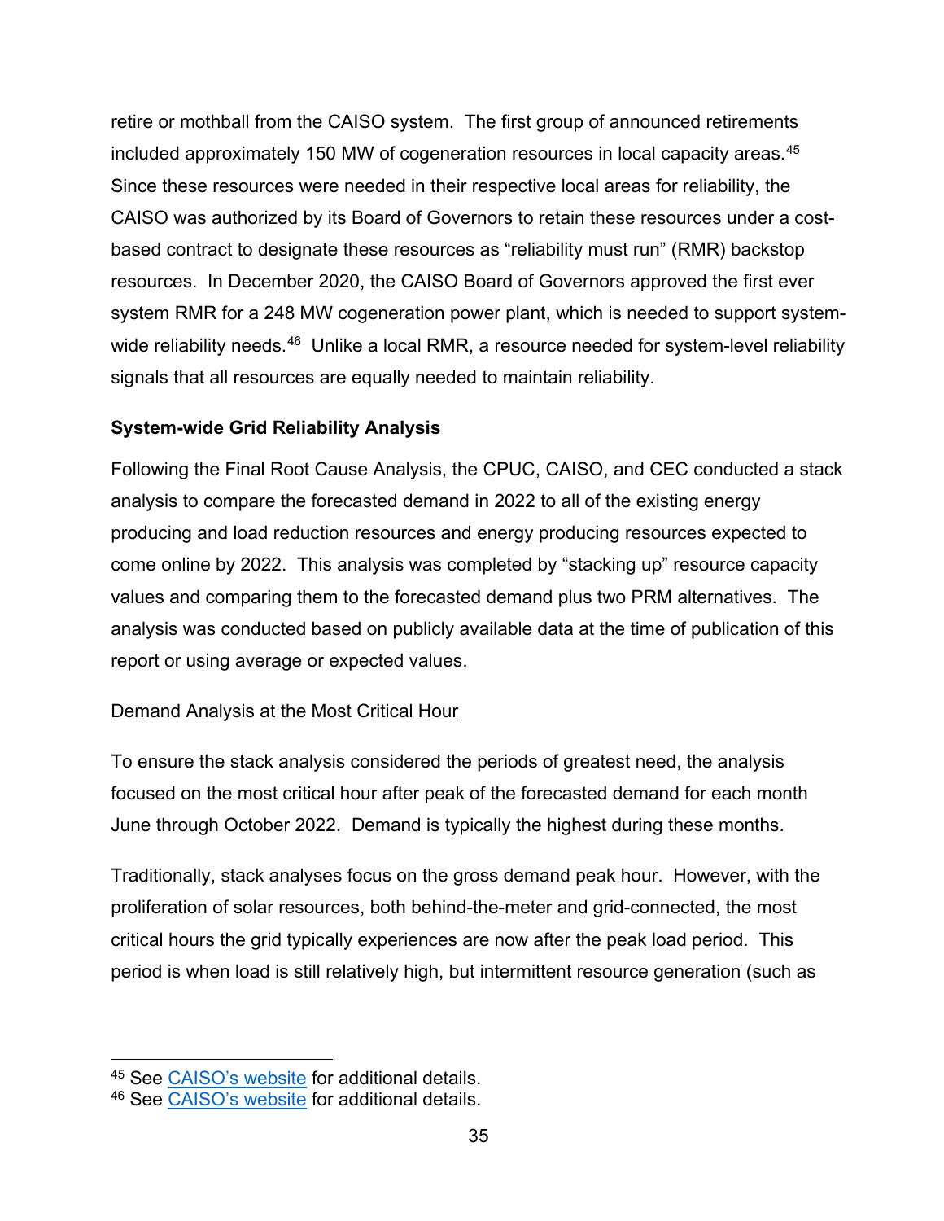retire or mothball from the CAISO system. The first group of announced retirements included approximately 150 MW of cogeneration resources in local capacity areas.[45] Since these resources were needed in their respective local areas for reliability, the CAISO was authorized by its Board of Governors to retain these resources under a cost-based contract to designate these resources as "reliability must run" (RMR) backstop resources. In December 2020, the CAISO Board of Governors approved the first ever system RMR for a 248 MW cogeneration power plant, which is needed to support system-wide reliability needs.[46] Unlike a local RMR, a resource needed for system-level reliability signals that all resources are equally needed to maintain reliability.

**System-wide Grid Reliability Analysis**

Following the Final Root Cause Analysis, the CPUC, CAISO, and CEC conducted a stack analysis to compare the forecasted demand in 2022 to all of the existing energy producing and load reduction resources and energy producing resources expected to come online by 2022. This analysis was completed by "stacking up" resource capacity values and comparing them to the forecasted demand plus two PRM alternatives. The analysis was conducted based on publicly available data at the time of publication of this report or using average or expected values.

<u>Demand Analysis at the Most Critical Hour</u>

To ensure the stack analysis considered the periods of greatest need, the analysis focused on the most critical hour after peak of the forecasted demand for each month June through October 2022. Demand is typically the highest during these months.

Traditionally, stack analyses focus on the gross demand peak hour. However, with the proliferation of solar resources, both behind-the-meter and grid-connected, the most critical hours the grid typically experiences are now after the peak load period. This period is when load is still relatively high, but intermittent resource generation (such as

---

[45] See CAISO's website for additional details.

[46] See CAISO's website for additional details.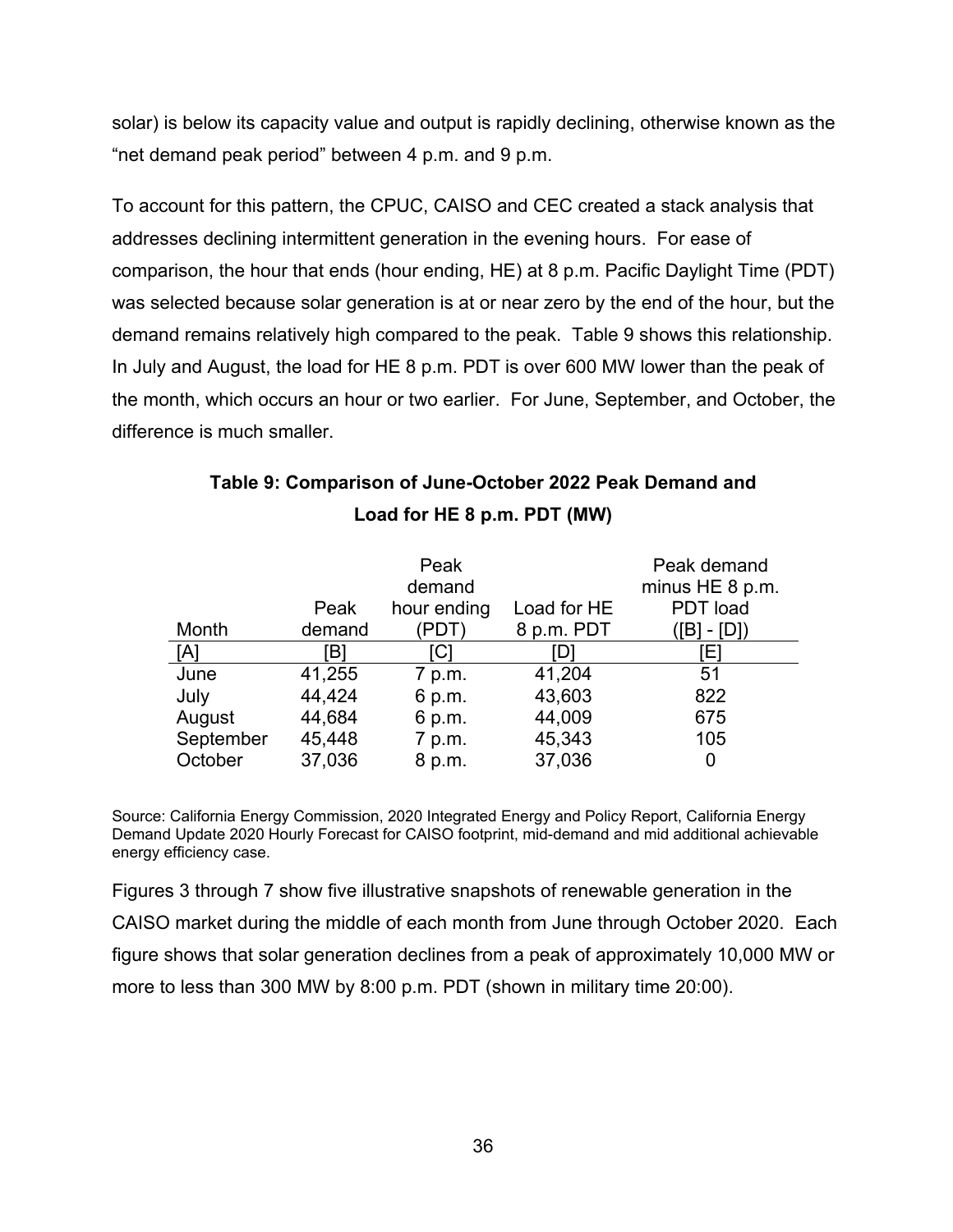solar) is below its capacity value and output is rapidly declining, otherwise known as the "net demand peak period" between 4 p.m. and 9 p.m.

To account for this pattern, the CPUC, CAISO and CEC created a stack analysis that addresses declining intermittent generation in the evening hours. For ease of comparison, the hour that ends (hour ending, HE) at 8 p.m. Pacific Daylight Time (PDT) was selected because solar generation is at or near zero by the end of the hour, but the demand remains relatively high compared to the peak. Table 9 shows this relationship. In July and August, the load for HE 8 p.m. PDT is over 600 MW lower than the peak of the month, which occurs an hour or two earlier. For June, September, and October, the difference is much smaller.

**Table 9: Comparison of June-October 2022 Peak Demand and Load for HE 8 p.m. PDT (MW)**

| Month | Peak demand | Peak demand hour ending (PDT) | Load for HE 8 p.m. PDT | Peak demand minus HE 8 p.m. PDT load ([B] - [D]) |
|---|---|---|---|---|
| [A] | [B] | [C] | [D] | [E] |
| June | 41,255 | 7 p.m. | 41,204 | 51 |
| July | 44,424 | 6 p.m. | 43,603 | 822 |
| August | 44,684 | 6 p.m. | 44,009 | 675 |
| September | 45,448 | 7 p.m. | 45,343 | 105 |
| October | 37,036 | 8 p.m. | 37,036 | 0 |

Source: California Energy Commission, 2020 Integrated Energy and Policy Report, California Energy Demand Update 2020 Hourly Forecast for CAISO footprint, mid-demand and mid additional achievable energy efficiency case.

Figures 3 through 7 show five illustrative snapshots of renewable generation in the CAISO market during the middle of each month from June through October 2020. Each figure shows that solar generation declines from a peak of approximately 10,000 MW or more to less than 300 MW by 8:00 p.m. PDT (shown in military time 20:00).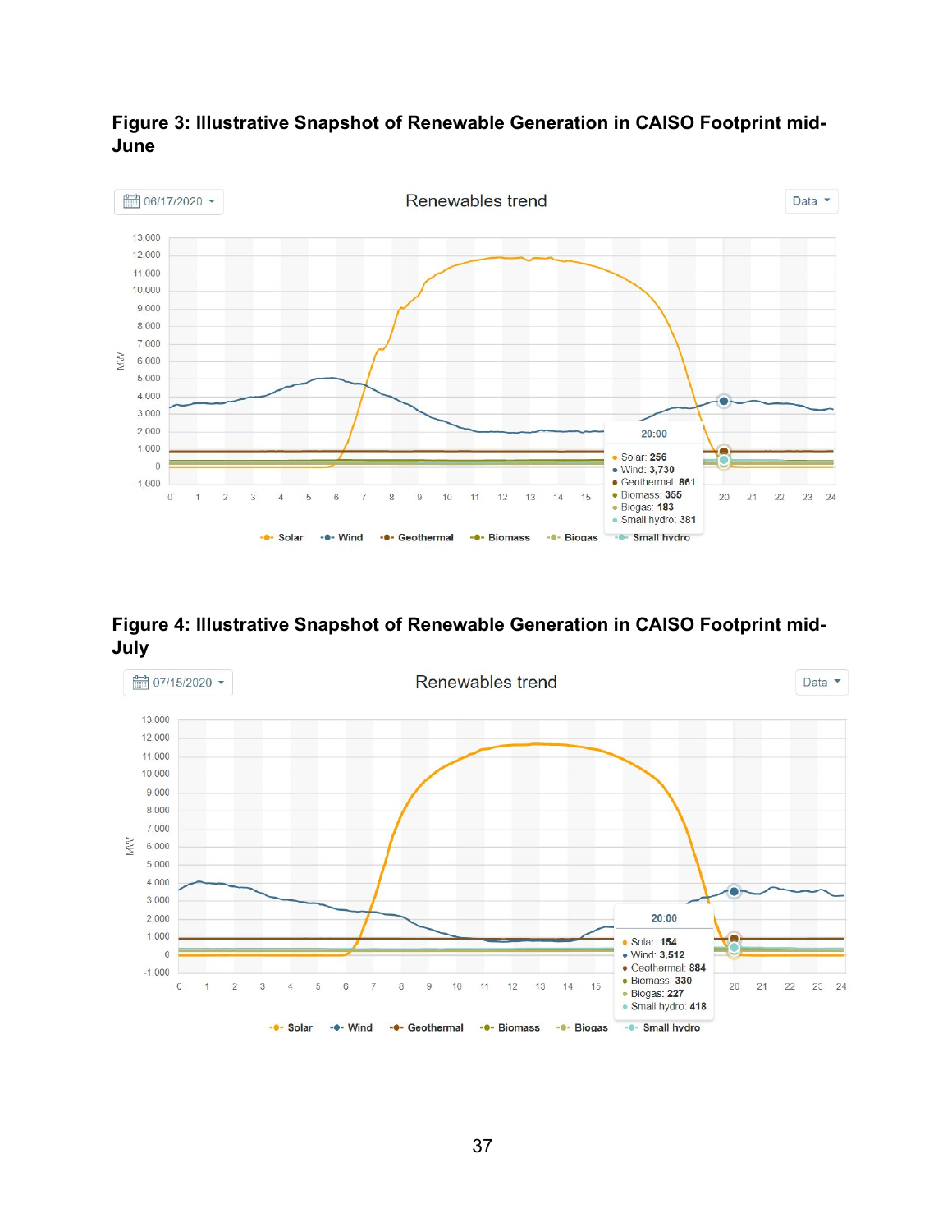**Figure 3: Illustrative Snapshot of Renewable Generation in CAISO Footprint mid-June**

**Figure 4: Illustrative Snapshot of Renewable Generation in CAISO Footprint mid-July**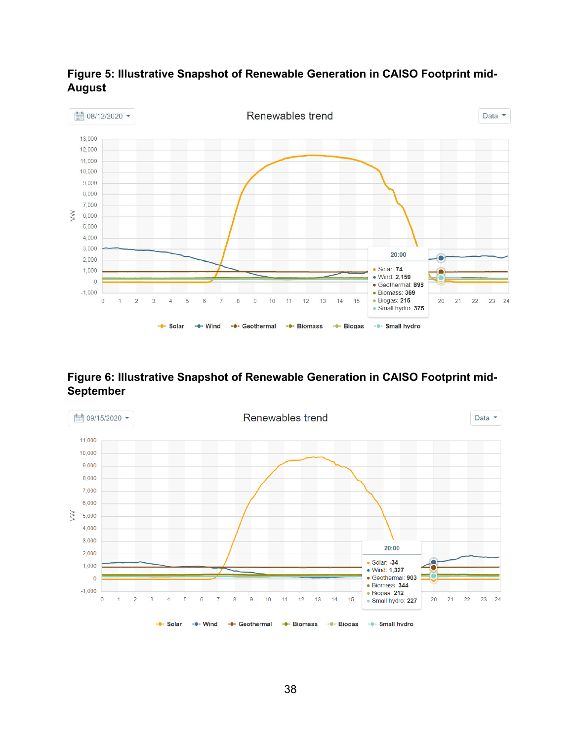**Figure 5: Illustrative Snapshot of Renewable Generation in CAISO Footprint mid-August**

**Figure 6: Illustrative Snapshot of Renewable Generation in CAISO Footprint mid-September**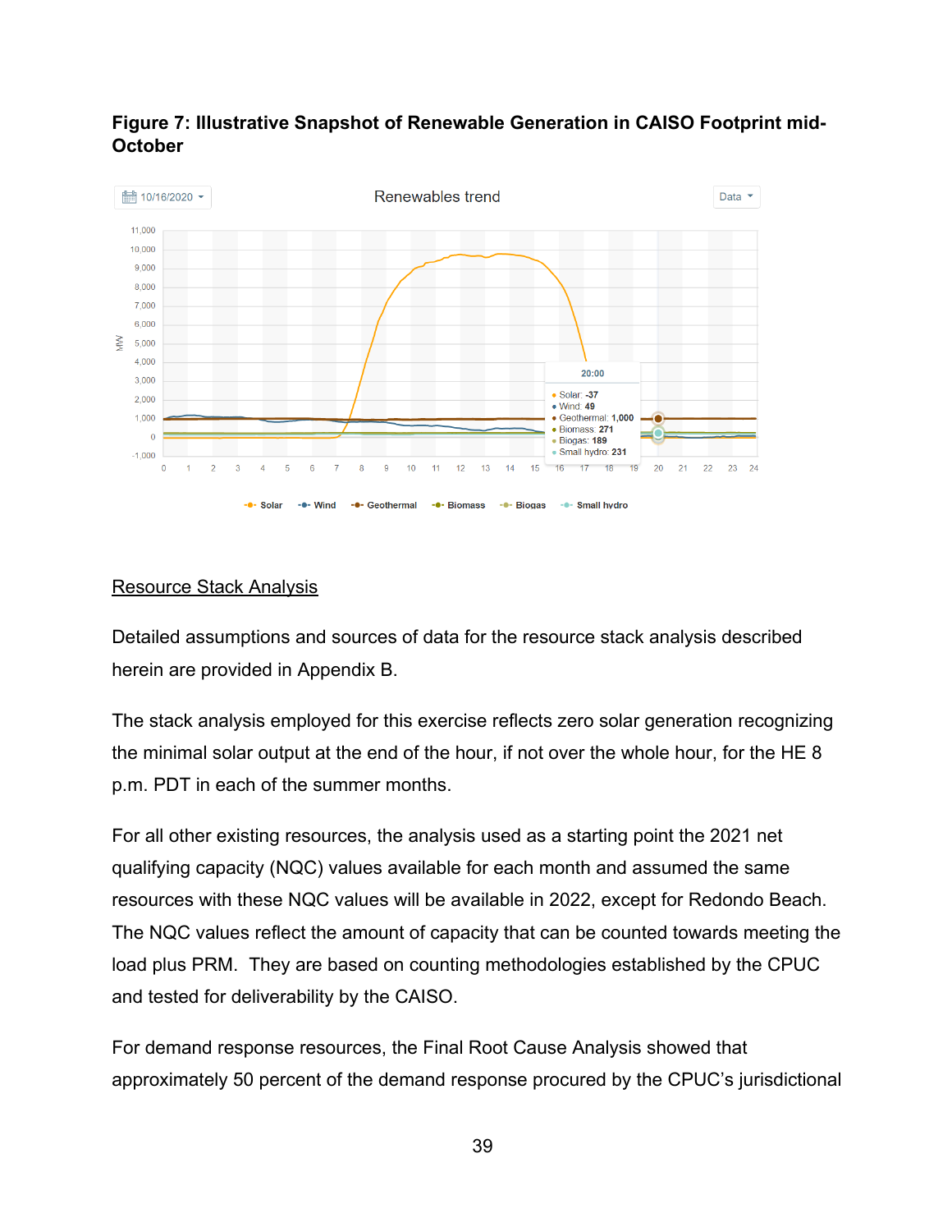**Figure 7: Illustrative Snapshot of Renewable Generation in CAISO Footprint mid-October**

Resource Stack Analysis

Detailed assumptions and sources of data for the resource stack analysis described herein are provided in Appendix B.

The stack analysis employed for this exercise reflects zero solar generation recognizing the minimal solar output at the end of the hour, if not over the whole hour, for the HE 8 p.m. PDT in each of the summer months.

For all other existing resources, the analysis used as a starting point the 2021 net qualifying capacity (NQC) values available for each month and assumed the same resources with these NQC values will be available in 2022, except for Redondo Beach. The NQC values reflect the amount of capacity that can be counted towards meeting the load plus PRM. They are based on counting methodologies established by the CPUC and tested for deliverability by the CAISO.

For demand response resources, the Final Root Cause Analysis showed that approximately 50 percent of the demand response procured by the CPUC's jurisdictional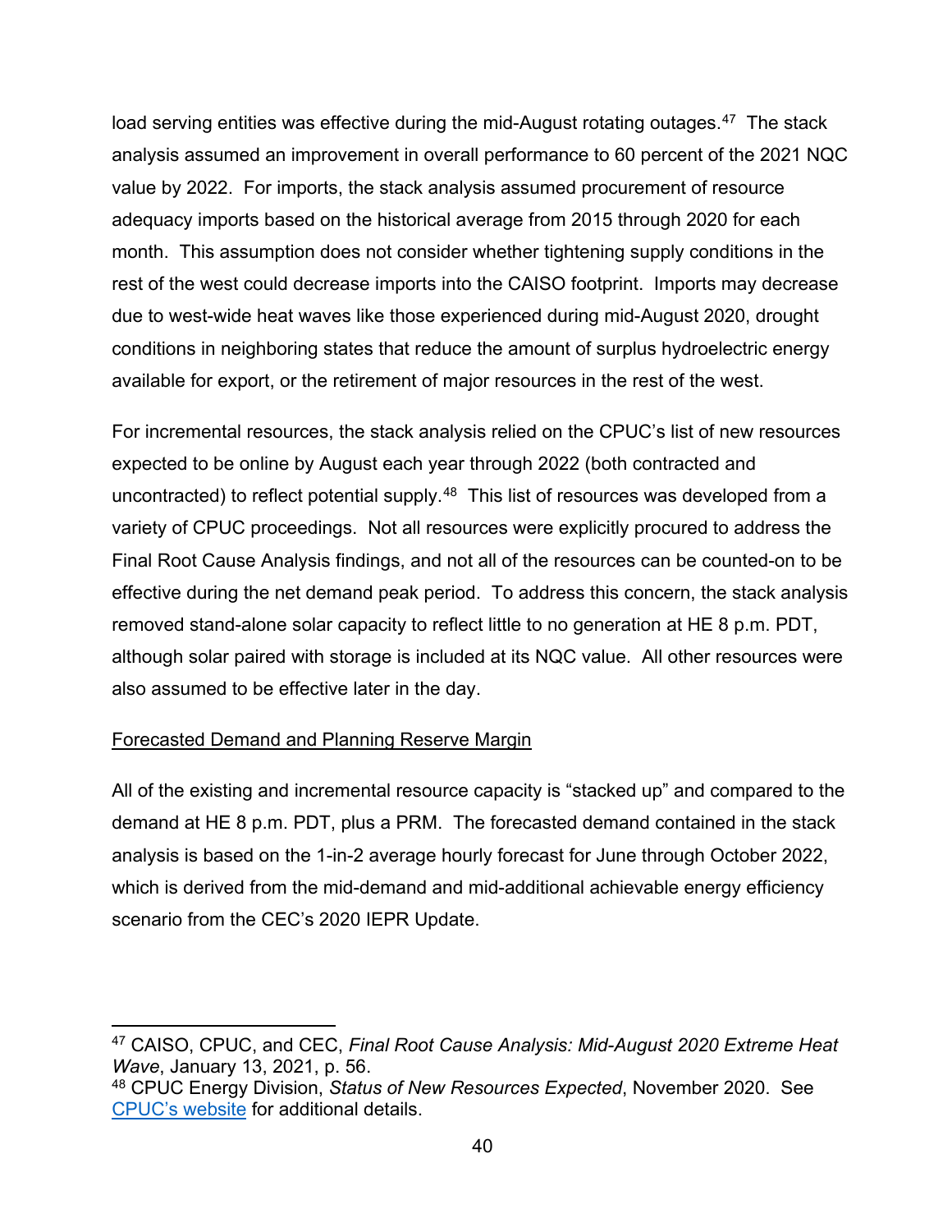load serving entities was effective during the mid-August rotating outages.[47] The stack analysis assumed an improvement in overall performance to 60 percent of the 2021 NQC value by 2022. For imports, the stack analysis assumed procurement of resource adequacy imports based on the historical average from 2015 through 2020 for each month. This assumption does not consider whether tightening supply conditions in the rest of the west could decrease imports into the CAISO footprint. Imports may decrease due to west-wide heat waves like those experienced during mid-August 2020, drought conditions in neighboring states that reduce the amount of surplus hydroelectric energy available for export, or the retirement of major resources in the rest of the west.

For incremental resources, the stack analysis relied on the CPUC's list of new resources expected to be online by August each year through 2022 (both contracted and uncontracted) to reflect potential supply.[48] This list of resources was developed from a variety of CPUC proceedings. Not all resources were explicitly procured to address the Final Root Cause Analysis findings, and not all of the resources can be counted-on to be effective during the net demand peak period. To address this concern, the stack analysis removed stand-alone solar capacity to reflect little to no generation at HE 8 p.m. PDT, although solar paired with storage is included at its NQC value. All other resources were also assumed to be effective later in the day.

<u>Forecasted Demand and Planning Reserve Margin</u>

All of the existing and incremental resource capacity is "stacked up" and compared to the demand at HE 8 p.m. PDT, plus a PRM. The forecasted demand contained in the stack analysis is based on the 1-in-2 average hourly forecast for June through October 2022, which is derived from the mid-demand and mid-additional achievable energy efficiency scenario from the CEC's 2020 IEPR Update.

---

[47] CAISO, CPUC, and CEC, *Final Root Cause Analysis: Mid-August 2020 Extreme Heat Wave*, January 13, 2021, p. 56.

[48] CPUC Energy Division, *Status of New Resources Expected*, November 2020. See CPUC's website for additional details.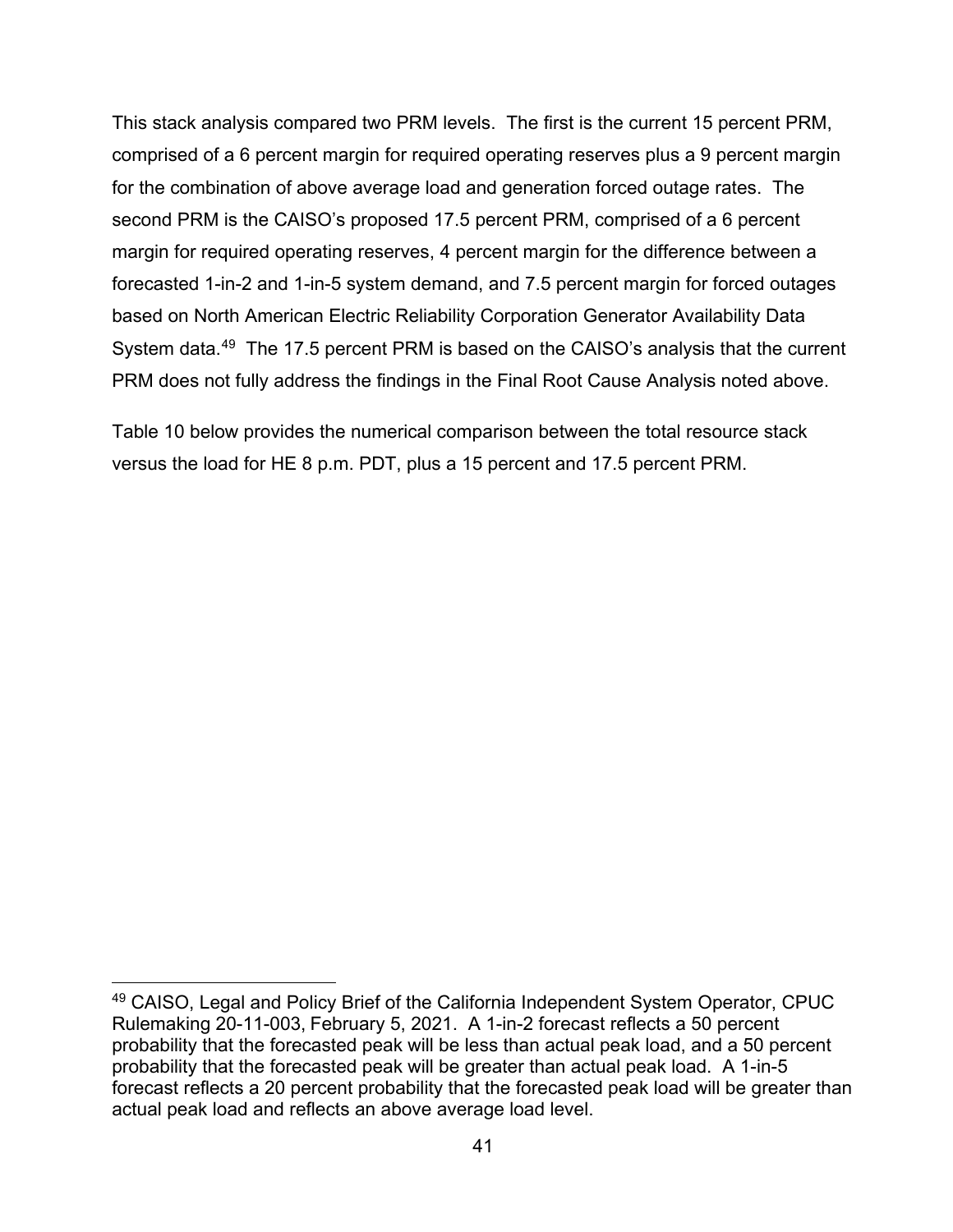This stack analysis compared two PRM levels. The first is the current 15 percent PRM, comprised of a 6 percent margin for required operating reserves plus a 9 percent margin for the combination of above average load and generation forced outage rates. The second PRM is the CAISO's proposed 17.5 percent PRM, comprised of a 6 percent margin for required operating reserves, 4 percent margin for the difference between a forecasted 1-in-2 and 1-in-5 system demand, and 7.5 percent margin for forced outages based on North American Electric Reliability Corporation Generator Availability Data System data.[49] The 17.5 percent PRM is based on the CAISO's analysis that the current PRM does not fully address the findings in the Final Root Cause Analysis noted above.

Table 10 below provides the numerical comparison between the total resource stack versus the load for HE 8 p.m. PDT, plus a 15 percent and 17.5 percent PRM.

[49] CAISO, Legal and Policy Brief of the California Independent System Operator, CPUC Rulemaking 20-11-003, February 5, 2021. A 1-in-2 forecast reflects a 50 percent probability that the forecasted peak will be less than actual peak load, and a 50 percent probability that the forecasted peak will be greater than actual peak load. A 1-in-5 forecast reflects a 20 percent probability that the forecasted peak load will be greater than actual peak load and reflects an above average load level.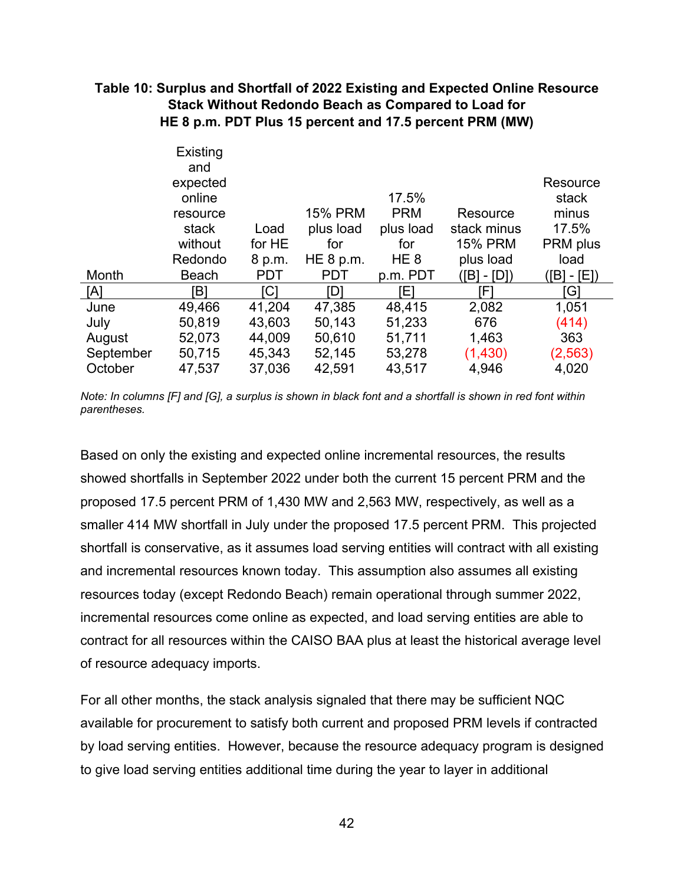**Table 10: Surplus and Shortfall of 2022 Existing and Expected Online Resource Stack Without Redondo Beach as Compared to Load for HE 8 p.m. PDT Plus 15 percent and 17.5 percent PRM (MW)**

| Month | Existing and expected online resource stack without Redondo Beach | Load for HE 8 p.m. PDT | 15% PRM plus load for HE 8 p.m. PDT | 17.5% PRM plus load for HE 8 p.m. PDT | Resource stack minus 15% PRM plus load ([B] - [D]) | Resource stack minus 17.5% PRM plus load ([B] - [E]) |
|---|---|---|---|---|---|---|
| [A] | [B] | [C] | [D] | [E] | [F] | [G] |
| June | 49,466 | 41,204 | 47,385 | 48,415 | 2,082 | 1,051 |
| July | 50,819 | 43,603 | 50,143 | 51,233 | 676 | (414) |
| August | 52,073 | 44,009 | 50,610 | 51,711 | 1,463 | 363 |
| September | 50,715 | 45,343 | 52,145 | 53,278 | (1,430) | (2,563) |
| October | 47,537 | 37,036 | 42,591 | 43,517 | 4,946 | 4,020 |

*Note: In columns [F] and [G], a surplus is shown in black font and a shortfall is shown in red font within parentheses.*

Based on only the existing and expected online incremental resources, the results showed shortfalls in September 2022 under both the current 15 percent PRM and the proposed 17.5 percent PRM of 1,430 MW and 2,563 MW, respectively, as well as a smaller 414 MW shortfall in July under the proposed 17.5 percent PRM. This projected shortfall is conservative, as it assumes load serving entities will contract with all existing and incremental resources known today. This assumption also assumes all existing resources today (except Redondo Beach) remain operational through summer 2022, incremental resources come online as expected, and load serving entities are able to contract for all resources within the CAISO BAA plus at least the historical average level of resource adequacy imports.

For all other months, the stack analysis signaled that there may be sufficient NQC available for procurement to satisfy both current and proposed PRM levels if contracted by load serving entities. However, because the resource adequacy program is designed to give load serving entities additional time during the year to layer in additional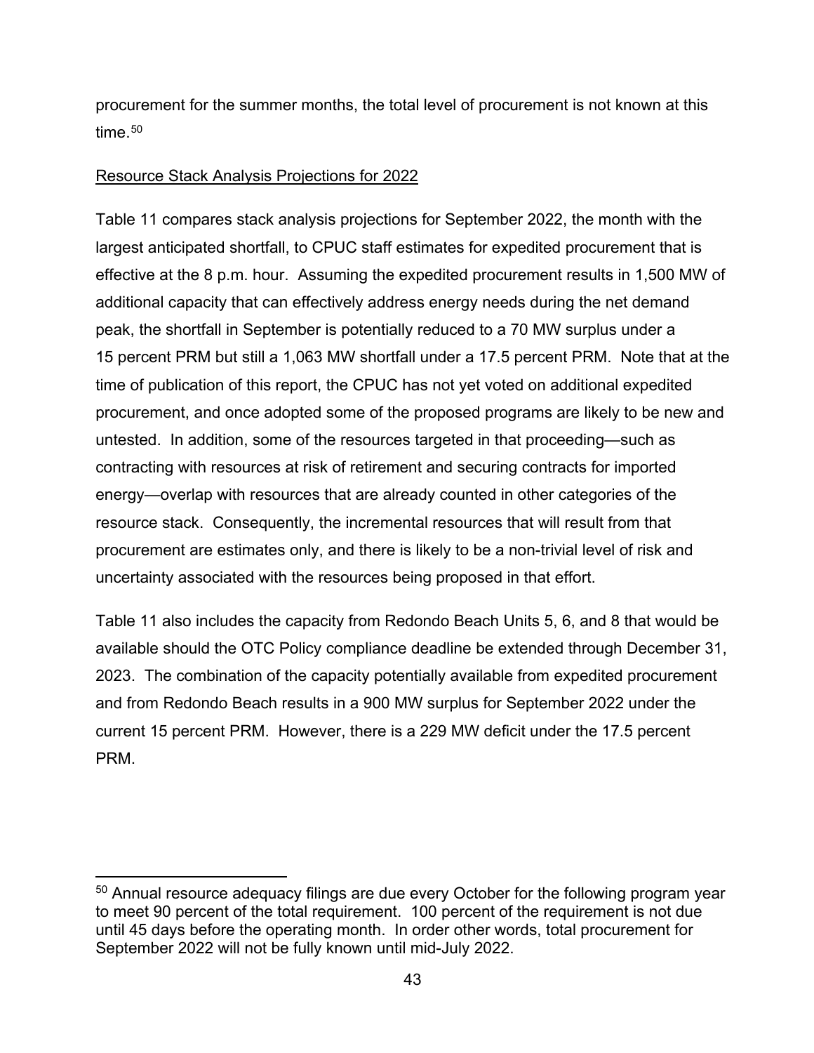procurement for the summer months, the total level of procurement is not known at this time.[50]

Resource Stack Analysis Projections for 2022

Table 11 compares stack analysis projections for September 2022, the month with the largest anticipated shortfall, to CPUC staff estimates for expedited procurement that is effective at the 8 p.m. hour. Assuming the expedited procurement results in 1,500 MW of additional capacity that can effectively address energy needs during the net demand peak, the shortfall in September is potentially reduced to a 70 MW surplus under a 15 percent PRM but still a 1,063 MW shortfall under a 17.5 percent PRM. Note that at the time of publication of this report, the CPUC has not yet voted on additional expedited procurement, and once adopted some of the proposed programs are likely to be new and untested. In addition, some of the resources targeted in that proceeding—such as contracting with resources at risk of retirement and securing contracts for imported energy—overlap with resources that are already counted in other categories of the resource stack. Consequently, the incremental resources that will result from that procurement are estimates only, and there is likely to be a non-trivial level of risk and uncertainty associated with the resources being proposed in that effort.

Table 11 also includes the capacity from Redondo Beach Units 5, 6, and 8 that would be available should the OTC Policy compliance deadline be extended through December 31, 2023. The combination of the capacity potentially available from expedited procurement and from Redondo Beach results in a 900 MW surplus for September 2022 under the current 15 percent PRM. However, there is a 229 MW deficit under the 17.5 percent PRM.

[50] Annual resource adequacy filings are due every October for the following program year to meet 90 percent of the total requirement. 100 percent of the requirement is not due until 45 days before the operating month. In order other words, total procurement for September 2022 will not be fully known until mid-July 2022.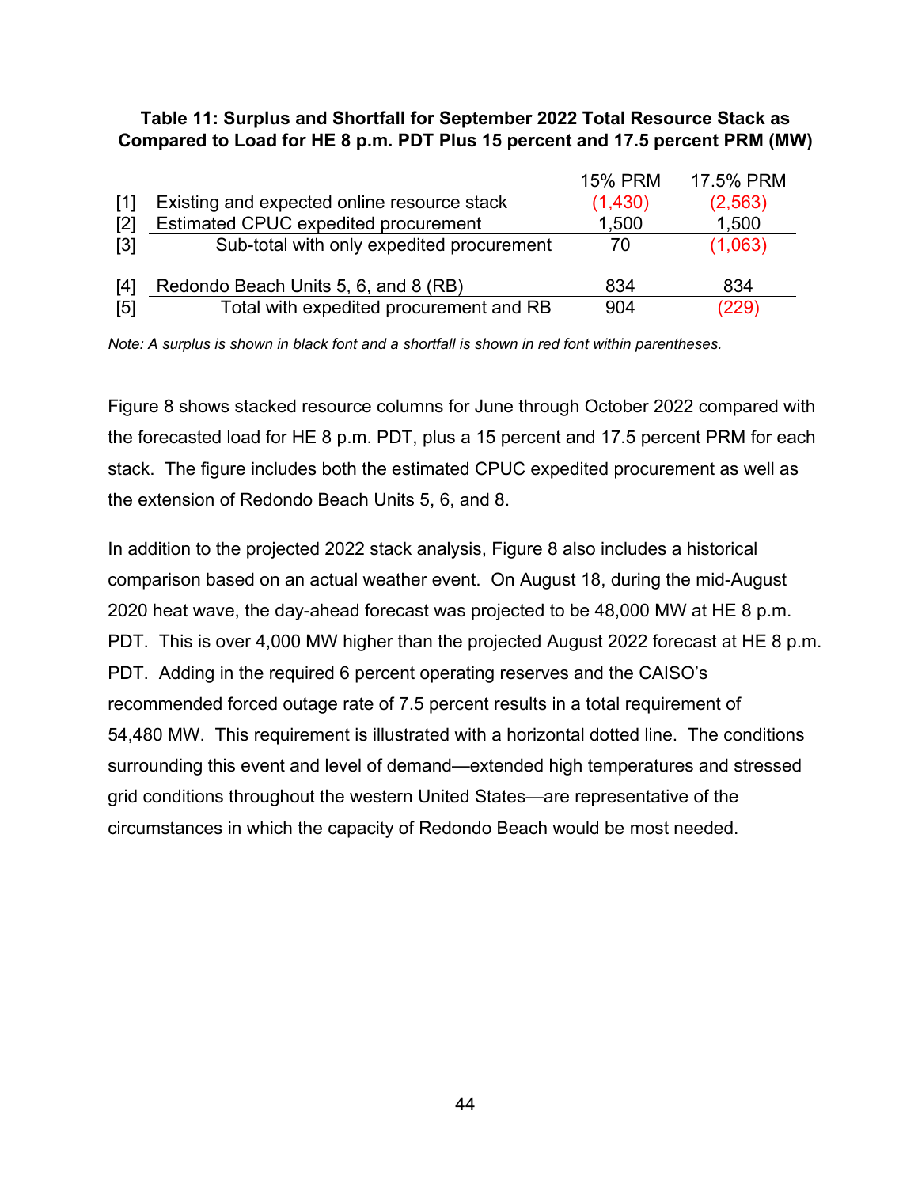**Table 11: Surplus and Shortfall for September 2022 Total Resource Stack as Compared to Load for HE 8 p.m. PDT Plus 15 percent and 17.5 percent PRM (MW)**

| | | 15% PRM | 17.5% PRM |
|---|---|---|---|
| [1] | Existing and expected online resource stack | (1,430) | (2,563) |
| [2] | Estimated CPUC expedited procurement | 1,500 | 1,500 |
| [3] | Sub-total with only expedited procurement | 70 | (1,063) |
| [4] | Redondo Beach Units 5, 6, and 8 (RB) | 834 | 834 |
| [5] | Total with expedited procurement and RB | 904 | (229) |

*Note: A surplus is shown in black font and a shortfall is shown in red font within parentheses.*

Figure 8 shows stacked resource columns for June through October 2022 compared with the forecasted load for HE 8 p.m. PDT, plus a 15 percent and 17.5 percent PRM for each stack. The figure includes both the estimated CPUC expedited procurement as well as the extension of Redondo Beach Units 5, 6, and 8.

In addition to the projected 2022 stack analysis, Figure 8 also includes a historical comparison based on an actual weather event. On August 18, during the mid-August 2020 heat wave, the day-ahead forecast was projected to be 48,000 MW at HE 8 p.m. PDT. This is over 4,000 MW higher than the projected August 2022 forecast at HE 8 p.m. PDT. Adding in the required 6 percent operating reserves and the CAISO's recommended forced outage rate of 7.5 percent results in a total requirement of 54,480 MW. This requirement is illustrated with a horizontal dotted line. The conditions surrounding this event and level of demand—extended high temperatures and stressed grid conditions throughout the western United States—are representative of the circumstances in which the capacity of Redondo Beach would be most needed.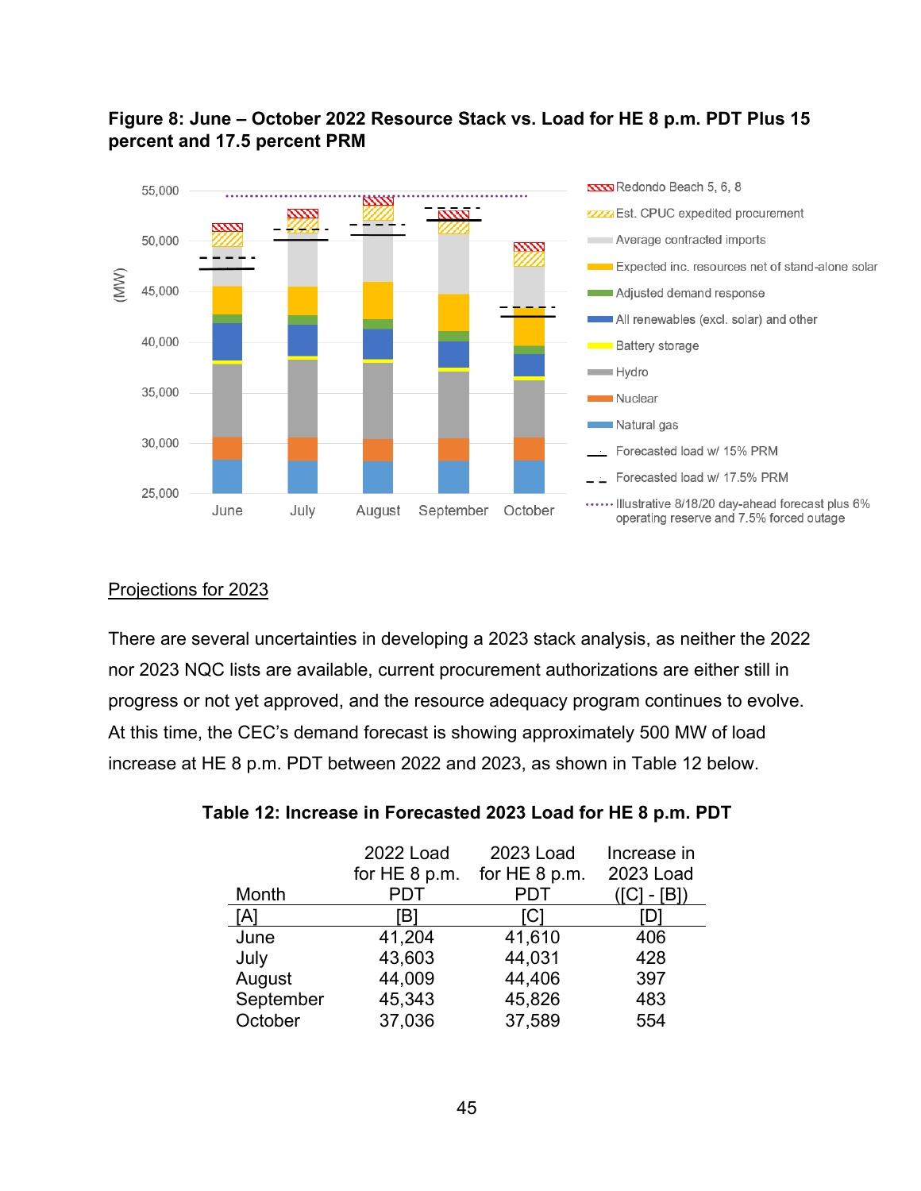**Figure 8: June – October 2022 Resource Stack vs. Load for HE 8 p.m. PDT Plus 15 percent and 17.5 percent PRM**

Projections for 2023

There are several uncertainties in developing a 2023 stack analysis, as neither the 2022 nor 2023 NQC lists are available, current procurement authorizations are either still in progress or not yet approved, and the resource adequacy program continues to evolve. At this time, the CEC's demand forecast is showing approximately 500 MW of load increase at HE 8 p.m. PDT between 2022 and 2023, as shown in Table 12 below.

**Table 12: Increase in Forecasted 2023 Load for HE 8 p.m. PDT**

| Month | 2022 Load for HE 8 p.m. PDT | 2023 Load for HE 8 p.m. PDT | Increase in 2023 Load ([C] - [B]) |
|---|---|---|---|
| [A] | [B] | [C] | [D] |
| June | 41,204 | 41,610 | 406 |
| July | 43,603 | 44,031 | 428 |
| August | 44,009 | 44,406 | 397 |
| September | 45,343 | 45,826 | 483 |
| October | 37,036 | 37,589 | 554 |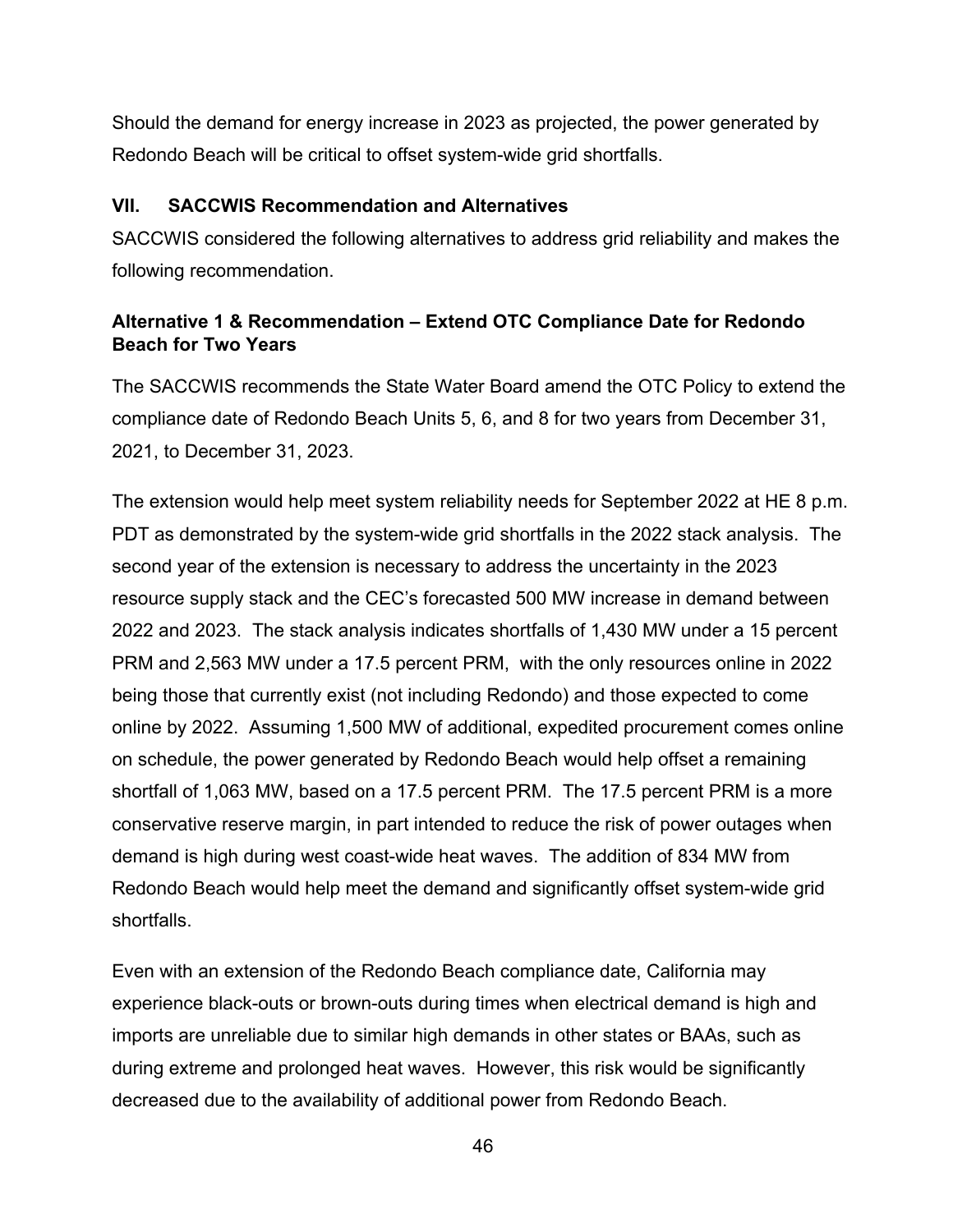Should the demand for energy increase in 2023 as projected, the power generated by Redondo Beach will be critical to offset system-wide grid shortfalls.

## VII. SACCWIS Recommendation and Alternatives

SACCWIS considered the following alternatives to address grid reliability and makes the following recommendation.

### Alternative 1 & Recommendation – Extend OTC Compliance Date for Redondo Beach for Two Years

The SACCWIS recommends the State Water Board amend the OTC Policy to extend the compliance date of Redondo Beach Units 5, 6, and 8 for two years from December 31, 2021, to December 31, 2023.

The extension would help meet system reliability needs for September 2022 at HE 8 p.m. PDT as demonstrated by the system-wide grid shortfalls in the 2022 stack analysis. The second year of the extension is necessary to address the uncertainty in the 2023 resource supply stack and the CEC's forecasted 500 MW increase in demand between 2022 and 2023. The stack analysis indicates shortfalls of 1,430 MW under a 15 percent PRM and 2,563 MW under a 17.5 percent PRM, with the only resources online in 2022 being those that currently exist (not including Redondo) and those expected to come online by 2022. Assuming 1,500 MW of additional, expedited procurement comes online on schedule, the power generated by Redondo Beach would help offset a remaining shortfall of 1,063 MW, based on a 17.5 percent PRM. The 17.5 percent PRM is a more conservative reserve margin, in part intended to reduce the risk of power outages when demand is high during west coast-wide heat waves. The addition of 834 MW from Redondo Beach would help meet the demand and significantly offset system-wide grid shortfalls.

Even with an extension of the Redondo Beach compliance date, California may experience black-outs or brown-outs during times when electrical demand is high and imports are unreliable due to similar high demands in other states or BAAs, such as during extreme and prolonged heat waves. However, this risk would be significantly decreased due to the availability of additional power from Redondo Beach.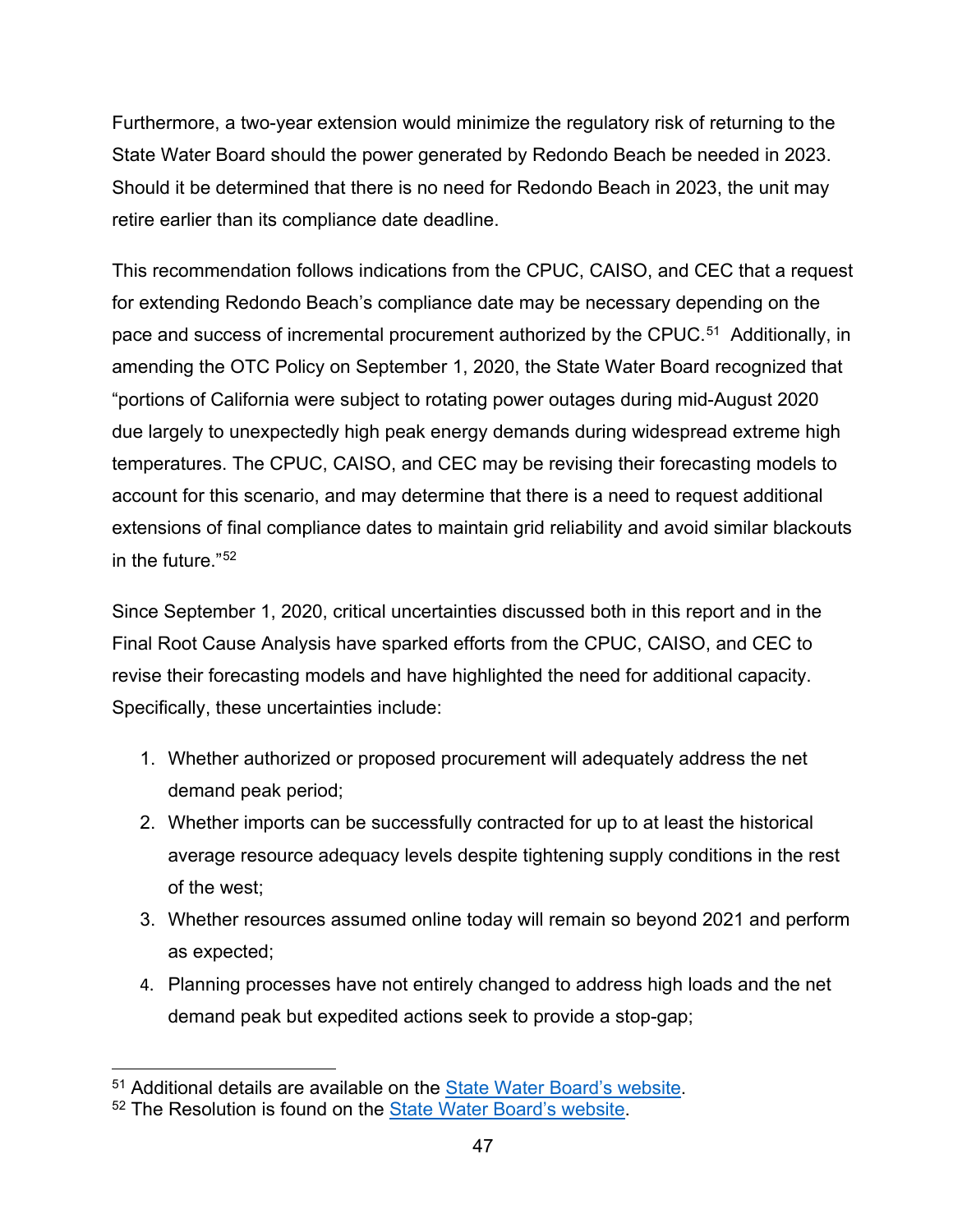Furthermore, a two-year extension would minimize the regulatory risk of returning to the State Water Board should the power generated by Redondo Beach be needed in 2023. Should it be determined that there is no need for Redondo Beach in 2023, the unit may retire earlier than its compliance date deadline.

This recommendation follows indications from the CPUC, CAISO, and CEC that a request for extending Redondo Beach's compliance date may be necessary depending on the pace and success of incremental procurement authorized by the CPUC.[51] Additionally, in amending the OTC Policy on September 1, 2020, the State Water Board recognized that "portions of California were subject to rotating power outages during mid-August 2020 due largely to unexpectedly high peak energy demands during widespread extreme high temperatures. The CPUC, CAISO, and CEC may be revising their forecasting models to account for this scenario, and may determine that there is a need to request additional extensions of final compliance dates to maintain grid reliability and avoid similar blackouts in the future."[52]

Since September 1, 2020, critical uncertainties discussed both in this report and in the Final Root Cause Analysis have sparked efforts from the CPUC, CAISO, and CEC to revise their forecasting models and have highlighted the need for additional capacity. Specifically, these uncertainties include:

1. Whether authorized or proposed procurement will adequately address the net demand peak period;
2. Whether imports can be successfully contracted for up to at least the historical average resource adequacy levels despite tightening supply conditions in the rest of the west;
3. Whether resources assumed online today will remain so beyond 2021 and perform as expected;
4. Planning processes have not entirely changed to address high loads and the net demand peak but expedited actions seek to provide a stop-gap;

[51] Additional details are available on the State Water Board's website.

[52] The Resolution is found on the State Water Board's website.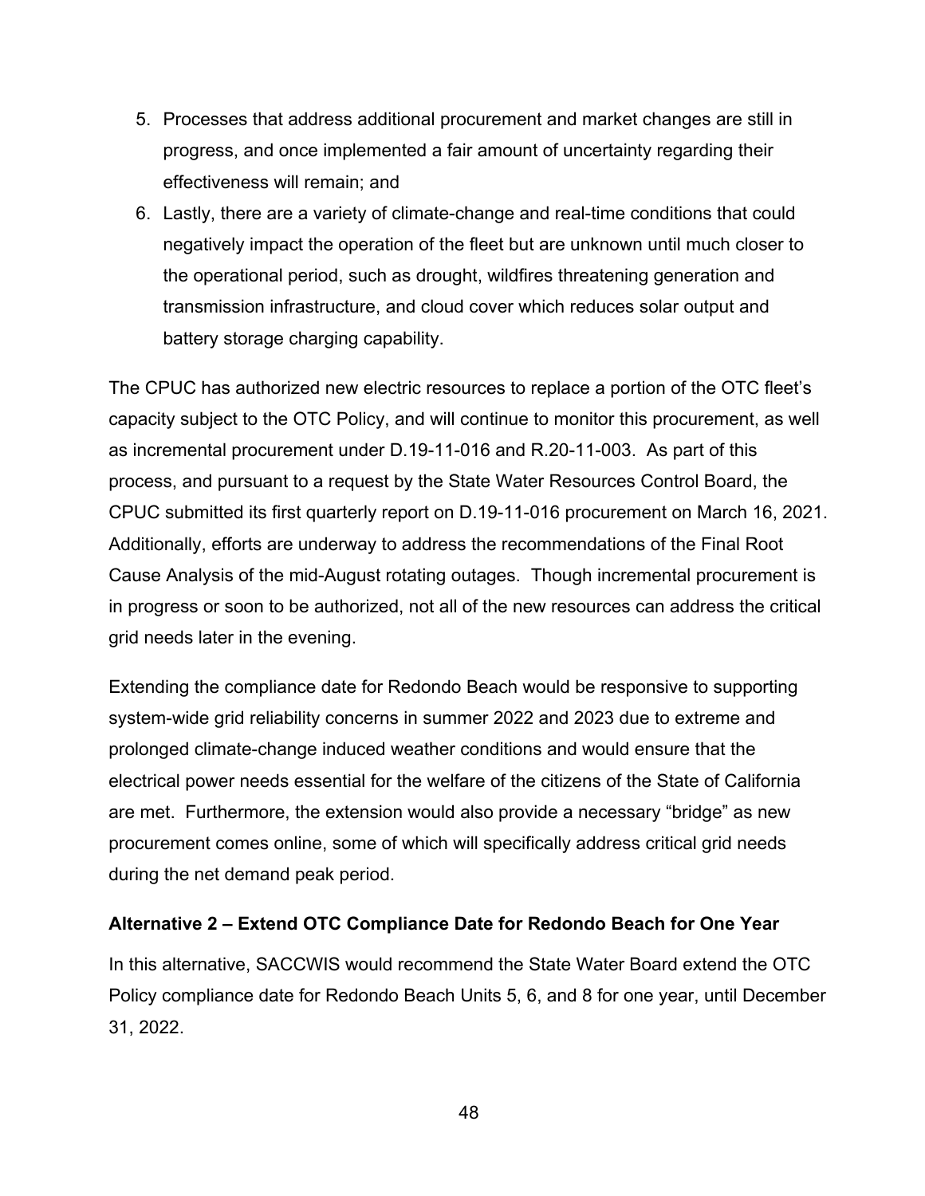5. Processes that address additional procurement and market changes are still in progress, and once implemented a fair amount of uncertainty regarding their effectiveness will remain; and
6. Lastly, there are a variety of climate-change and real-time conditions that could negatively impact the operation of the fleet but are unknown until much closer to the operational period, such as drought, wildfires threatening generation and transmission infrastructure, and cloud cover which reduces solar output and battery storage charging capability.

The CPUC has authorized new electric resources to replace a portion of the OTC fleet's capacity subject to the OTC Policy, and will continue to monitor this procurement, as well as incremental procurement under D.19-11-016 and R.20-11-003. As part of this process, and pursuant to a request by the State Water Resources Control Board, the CPUC submitted its first quarterly report on D.19-11-016 procurement on March 16, 2021. Additionally, efforts are underway to address the recommendations of the Final Root Cause Analysis of the mid-August rotating outages. Though incremental procurement is in progress or soon to be authorized, not all of the new resources can address the critical grid needs later in the evening.

Extending the compliance date for Redondo Beach would be responsive to supporting system-wide grid reliability concerns in summer 2022 and 2023 due to extreme and prolonged climate-change induced weather conditions and would ensure that the electrical power needs essential for the welfare of the citizens of the State of California are met. Furthermore, the extension would also provide a necessary "bridge" as new procurement comes online, some of which will specifically address critical grid needs during the net demand peak period.

**Alternative 2 – Extend OTC Compliance Date for Redondo Beach for One Year**

In this alternative, SACCWIS would recommend the State Water Board extend the OTC Policy compliance date for Redondo Beach Units 5, 6, and 8 for one year, until December 31, 2022.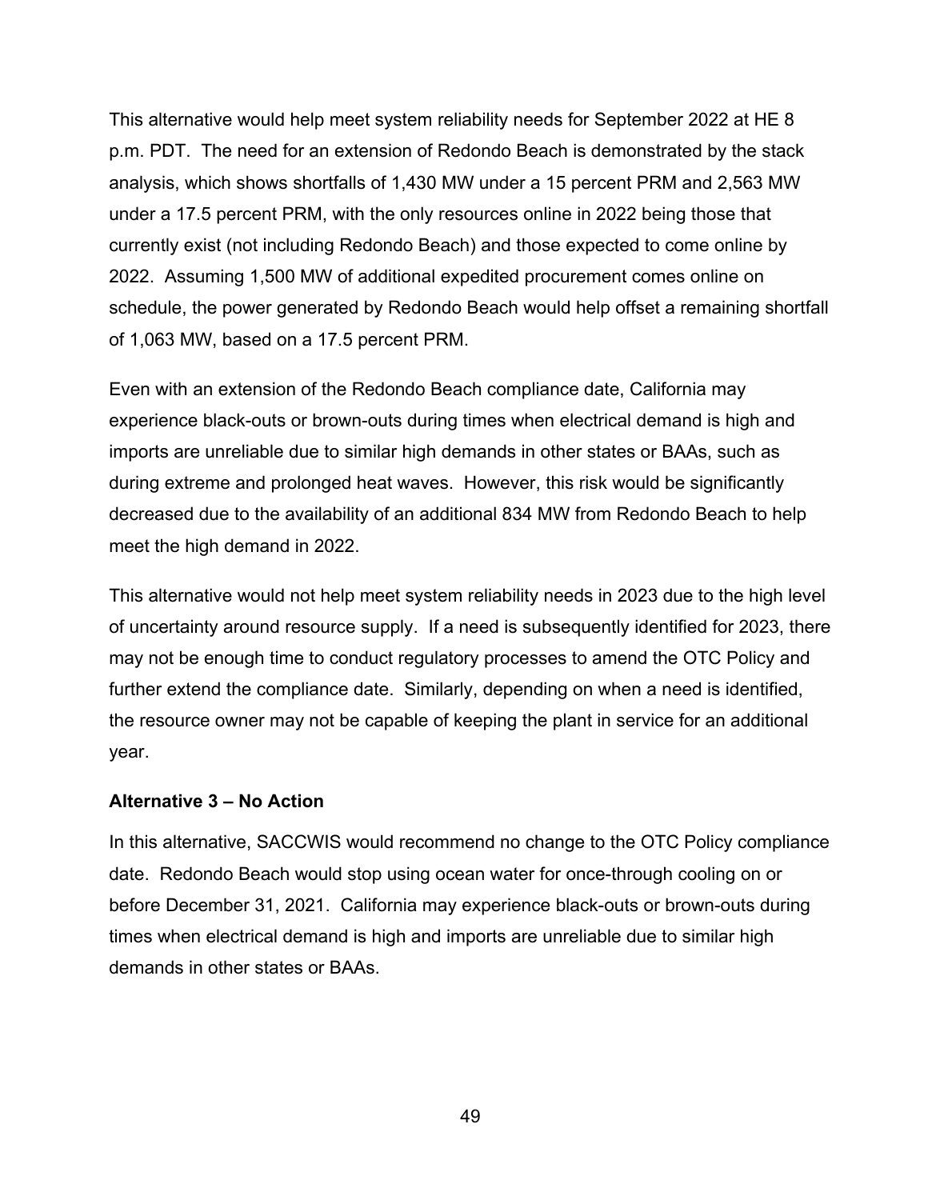This alternative would help meet system reliability needs for September 2022 at HE 8 p.m. PDT. The need for an extension of Redondo Beach is demonstrated by the stack analysis, which shows shortfalls of 1,430 MW under a 15 percent PRM and 2,563 MW under a 17.5 percent PRM, with the only resources online in 2022 being those that currently exist (not including Redondo Beach) and those expected to come online by 2022. Assuming 1,500 MW of additional expedited procurement comes online on schedule, the power generated by Redondo Beach would help offset a remaining shortfall of 1,063 MW, based on a 17.5 percent PRM.

Even with an extension of the Redondo Beach compliance date, California may experience black-outs or brown-outs during times when electrical demand is high and imports are unreliable due to similar high demands in other states or BAAs, such as during extreme and prolonged heat waves. However, this risk would be significantly decreased due to the availability of an additional 834 MW from Redondo Beach to help meet the high demand in 2022.

This alternative would not help meet system reliability needs in 2023 due to the high level of uncertainty around resource supply. If a need is subsequently identified for 2023, there may not be enough time to conduct regulatory processes to amend the OTC Policy and further extend the compliance date. Similarly, depending on when a need is identified, the resource owner may not be capable of keeping the plant in service for an additional year.

### Alternative 3 – No Action

In this alternative, SACCWIS would recommend no change to the OTC Policy compliance date. Redondo Beach would stop using ocean water for once-through cooling on or before December 31, 2021. California may experience black-outs or brown-outs during times when electrical demand is high and imports are unreliable due to similar high demands in other states or BAAs.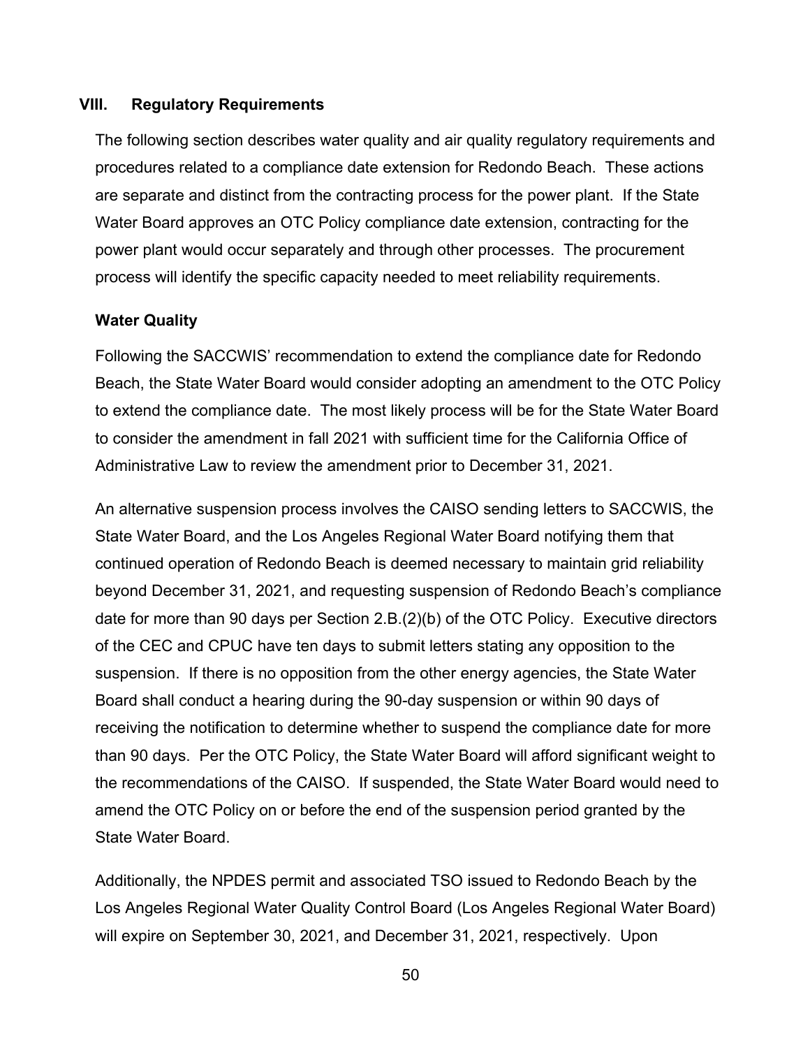## VIII. Regulatory Requirements

The following section describes water quality and air quality regulatory requirements and procedures related to a compliance date extension for Redondo Beach. These actions are separate and distinct from the contracting process for the power plant. If the State Water Board approves an OTC Policy compliance date extension, contracting for the power plant would occur separately and through other processes. The procurement process will identify the specific capacity needed to meet reliability requirements.

### Water Quality

Following the SACCWIS' recommendation to extend the compliance date for Redondo Beach, the State Water Board would consider adopting an amendment to the OTC Policy to extend the compliance date. The most likely process will be for the State Water Board to consider the amendment in fall 2021 with sufficient time for the California Office of Administrative Law to review the amendment prior to December 31, 2021.

An alternative suspension process involves the CAISO sending letters to SACCWIS, the State Water Board, and the Los Angeles Regional Water Board notifying them that continued operation of Redondo Beach is deemed necessary to maintain grid reliability beyond December 31, 2021, and requesting suspension of Redondo Beach's compliance date for more than 90 days per Section 2.B.(2)(b) of the OTC Policy. Executive directors of the CEC and CPUC have ten days to submit letters stating any opposition to the suspension. If there is no opposition from the other energy agencies, the State Water Board shall conduct a hearing during the 90-day suspension or within 90 days of receiving the notification to determine whether to suspend the compliance date for more than 90 days. Per the OTC Policy, the State Water Board will afford significant weight to the recommendations of the CAISO. If suspended, the State Water Board would need to amend the OTC Policy on or before the end of the suspension period granted by the State Water Board.

Additionally, the NPDES permit and associated TSO issued to Redondo Beach by the Los Angeles Regional Water Quality Control Board (Los Angeles Regional Water Board) will expire on September 30, 2021, and December 31, 2021, respectively. Upon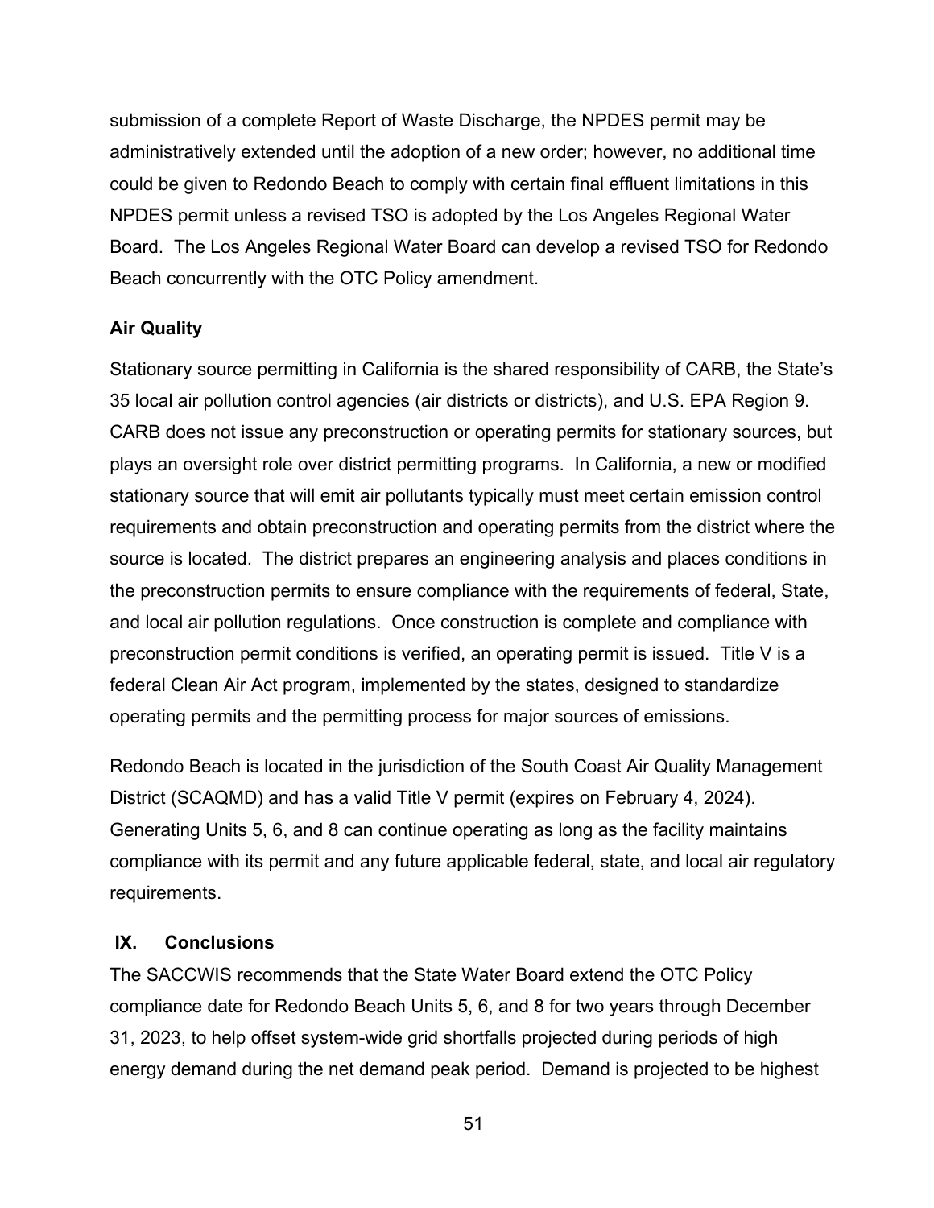submission of a complete Report of Waste Discharge, the NPDES permit may be administratively extended until the adoption of a new order; however, no additional time could be given to Redondo Beach to comply with certain final effluent limitations in this NPDES permit unless a revised TSO is adopted by the Los Angeles Regional Water Board. The Los Angeles Regional Water Board can develop a revised TSO for Redondo Beach concurrently with the OTC Policy amendment.

### Air Quality

Stationary source permitting in California is the shared responsibility of CARB, the State's 35 local air pollution control agencies (air districts or districts), and U.S. EPA Region 9. CARB does not issue any preconstruction or operating permits for stationary sources, but plays an oversight role over district permitting programs. In California, a new or modified stationary source that will emit air pollutants typically must meet certain emission control requirements and obtain preconstruction and operating permits from the district where the source is located. The district prepares an engineering analysis and places conditions in the preconstruction permits to ensure compliance with the requirements of federal, State, and local air pollution regulations. Once construction is complete and compliance with preconstruction permit conditions is verified, an operating permit is issued. Title V is a federal Clean Air Act program, implemented by the states, designed to standardize operating permits and the permitting process for major sources of emissions.

Redondo Beach is located in the jurisdiction of the South Coast Air Quality Management District (SCAQMD) and has a valid Title V permit (expires on February 4, 2024). Generating Units 5, 6, and 8 can continue operating as long as the facility maintains compliance with its permit and any future applicable federal, state, and local air regulatory requirements.

## IX. Conclusions

The SACCWIS recommends that the State Water Board extend the OTC Policy compliance date for Redondo Beach Units 5, 6, and 8 for two years through December 31, 2023, to help offset system-wide grid shortfalls projected during periods of high energy demand during the net demand peak period. Demand is projected to be highest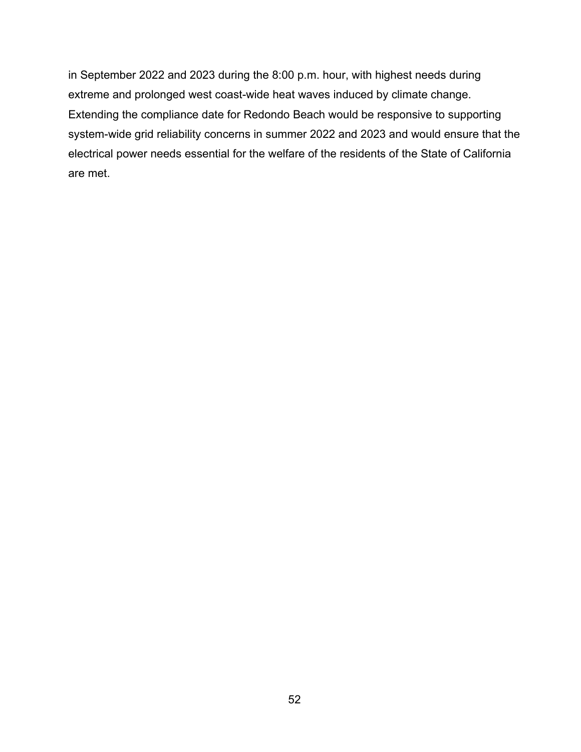in September 2022 and 2023 during the 8:00 p.m. hour, with highest needs during extreme and prolonged west coast-wide heat waves induced by climate change. Extending the compliance date for Redondo Beach would be responsive to supporting system-wide grid reliability concerns in summer 2022 and 2023 and would ensure that the electrical power needs essential for the welfare of the residents of the State of California are met.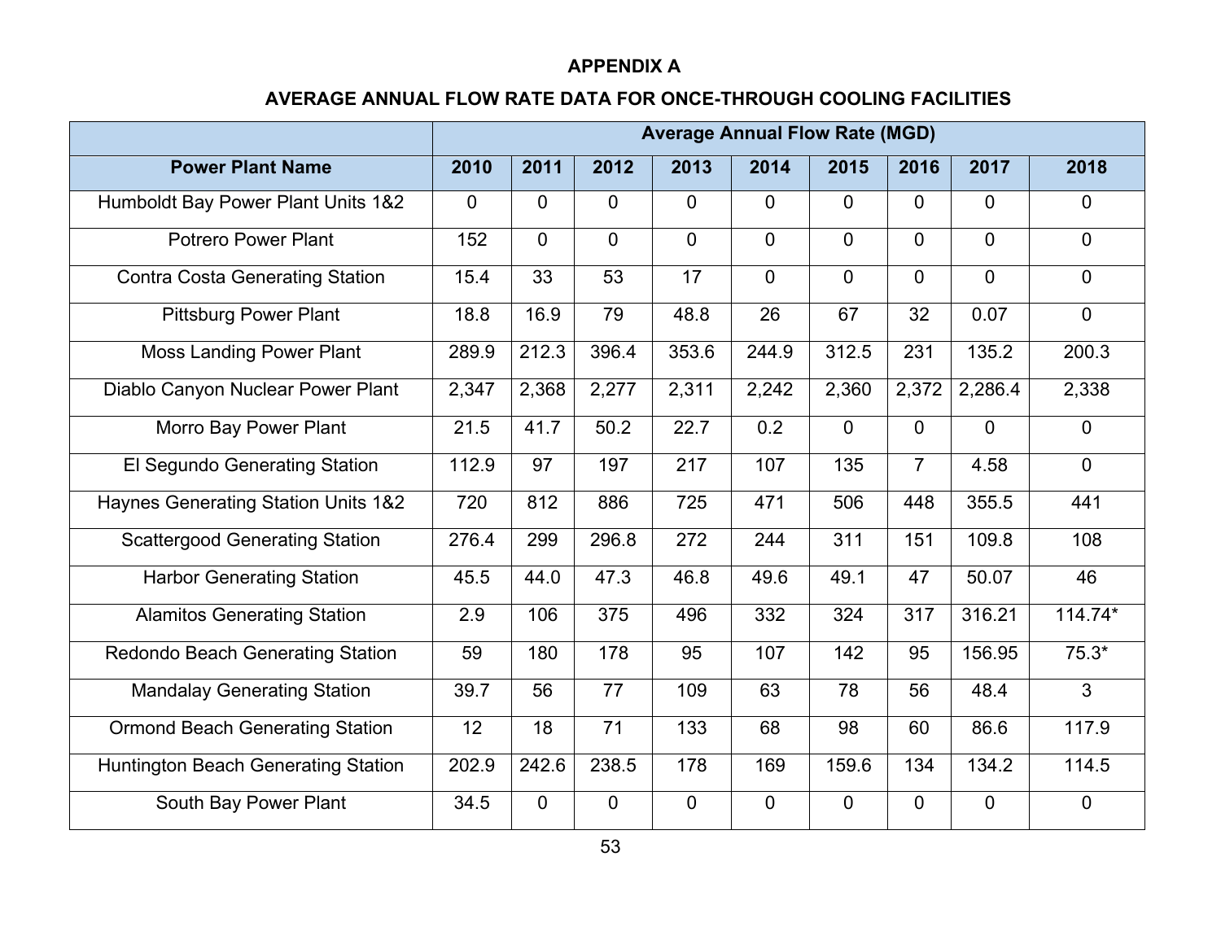**APPENDIX A**

**AVERAGE ANNUAL FLOW RATE DATA FOR ONCE-THROUGH COOLING FACILITIES**

| | Average Annual Flow Rate (MGD) | | | | | | | | |
|---|---|---|---|---|---|---|---|---|---|
| **Power Plant Name** | **2010** | **2011** | **2012** | **2013** | **2014** | **2015** | **2016** | **2017** | **2018** |
| Humboldt Bay Power Plant Units 1&2 | 0 | 0 | 0 | 0 | 0 | 0 | 0 | 0 | 0 |
| Potrero Power Plant | 152 | 0 | 0 | 0 | 0 | 0 | 0 | 0 | 0 |
| Contra Costa Generating Station | 15.4 | 33 | 53 | 17 | 0 | 0 | 0 | 0 | 0 |
| Pittsburg Power Plant | 18.8 | 16.9 | 79 | 48.8 | 26 | 67 | 32 | 0.07 | 0 |
| Moss Landing Power Plant | 289.9 | 212.3 | 396.4 | 353.6 | 244.9 | 312.5 | 231 | 135.2 | 200.3 |
| Diablo Canyon Nuclear Power Plant | 2,347 | 2,368 | 2,277 | 2,311 | 2,242 | 2,360 | 2,372 | 2,286.4 | 2,338 |
| Morro Bay Power Plant | 21.5 | 41.7 | 50.2 | 22.7 | 0.2 | 0 | 0 | 0 | 0 |
| El Segundo Generating Station | 112.9 | 97 | 197 | 217 | 107 | 135 | 7 | 4.58 | 0 |
| Haynes Generating Station Units 1&2 | 720 | 812 | 886 | 725 | 471 | 506 | 448 | 355.5 | 441 |
| Scattergood Generating Station | 276.4 | 299 | 296.8 | 272 | 244 | 311 | 151 | 109.8 | 108 |
| Harbor Generating Station | 45.5 | 44.0 | 47.3 | 46.8 | 49.6 | 49.1 | 47 | 50.07 | 46 |
| Alamitos Generating Station | 2.9 | 106 | 375 | 496 | 332 | 324 | 317 | 316.21 | 114.74* |
| Redondo Beach Generating Station | 59 | 180 | 178 | 95 | 107 | 142 | 95 | 156.95 | 75.3* |
| Mandalay Generating Station | 39.7 | 56 | 77 | 109 | 63 | 78 | 56 | 48.4 | 3 |
| Ormond Beach Generating Station | 12 | 18 | 71 | 133 | 68 | 98 | 60 | 86.6 | 117.9 |
| Huntington Beach Generating Station | 202.9 | 242.6 | 238.5 | 178 | 169 | 159.6 | 134 | 134.2 | 114.5 |
| South Bay Power Plant | 34.5 | 0 | 0 | 0 | 0 | 0 | 0 | 0 | 0 |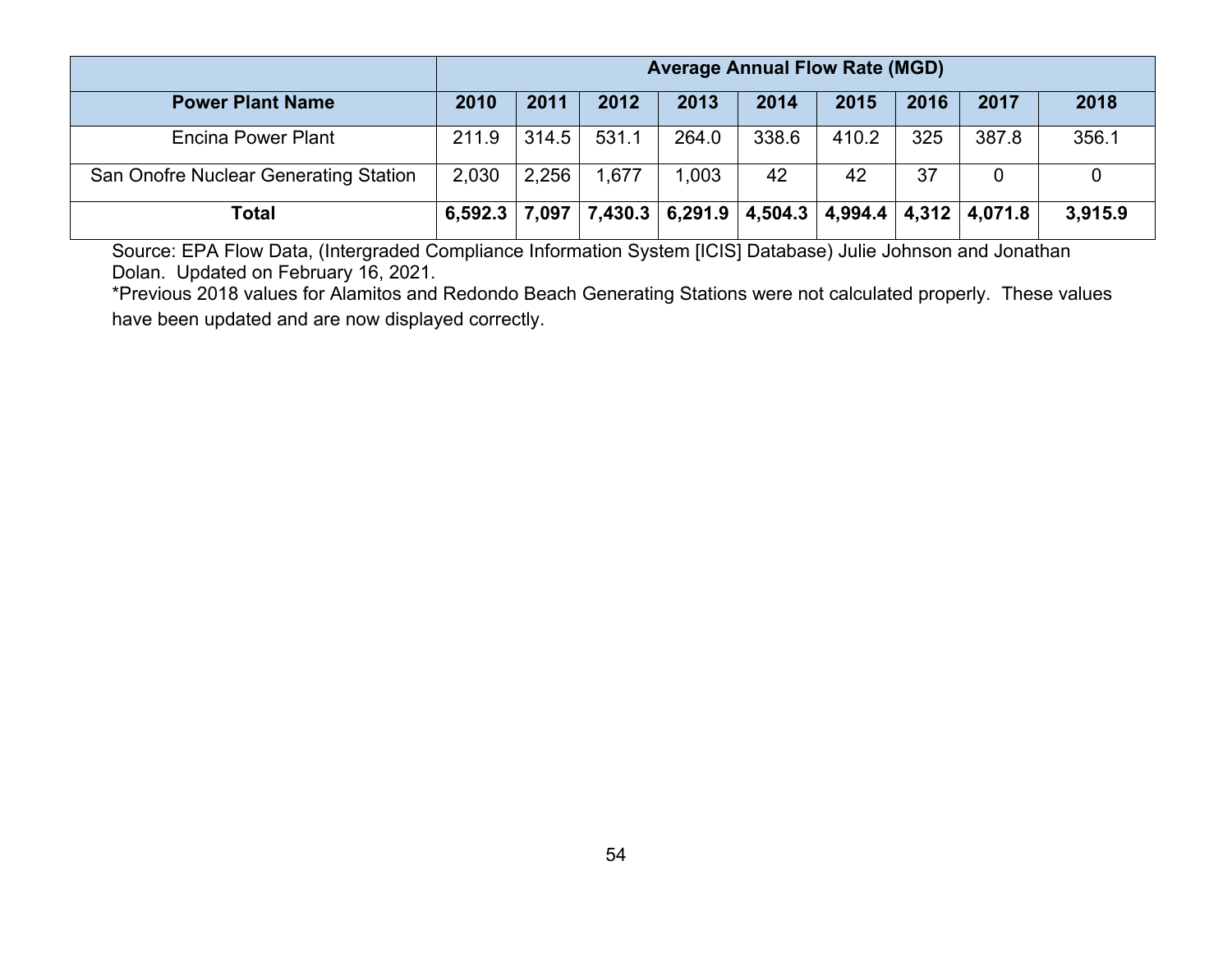| | Average Annual Flow Rate (MGD) | | | | | | | | |
|---|---|---|---|---|---|---|---|---|---|
| **Power Plant Name** | **2010** | **2011** | **2012** | **2013** | **2014** | **2015** | **2016** | **2017** | **2018** |
| Encina Power Plant | 211.9 | 314.5 | 531.1 | 264.0 | 338.6 | 410.2 | 325 | 387.8 | 356.1 |
| San Onofre Nuclear Generating Station | 2,030 | 2,256 | 1,677 | 1,003 | 42 | 42 | 37 | 0 | 0 |
| **Total** | **6,592.3** | **7,097** | **7,430.3** | **6,291.9** | **4,504.3** | **4,994.4** | **4,312** | **4,071.8** | **3,915.9** |

Source: EPA Flow Data, (Intergraded Compliance Information System [ICIS] Database) Julie Johnson and Jonathan Dolan. Updated on February 16, 2021.

*Previous 2018 values for Alamitos and Redondo Beach Generating Stations were not calculated properly. These values have been updated and are now displayed correctly.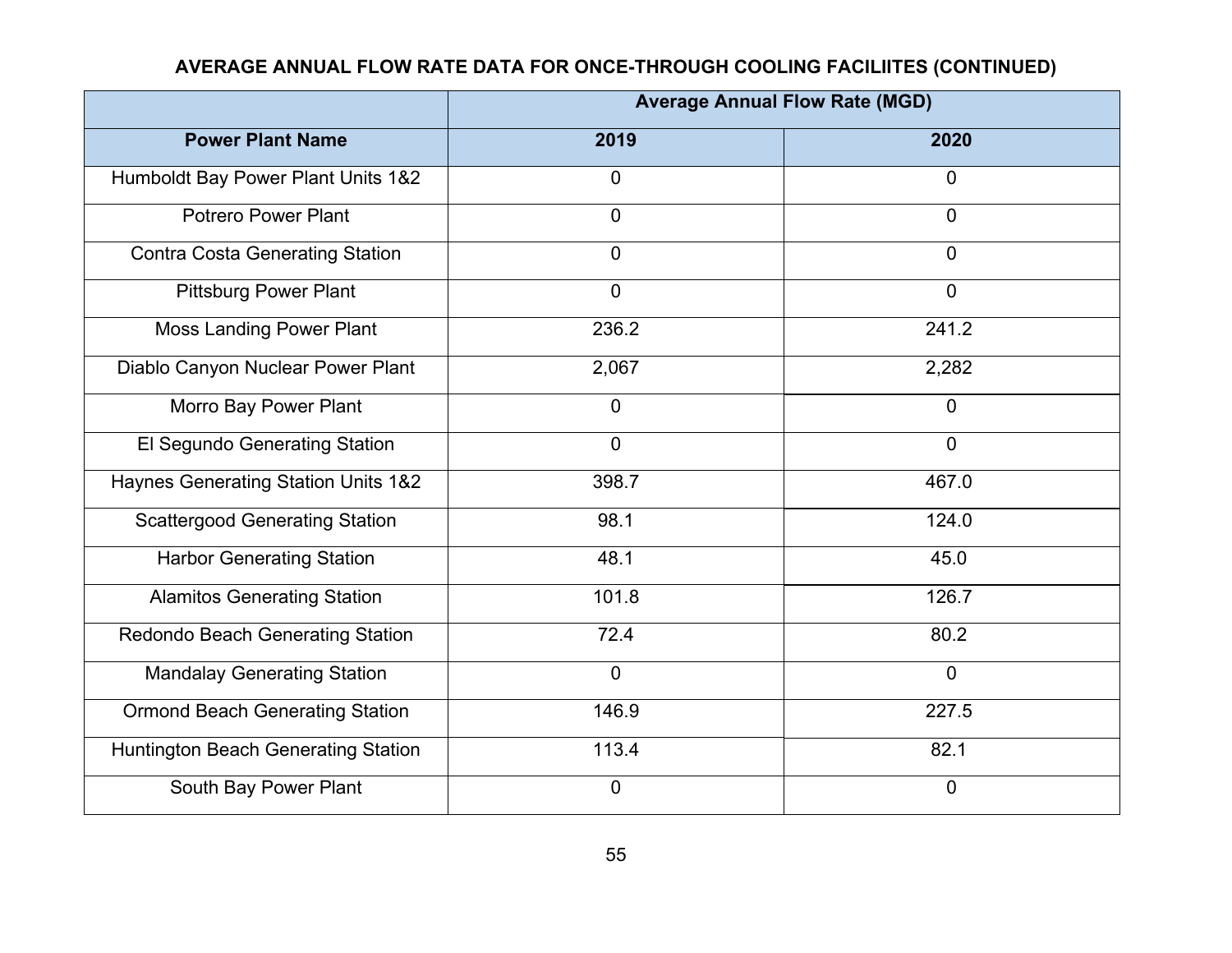**AVERAGE ANNUAL FLOW RATE DATA FOR ONCE-THROUGH COOLING FACILIITES (CONTINUED)**

| | Average Annual Flow Rate (MGD) | |
|---|---|---|
| **Power Plant Name** | **2019** | **2020** |
| Humboldt Bay Power Plant Units 1&2 | 0 | 0 |
| Potrero Power Plant | 0 | 0 |
| Contra Costa Generating Station | 0 | 0 |
| Pittsburg Power Plant | 0 | 0 |
| Moss Landing Power Plant | 236.2 | 241.2 |
| Diablo Canyon Nuclear Power Plant | 2,067 | 2,282 |
| Morro Bay Power Plant | 0 | 0 |
| El Segundo Generating Station | 0 | 0 |
| Haynes Generating Station Units 1&2 | 398.7 | 467.0 |
| Scattergood Generating Station | 98.1 | 124.0 |
| Harbor Generating Station | 48.1 | 45.0 |
| Alamitos Generating Station | 101.8 | 126.7 |
| Redondo Beach Generating Station | 72.4 | 80.2 |
| Mandalay Generating Station | 0 | 0 |
| Ormond Beach Generating Station | 146.9 | 227.5 |
| Huntington Beach Generating Station | 113.4 | 82.1 |
| South Bay Power Plant | 0 | 0 |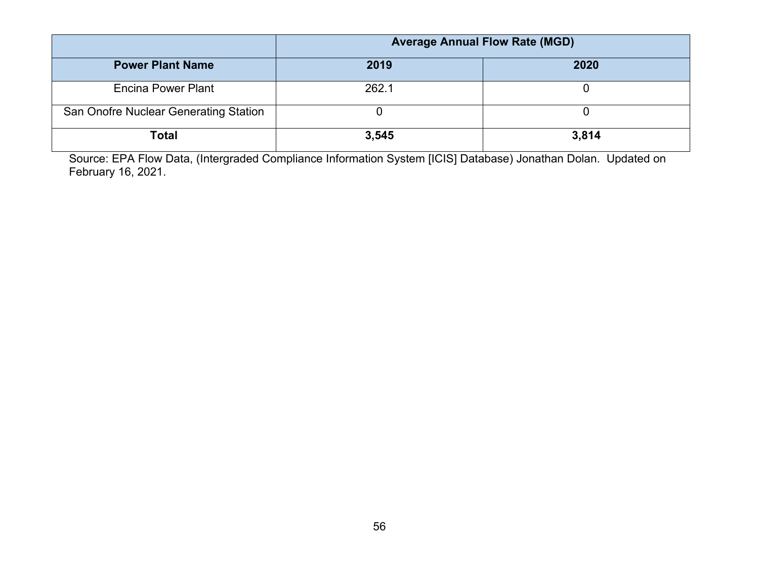| | Average Annual Flow Rate (MGD) | |
|---|---|---|
| **Power Plant Name** | **2019** | **2020** |
| Encina Power Plant | 262.1 | 0 |
| San Onofre Nuclear Generating Station | 0 | 0 |
| **Total** | **3,545** | **3,814** |

Source: EPA Flow Data, (Intergraded Compliance Information System [ICIS] Database) Jonathan Dolan. Updated on February 16, 2021.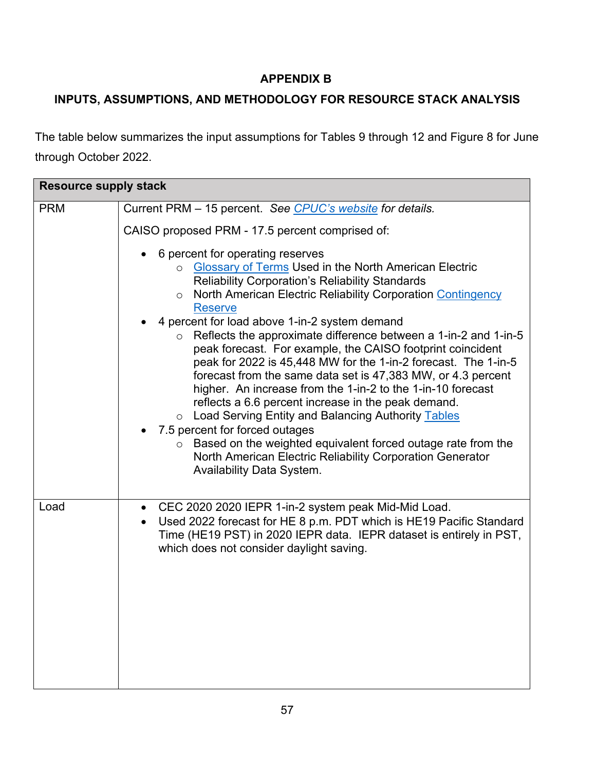**APPENDIX B**

**INPUTS, ASSUMPTIONS, AND METHODOLOGY FOR RESOURCE STACK ANALYSIS**

The table below summarizes the input assumptions for Tables 9 through 12 and Figure 8 for June through October 2022.

| **Resource supply stack** | |
|---|---|
| PRM | Current PRM – 15 percent. *See CPUC's website for details.*<br><br>CAISO proposed PRM - 17.5 percent comprised of:<br><br>• 6 percent for operating reserves<br>  ○ Glossary of Terms Used in the North American Electric Reliability Corporation's Reliability Standards<br>  ○ North American Electric Reliability Corporation Contingency Reserve<br>• 4 percent for load above 1-in-2 system demand<br>  ○ Reflects the approximate difference between a 1-in-2 and 1-in-5 peak forecast. For example, the CAISO footprint coincident peak for 2022 is 45,448 MW for the 1-in-2 forecast. The 1-in-5 forecast from the same data set is 47,383 MW, or 4.3 percent higher. An increase from the 1-in-2 to the 1-in-10 forecast reflects a 6.6 percent increase in the peak demand.<br>  ○ Load Serving Entity and Balancing Authority Tables<br>• 7.5 percent for forced outages<br>  ○ Based on the weighted equivalent forced outage rate from the North American Electric Reliability Corporation Generator Availability Data System. |
| Load | • CEC 2020 2020 IEPR 1-in-2 system peak Mid-Mid Load.<br>• Used 2022 forecast for HE 8 p.m. PDT which is HE19 Pacific Standard Time (HE19 PST) in 2020 IEPR data. IEPR dataset is entirely in PST, which does not consider daylight saving. |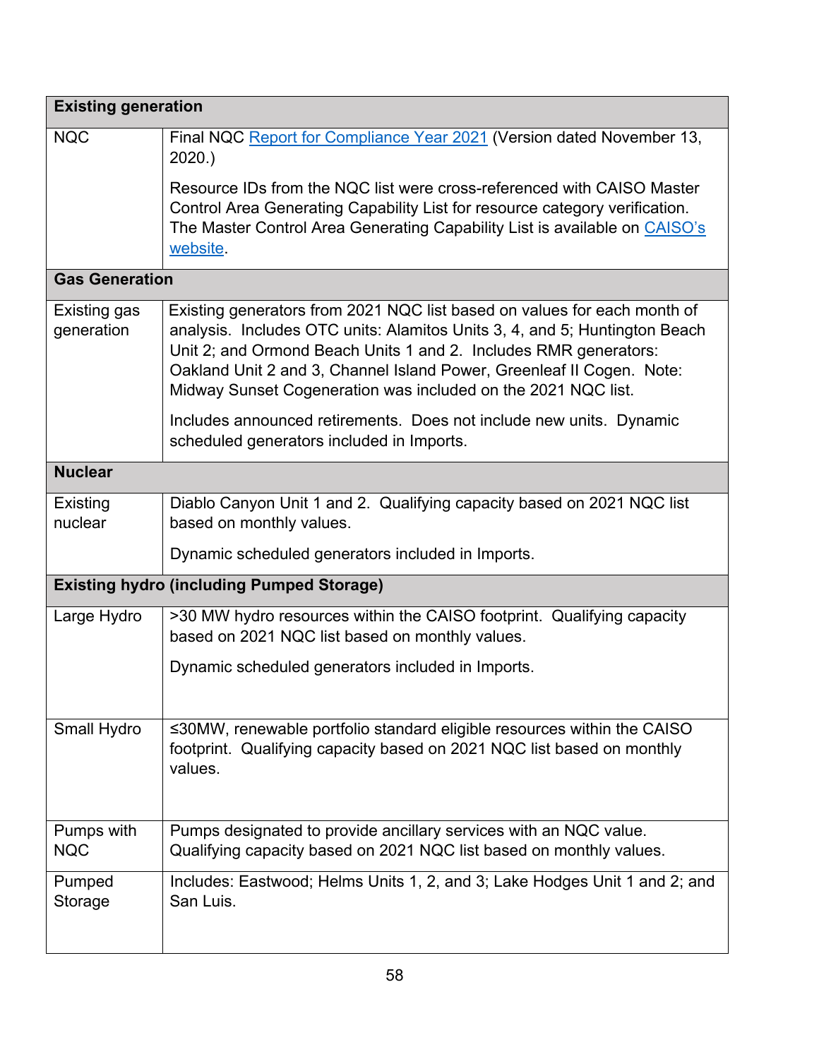| Existing generation | |
|---|---|
| NQC | Final NQC [Report for Compliance Year 2021] (Version dated November 13, 2020.)<br><br>Resource IDs from the NQC list were cross-referenced with CAISO Master Control Area Generating Capability List for resource category verification. The Master Control Area Generating Capability List is available on [CAISO's website]. |
| **Gas Generation** | |
| Existing gas generation | Existing generators from 2021 NQC list based on values for each month of analysis. Includes OTC units: Alamitos Units 3, 4, and 5; Huntington Beach Unit 2; and Ormond Beach Units 1 and 2. Includes RMR generators: Oakland Unit 2 and 3, Channel Island Power, Greenleaf II Cogen. Note: Midway Sunset Cogeneration was included on the 2021 NQC list.<br><br>Includes announced retirements. Does not include new units. Dynamic scheduled generators included in Imports. |
| **Nuclear** | |
| Existing nuclear | Diablo Canyon Unit 1 and 2. Qualifying capacity based on 2021 NQC list based on monthly values.<br><br>Dynamic scheduled generators included in Imports. |
| **Existing hydro (including Pumped Storage)** | |
| Large Hydro | >30 MW hydro resources within the CAISO footprint. Qualifying capacity based on 2021 NQC list based on monthly values.<br><br>Dynamic scheduled generators included in Imports. |
| Small Hydro | ≤30MW, renewable portfolio standard eligible resources within the CAISO footprint. Qualifying capacity based on 2021 NQC list based on monthly values. |
| Pumps with NQC | Pumps designated to provide ancillary services with an NQC value. Qualifying capacity based on 2021 NQC list based on monthly values. |
| Pumped Storage | Includes: Eastwood; Helms Units 1, 2, and 3; Lake Hodges Unit 1 and 2; and San Luis. |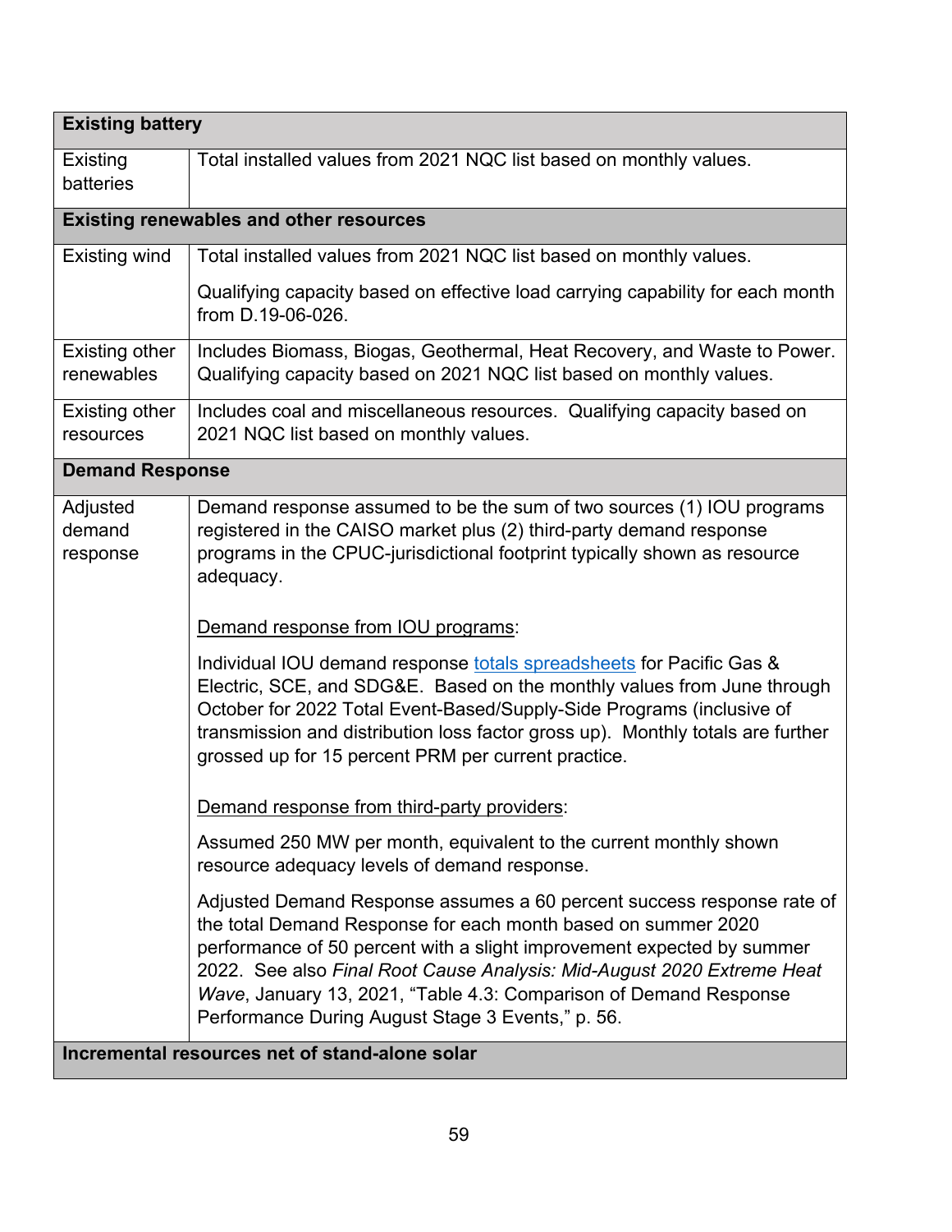| Existing battery | |
|---|---|
| Existing batteries | Total installed values from 2021 NQC list based on monthly values. |
| **Existing renewables and other resources** | |
| Existing wind | Total installed values from 2021 NQC list based on monthly values.<br><br>Qualifying capacity based on effective load carrying capability for each month from D.19-06-026. |
| Existing other renewables | Includes Biomass, Biogas, Geothermal, Heat Recovery, and Waste to Power. Qualifying capacity based on 2021 NQC list based on monthly values. |
| Existing other resources | Includes coal and miscellaneous resources. Qualifying capacity based on 2021 NQC list based on monthly values. |
| **Demand Response** | |
| Adjusted demand response | Demand response assumed to be the sum of two sources (1) IOU programs registered in the CAISO market plus (2) third-party demand response programs in the CPUC-jurisdictional footprint typically shown as resource adequacy.<br><br>Demand response from IOU programs:<br><br>Individual IOU demand response totals spreadsheets for Pacific Gas & Electric, SCE, and SDG&E. Based on the monthly values from June through October for 2022 Total Event-Based/Supply-Side Programs (inclusive of transmission and distribution loss factor gross up). Monthly totals are further grossed up for 15 percent PRM per current practice.<br><br>Demand response from third-party providers:<br><br>Assumed 250 MW per month, equivalent to the current monthly shown resource adequacy levels of demand response.<br><br>Adjusted Demand Response assumes a 60 percent success response rate of the total Demand Response for each month based on summer 2020 performance of 50 percent with a slight improvement expected by summer 2022. See also *Final Root Cause Analysis: Mid-August 2020 Extreme Heat Wave*, January 13, 2021, "Table 4.3: Comparison of Demand Response Performance During August Stage 3 Events," p. 56. |
| **Incremental resources net of stand-alone solar** | |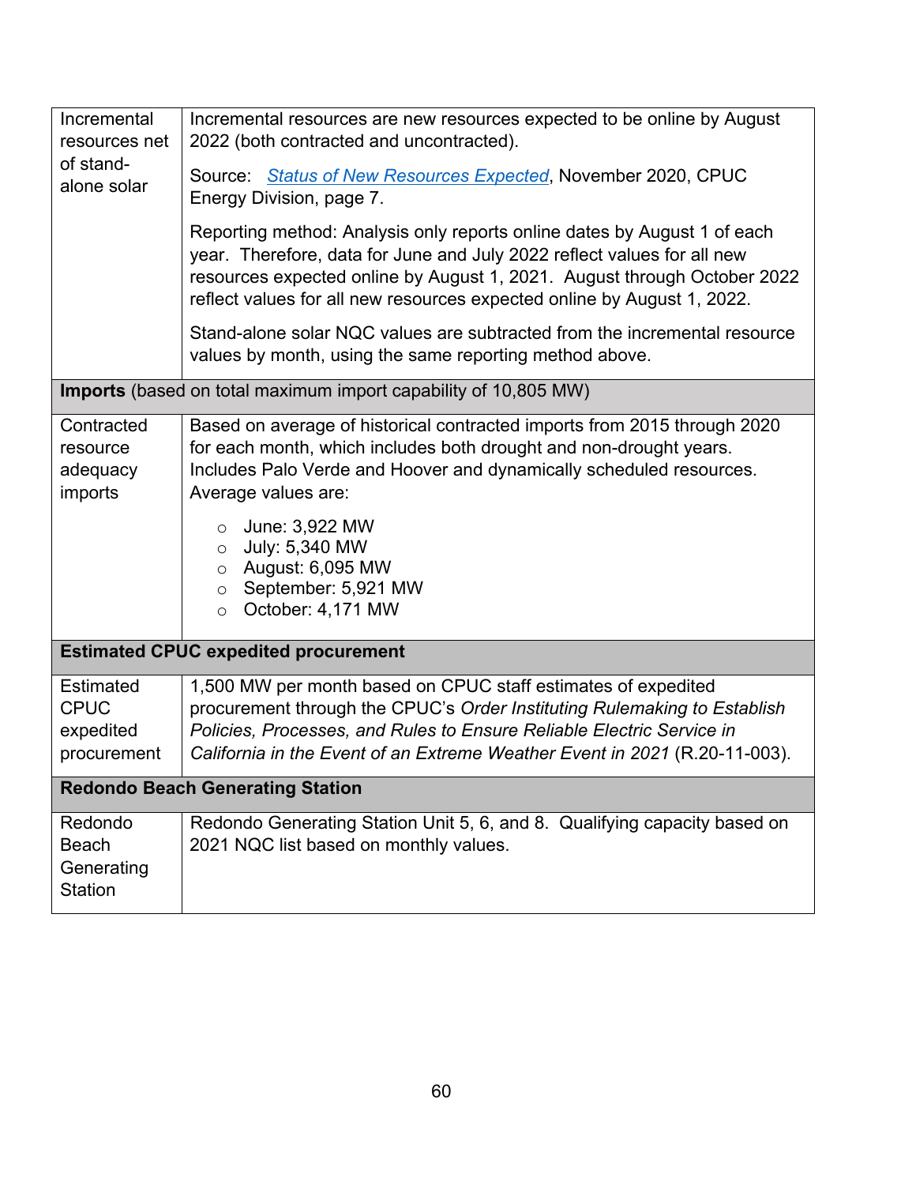| | |
|---|---|
| Incremental resources net of stand-alone solar | Incremental resources are new resources expected to be online by August 2022 (both contracted and uncontracted).<br><br>Source: *Status of New Resources Expected*, November 2020, CPUC Energy Division, page 7.<br><br>Reporting method: Analysis only reports online dates by August 1 of each year. Therefore, data for June and July 2022 reflect values for all new resources expected online by August 1, 2021. August through October 2022 reflect values for all new resources expected online by August 1, 2022.<br><br>Stand-alone solar NQC values are subtracted from the incremental resource values by month, using the same reporting method above. |
| **Imports** (based on total maximum import capability of 10,805 MW) | |
| Contracted resource adequacy imports | Based on average of historical contracted imports from 2015 through 2020 for each month, which includes both drought and non-drought years. Includes Palo Verde and Hoover and dynamically scheduled resources. Average values are:<br><br>○ June: 3,922 MW<br>○ July: 5,340 MW<br>○ August: 6,095 MW<br>○ September: 5,921 MW<br>○ October: 4,171 MW |
| **Estimated CPUC expedited procurement** | |
| Estimated CPUC expedited procurement | 1,500 MW per month based on CPUC staff estimates of expedited procurement through the CPUC's *Order Instituting Rulemaking to Establish Policies, Processes, and Rules to Ensure Reliable Electric Service in California in the Event of an Extreme Weather Event in 2021* (R.20-11-003). |
| **Redondo Beach Generating Station** | |
| Redondo Beach Generating Station | Redondo Generating Station Unit 5, 6, and 8. Qualifying capacity based on 2021 NQC list based on monthly values. |